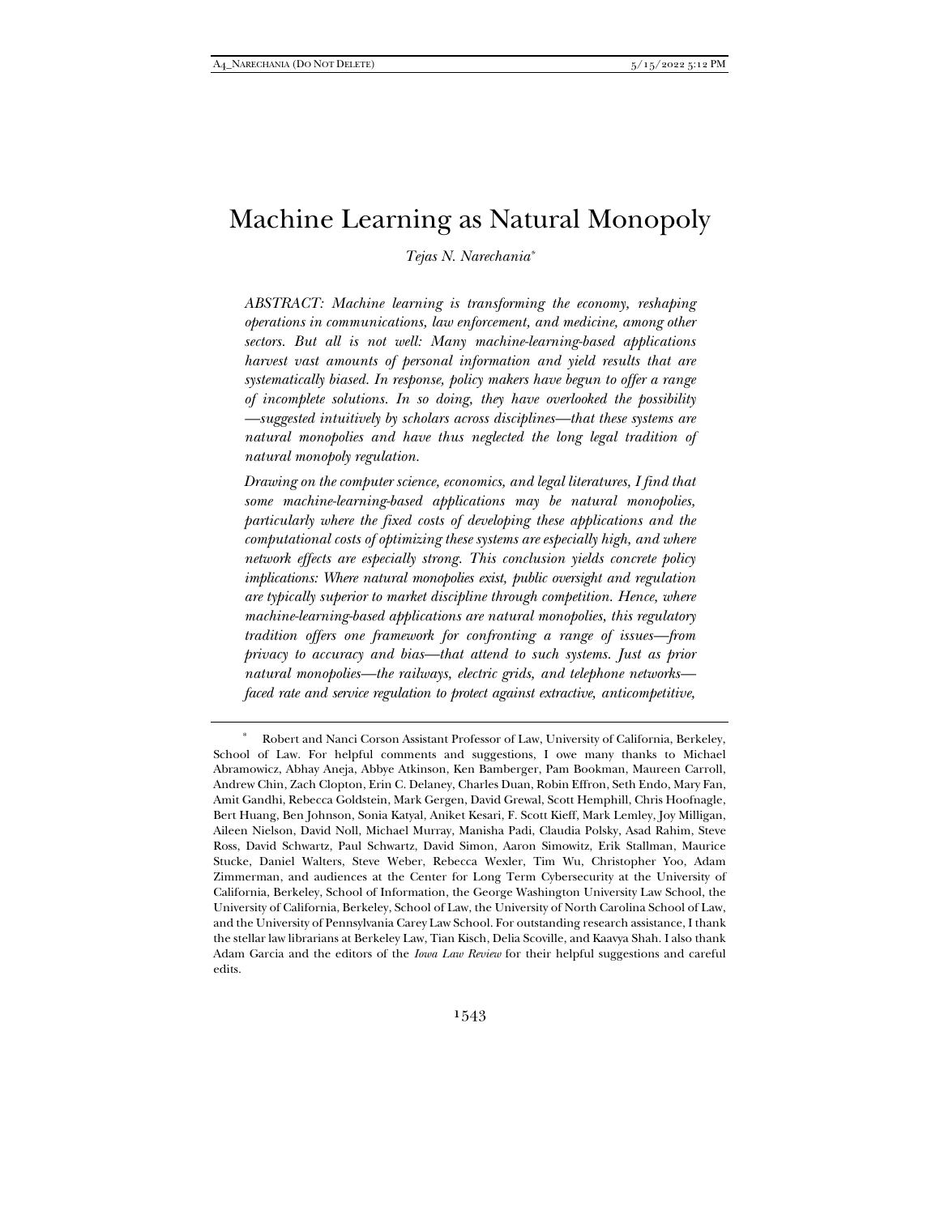# Machine Learning as Natural Monopoly

*Tejas N. Narechania*[*]

*ABSTRACT: Machine learning is transforming the economy, reshaping operations in communications, law enforcement, and medicine, among other sectors. But all is not well: Many machine-learning-based applications harvest vast amounts of personal information and yield results that are systematically biased. In response, policy makers have begun to offer a range of incomplete solutions. In so doing, they have overlooked the possibility —suggested intuitively by scholars across disciplines—that these systems are natural monopolies and have thus neglected the long legal tradition of natural monopoly regulation.*

*Drawing on the computer science, economics, and legal literatures, I find that some machine-learning-based applications may be natural monopolies, particularly where the fixed costs of developing these applications and the computational costs of optimizing these systems are especially high, and where network effects are especially strong. This conclusion yields concrete policy implications: Where natural monopolies exist, public oversight and regulation are typically superior to market discipline through competition. Hence, where machine-learning-based applications are natural monopolies, this regulatory tradition offers one framework for confronting a range of issues—from privacy to accuracy and bias—that attend to such systems. Just as prior natural monopolies—the railways, electric grids, and telephone networks—faced rate and service regulation to protect against extractive, anticompetitive,*

---

[*] Robert and Nanci Corson Assistant Professor of Law, University of California, Berkeley, School of Law. For helpful comments and suggestions, I owe many thanks to Michael Abramowicz, Abhay Aneja, Abbye Atkinson, Ken Bamberger, Pam Bookman, Maureen Carroll, Andrew Chin, Zach Clopton, Erin C. Delaney, Charles Duan, Robin Effron, Seth Endo, Mary Fan, Amit Gandhi, Rebecca Goldstein, Mark Gergen, David Grewal, Scott Hemphill, Chris Hoofnagle, Bert Huang, Ben Johnson, Sonia Katyal, Aniket Kesari, F. Scott Kieff, Mark Lemley, Joy Milligan, Aileen Nielson, David Noll, Michael Murray, Manisha Padi, Claudia Polsky, Asad Rahim, Steve Ross, David Schwartz, Paul Schwartz, David Simon, Aaron Simowitz, Erik Stallman, Maurice Stucke, Daniel Walters, Steve Weber, Rebecca Wexler, Tim Wu, Christopher Yoo, Adam Zimmerman, and audiences at the Center for Long Term Cybersecurity at the University of California, Berkeley, School of Information, the George Washington University Law School, the University of California, Berkeley, School of Law, the University of North Carolina School of Law, and the University of Pennsylvania Carey Law School. For outstanding research assistance, I thank the stellar law librarians at Berkeley Law, Tian Kisch, Delia Scoville, and Kaavya Shah. I also thank Adam Garcia and the editors of the *Iowa Law Review* for their helpful suggestions and careful edits.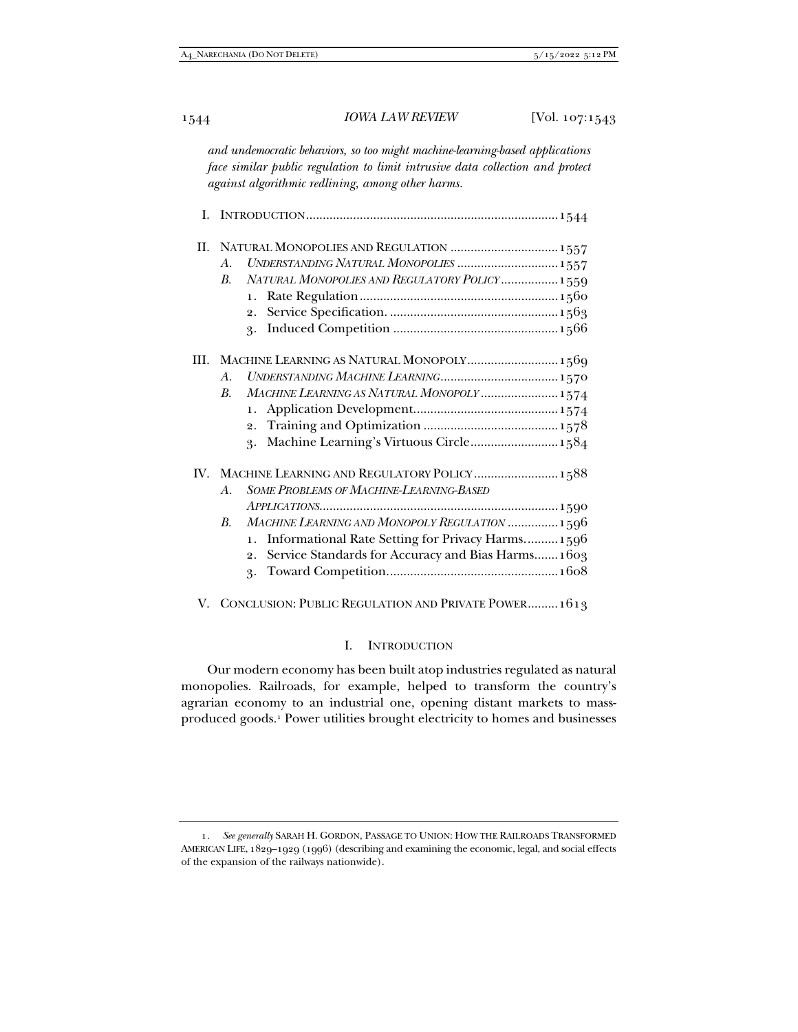*and undemocratic behaviors, so too might machine-learning-based applications face similar public regulation to limit intrusive data collection and protect against algorithmic redlining, among other harms.*

I. INTRODUCTION .......... 1544

II. NATURAL MONOPOLIES AND REGULATION .......... 1557
   A. *UNDERSTANDING NATURAL MONOPOLIES* .......... 1557
   B. *NATURAL MONOPOLIES AND REGULATORY POLICY* .......... 1559
      1. Rate Regulation .......... 1560
      2. Service Specification. .......... 1563
      3. Induced Competition .......... 1566

III. MACHINE LEARNING AS NATURAL MONOPOLY .......... 1569
   A. *UNDERSTANDING MACHINE LEARNING* .......... 1570
   B. *MACHINE LEARNING AS NATURAL MONOPOLY* .......... 1574
      1. Application Development .......... 1574
      2. Training and Optimization .......... 1578
      3. Machine Learning's Virtuous Circle .......... 1584

IV. MACHINE LEARNING AND REGULATORY POLICY .......... 1588
   A. *SOME PROBLEMS OF MACHINE-LEARNING-BASED APPLICATIONS* .......... 1590
   B. *MACHINE LEARNING AND MONOPOLY REGULATION* .......... 1596
      1. Informational Rate Setting for Privacy Harms .......... 1596
      2. Service Standards for Accuracy and Bias Harms .......... 1603
      3. Toward Competition .......... 1608

V. CONCLUSION: PUBLIC REGULATION AND PRIVATE POWER .......... 1613

## I. INTRODUCTION

Our modern economy has been built atop industries regulated as natural monopolies. Railroads, for example, helped to transform the country's agrarian economy to an industrial one, opening distant markets to mass-produced goods.[1] Power utilities brought electricity to homes and businesses

---

1. *See generally* SARAH H. GORDON, PASSAGE TO UNION: HOW THE RAILROADS TRANSFORMED AMERICAN LIFE, 1829–1929 (1996) (describing and examining the economic, legal, and social effects of the expansion of the railways nationwide).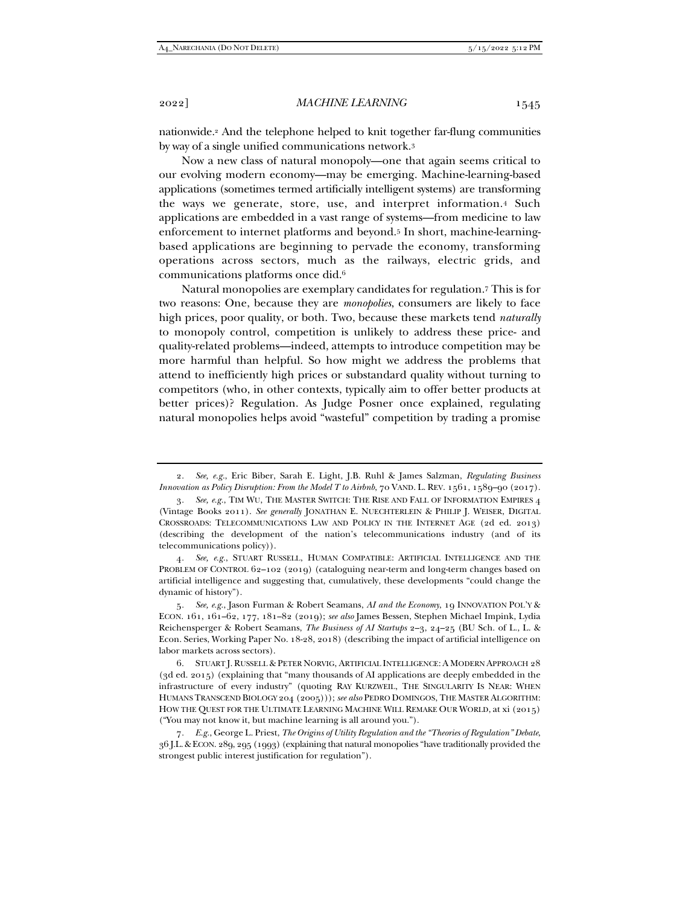nationwide.[2] And the telephone helped to knit together far-flung communities by way of a single unified communications network.[3]

Now a new class of natural monopoly—one that again seems critical to our evolving modern economy—may be emerging. Machine-learning-based applications (sometimes termed artificially intelligent systems) are transforming the ways we generate, store, use, and interpret information.[4] Such applications are embedded in a vast range of systems—from medicine to law enforcement to internet platforms and beyond.[5] In short, machine-learning-based applications are beginning to pervade the economy, transforming operations across sectors, much as the railways, electric grids, and communications platforms once did.[6]

Natural monopolies are exemplary candidates for regulation.[7] This is for two reasons: One, because they are *monopolies*, consumers are likely to face high prices, poor quality, or both. Two, because these markets tend *naturally* to monopoly control, competition is unlikely to address these price- and quality-related problems—indeed, attempts to introduce competition may be more harmful than helpful. So how might we address the problems that attend to inefficiently high prices or substandard quality without turning to competitors (who, in other contexts, typically aim to offer better products at better prices)? Regulation. As Judge Posner once explained, regulating natural monopolies helps avoid "wasteful" competition by trading a promise

---

2. *See, e.g.*, Eric Biber, Sarah E. Light, J.B. Ruhl & James Salzman, *Regulating Business Innovation as Policy Disruption: From the Model T to Airbnb*, 70 VAND. L. REV. 1561, 1589–90 (2017).

3. *See, e.g.*, TIM WU, THE MASTER SWITCH: THE RISE AND FALL OF INFORMATION EMPIRES 4 (Vintage Books 2011). *See generally* JONATHAN E. NUECHTERLEIN & PHILIP J. WEISER, DIGITAL CROSSROADS: TELECOMMUNICATIONS LAW AND POLICY IN THE INTERNET AGE (2d ed. 2013) (describing the development of the nation's telecommunications industry (and of its telecommunications policy)).

4. *See, e.g.*, STUART RUSSELL, HUMAN COMPATIBLE: ARTIFICIAL INTELLIGENCE AND THE PROBLEM OF CONTROL 62–102 (2019) (cataloguing near-term and long-term changes based on artificial intelligence and suggesting that, cumulatively, these developments "could change the dynamic of history").

5. *See, e.g.*, Jason Furman & Robert Seamans, *AI and the Economy*, 19 INNOVATION POL'Y & ECON. 161, 161–62, 177, 181–82 (2019); *see also* James Bessen, Stephen Michael Impink, Lydia Reichensperger & Robert Seamans, *The Business of AI Startups* 2–3, 24–25 (BU Sch. of L., L. & Econ. Series, Working Paper No. 18-28, 2018) (describing the impact of artificial intelligence on labor markets across sectors).

6. STUART J. RUSSELL & PETER NORVIG, ARTIFICIAL INTELLIGENCE: A MODERN APPROACH 28 (3d ed. 2015) (explaining that "many thousands of AI applications are deeply embedded in the infrastructure of every industry" (quoting RAY KURZWEIL, THE SINGULARITY IS NEAR: WHEN HUMANS TRANSCEND BIOLOGY 204 (2005))); *see also* PEDRO DOMINGOS, THE MASTER ALGORITHM: HOW THE QUEST FOR THE ULTIMATE LEARNING MACHINE WILL REMAKE OUR WORLD, at xi (2015) ("You may not know it, but machine learning is all around you.").

7. *E.g.*, George L. Priest, *The Origins of Utility Regulation and the "Theories of Regulation" Debate*, 36 J.L. & ECON. 289, 295 (1993) (explaining that natural monopolies "have traditionally provided the strongest public interest justification for regulation").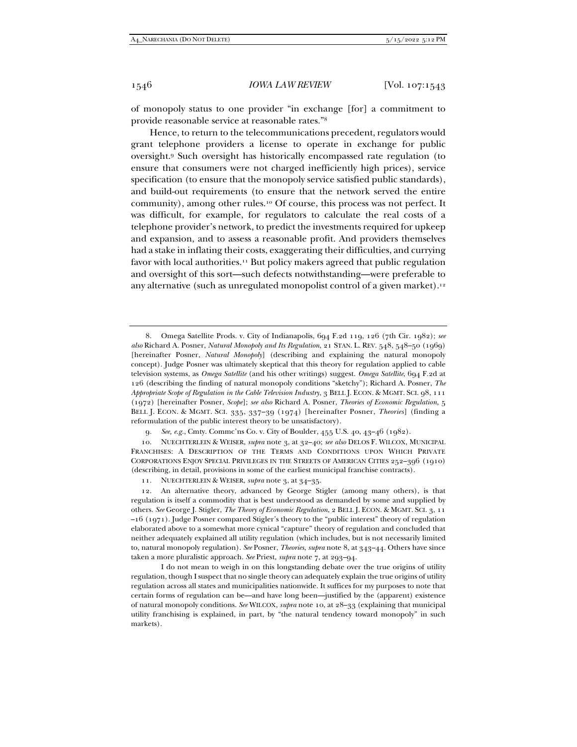of monopoly status to one provider "in exchange [for] a commitment to provide reasonable service at reasonable rates."[8]

Hence, to return to the telecommunications precedent, regulators would grant telephone providers a license to operate in exchange for public oversight.[9] Such oversight has historically encompassed rate regulation (to ensure that consumers were not charged inefficiently high prices), service specification (to ensure that the monopoly service satisfied public standards), and build-out requirements (to ensure that the network served the entire community), among other rules.[10] Of course, this process was not perfect. It was difficult, for example, for regulators to calculate the real costs of a telephone provider's network, to predict the investments required for upkeep and expansion, and to assess a reasonable profit. And providers themselves had a stake in inflating their costs, exaggerating their difficulties, and currying favor with local authorities.[11] But policy makers agreed that public regulation and oversight of this sort—such defects notwithstanding—were preferable to any alternative (such as unregulated monopolist control of a given market).[12]

---

8. Omega Satellite Prods. v. City of Indianapolis, 694 F.2d 119, 126 (7th Cir. 1982); *see also* Richard A. Posner, *Natural Monopoly and Its Regulation*, 21 STAN. L. REV. 548, 548–50 (1969) [hereinafter Posner, *Natural Monopoly*] (describing and explaining the natural monopoly concept). Judge Posner was ultimately skeptical that this theory for regulation applied to cable television systems, as *Omega Satellite* (and his other writings) suggest. *Omega Satellite*, 694 F.2d at 126 (describing the finding of natural monopoly conditions "sketchy"); Richard A. Posner, *The Appropriate Scope of Regulation in the Cable Television Industry*, 3 BELL J. ECON. & MGMT. SCI. 98, 111 (1972) [hereinafter Posner, *Scope*]; *see also* Richard A. Posner, *Theories of Economic Regulation*, 5 BELL J. ECON. & MGMT. SCI. 335, 337–39 (1974) [hereinafter Posner, *Theories*] (finding a reformulation of the public interest theory to be unsatisfactory).

9. *See, e.g.*, Cmty. Commc'ns Co. v. City of Boulder, 455 U.S. 40, 43–46 (1982).

10. NUECHTERLEIN & WEISER, *supra* note 3, at 32–40; *see also* DELOS F. WILCOX, MUNICIPAL FRANCHISES: A DESCRIPTION OF THE TERMS AND CONDITIONS UPON WHICH PRIVATE CORPORATIONS ENJOY SPECIAL PRIVILEGES IN THE STREETS OF AMERICAN CITIES 252–396 (1910) (describing, in detail, provisions in some of the earliest municipal franchise contracts).

11. NUECHTERLEIN & WEISER, *supra* note 3, at 34–35.

12. An alternative theory, advanced by George Stigler (among many others), is that regulation is itself a commodity that is best understood as demanded by some and supplied by others. *See* George J. Stigler, *The Theory of Economic Regulation*, 2 BELL J. ECON. & MGMT. SCI. 3, 11–16 (1971). Judge Posner compared Stigler's theory to the "public interest" theory of regulation elaborated above to a somewhat more cynical "capture" theory of regulation and concluded that neither adequately explained all utility regulation (which includes, but is not necessarily limited to, natural monopoly regulation). *See* Posner, *Theories*, *supra* note 8, at 343–44. Others have since taken a more pluralistic approach. *See* Priest, *supra* note 7, at 293–94.

I do not mean to weigh in on this longstanding debate over the true origins of utility regulation, though I suspect that no single theory can adequately explain the true origins of utility regulation across all states and municipalities nationwide. It suffices for my purposes to note that certain forms of regulation can be—and have long been—justified by the (apparent) existence of natural monopoly conditions. *See* WILCOX, *supra* note 10, at 28–33 (explaining that municipal utility franchising is explained, in part, by "the natural tendency toward monopoly" in such markets).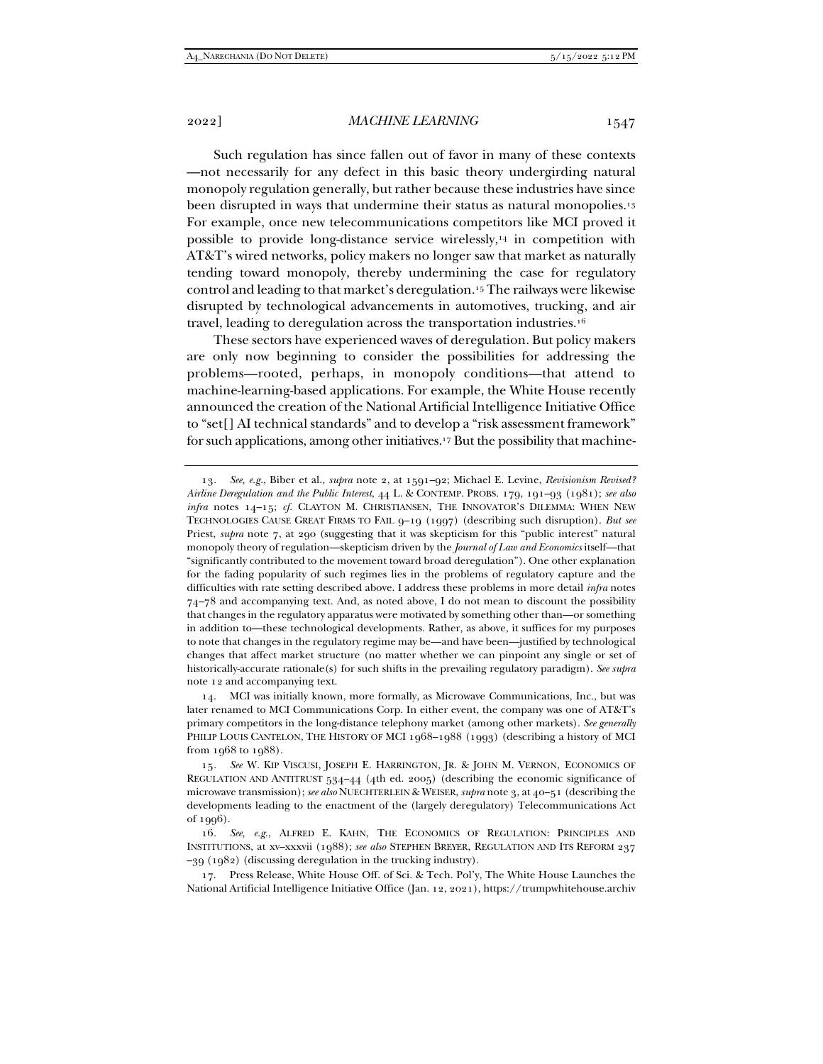Such regulation has since fallen out of favor in many of these contexts —not necessarily for any defect in this basic theory undergirding natural monopoly regulation generally, but rather because these industries have since been disrupted in ways that undermine their status as natural monopolies.[13] For example, once new telecommunications competitors like MCI proved it possible to provide long-distance service wirelessly,[14] in competition with AT&T's wired networks, policy makers no longer saw that market as naturally tending toward monopoly, thereby undermining the case for regulatory control and leading to that market's deregulation.[15] The railways were likewise disrupted by technological advancements in automotives, trucking, and air travel, leading to deregulation across the transportation industries.[16]

These sectors have experienced waves of deregulation. But policy makers are only now beginning to consider the possibilities for addressing the problems—rooted, perhaps, in monopoly conditions—that attend to machine-learning-based applications. For example, the White House recently announced the creation of the National Artificial Intelligence Initiative Office to "set[] AI technical standards" and to develop a "risk assessment framework" for such applications, among other initiatives.[17] But the possibility that machine-

---

13. *See, e.g.*, Biber et al., *supra* note 2, at 1591–92; Michael E. Levine, *Revisionism Revised? Airline Deregulation and the Public Interest*, 44 L. & CONTEMP. PROBS. 179, 191–93 (1981); *see also infra* notes 14–15; *cf.* CLAYTON M. CHRISTIANSEN, THE INNOVATOR'S DILEMMA: WHEN NEW TECHNOLOGIES CAUSE GREAT FIRMS TO FAIL 9–19 (1997) (describing such disruption). *But see* Priest, *supra* note 7, at 290 (suggesting that it was skepticism for this "public interest" natural monopoly theory of regulation—skepticism driven by the *Journal of Law and Economics* itself—that "significantly contributed to the movement toward broad deregulation"). One other explanation for the fading popularity of such regimes lies in the problems of regulatory capture and the difficulties with rate setting described above. I address these problems in more detail *infra* notes 74–78 and accompanying text. And, as noted above, I do not mean to discount the possibility that changes in the regulatory apparatus were motivated by something other than—or something in addition to—these technological developments. Rather, as above, it suffices for my purposes to note that changes in the regulatory regime may be—and have been—justified by technological changes that affect market structure (no matter whether we can pinpoint any single or set of historically-accurate rationale(s) for such shifts in the prevailing regulatory paradigm). *See supra* note 12 and accompanying text.

14. MCI was initially known, more formally, as Microwave Communications, Inc., but was later renamed to MCI Communications Corp. In either event, the company was one of AT&T's primary competitors in the long-distance telephony market (among other markets). *See generally* PHILIP LOUIS CANTELON, THE HISTORY OF MCI 1968–1988 (1993) (describing a history of MCI from 1968 to 1988).

15. *See* W. KIP VISCUSI, JOSEPH E. HARRINGTON, JR. & JOHN M. VERNON, ECONOMICS OF REGULATION AND ANTITRUST 534–44 (4th ed. 2005) (describing the economic significance of microwave transmission); *see also* NUECHTERLEIN & WEISER, *supra* note 3, at 40–51 (describing the developments leading to the enactment of the (largely deregulatory) Telecommunications Act of 1996).

16. *See, e.g.*, ALFRED E. KAHN, THE ECONOMICS OF REGULATION: PRINCIPLES AND INSTITUTIONS, at xv–xxxvii (1988); *see also* STEPHEN BREYER, REGULATION AND ITS REFORM 237–39 (1982) (discussing deregulation in the trucking industry).

17. Press Release, White House Off. of Sci. & Tech. Pol'y, The White House Launches the National Artificial Intelligence Initiative Office (Jan. 12, 2021), https://trumpwhitehouse.archiv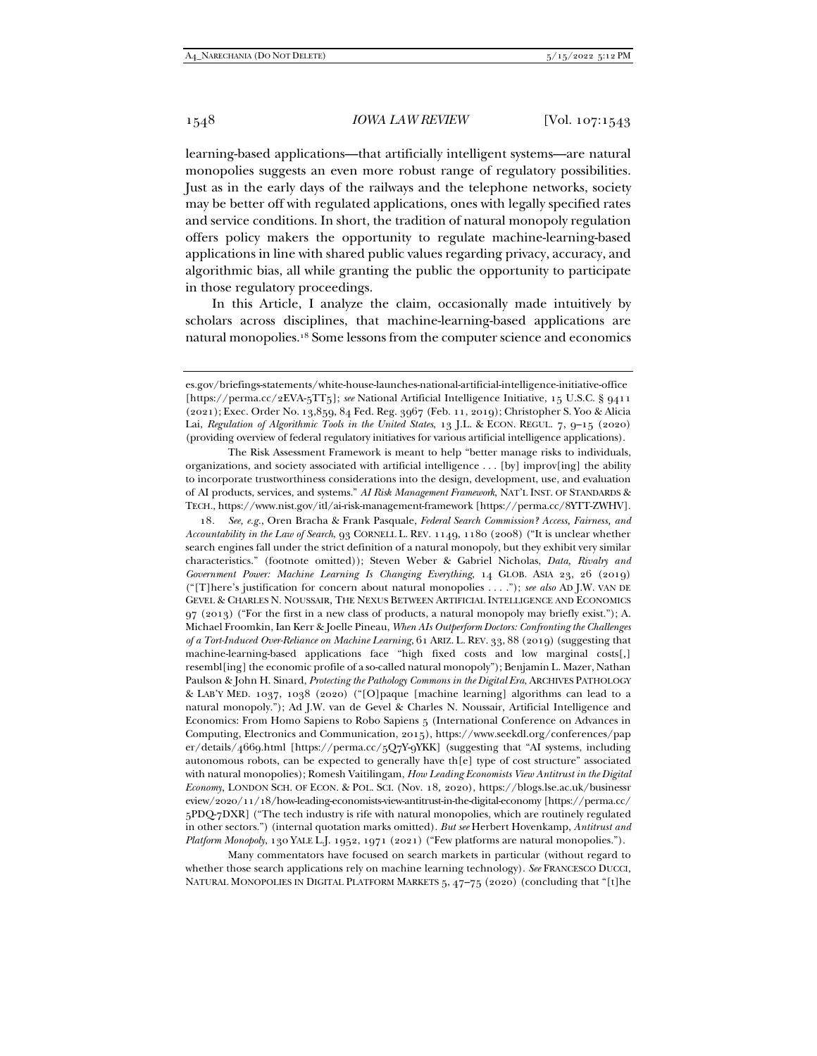learning-based applications—that artificially intelligent systems—are natural monopolies suggests an even more robust range of regulatory possibilities. Just as in the early days of the railways and the telephone networks, society may be better off with regulated applications, ones with legally specified rates and service conditions. In short, the tradition of natural monopoly regulation offers policy makers the opportunity to regulate machine-learning-based applications in line with shared public values regarding privacy, accuracy, and algorithmic bias, all while granting the public the opportunity to participate in those regulatory proceedings.

In this Article, I analyze the claim, occasionally made intuitively by scholars across disciplines, that machine-learning-based applications are natural monopolies.[18] Some lessons from the computer science and economics

---

es.gov/briefings-statements/white-house-launches-national-artificial-intelligence-initiative-office [https://perma.cc/2EVA-5TT5]; *see* National Artificial Intelligence Initiative, 15 U.S.C. § 9411 (2021); Exec. Order No. 13,859, 84 Fed. Reg. 3967 (Feb. 11, 2019); Christopher S. Yoo & Alicia Lai, *Regulation of Algorithmic Tools in the United States*, 13 J.L. & ECON. REGUL. 7, 9–15 (2020) (providing overview of federal regulatory initiatives for various artificial intelligence applications).

The Risk Assessment Framework is meant to help "better manage risks to individuals, organizations, and society associated with artificial intelligence . . . [by] improv[ing] the ability to incorporate trustworthiness considerations into the design, development, use, and evaluation of AI products, services, and systems." *AI Risk Management Framework*, NAT'L INST. OF STANDARDS & TECH., https://www.nist.gov/itl/ai-risk-management-framework [https://perma.cc/8YTT-ZWHV].

18. *See, e.g.*, Oren Bracha & Frank Pasquale, *Federal Search Commission? Access, Fairness, and Accountability in the Law of Search*, 93 CORNELL L. REV. 1149, 1180 (2008) ("It is unclear whether search engines fall under the strict definition of a natural monopoly, but they exhibit very similar characteristics." (footnote omitted)); Steven Weber & Gabriel Nicholas, *Data, Rivalry and Government Power: Machine Learning Is Changing Everything*, 14 GLOB. ASIA 23, 26 (2019) ("[T]here's justification for concern about natural monopolies . . . ."); *see also* AD J.W. VAN DE GEVEL & CHARLES N. NOUSSAIR, THE NEXUS BETWEEN ARTIFICIAL INTELLIGENCE AND ECONOMICS 97 (2013) ("For the first in a new class of products, a natural monopoly may briefly exist."); A. Michael Froomkin, Ian Kerr & Joelle Pineau, *When AIs Outperform Doctors: Confronting the Challenges of a Tort-Induced Over-Reliance on Machine Learning*, 61 ARIZ. L. REV. 33, 88 (2019) (suggesting that machine-learning-based applications face "high fixed costs and low marginal costs[,] resembl[ing] the economic profile of a so-called natural monopoly"); Benjamin L. Mazer, Nathan Paulson & John H. Sinard, *Protecting the Pathology Commons in the Digital Era*, ARCHIVES PATHOLOGY & LAB'Y MED. 1037, 1038 (2020) ("[O]paque [machine learning] algorithms can lead to a natural monopoly."); Ad J.W. van de Gevel & Charles N. Noussair, Artificial Intelligence and Economics: From Homo Sapiens to Robo Sapiens 5 (International Conference on Advances in Computing, Electronics and Communication, 2015), https://www.seekdl.org/conferences/paper/details/4669.html [https://perma.cc/5Q7Y-9YKK] (suggesting that "AI systems, including autonomous robots, can be expected to generally have th[e] type of cost structure" associated with natural monopolies); Romesh Vaitilingam, *How Leading Economists View Antitrust in the Digital Economy*, LONDON SCH. OF ECON. & POL. SCI. (Nov. 18, 2020), https://blogs.lse.ac.uk/businessreview/2020/11/18/how-leading-economists-view-antitrust-in-the-digital-economy [https://perma.cc/5PDQ-7DXR] ("The tech industry is rife with natural monopolies, which are routinely regulated in other sectors.") (internal quotation marks omitted). *But see* Herbert Hovenkamp, *Antitrust and Platform Monopoly*, 130 YALE L.J. 1952, 1971 (2021) ("Few platforms are natural monopolies.").

Many commentators have focused on search markets in particular (without regard to whether those search applications rely on machine learning technology). *See* FRANCESCO DUCCI, NATURAL MONOPOLIES IN DIGITAL PLATFORM MARKETS 5, 47–75 (2020) (concluding that "[t]he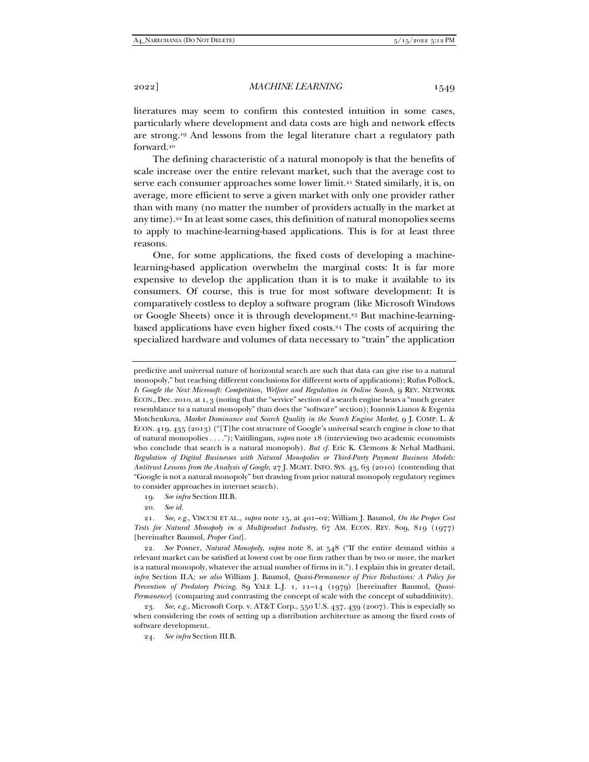literatures may seem to confirm this contested intuition in some cases, particularly where development and data costs are high and network effects are strong.[19] And lessons from the legal literature chart a regulatory path forward.[20]

The defining characteristic of a natural monopoly is that the benefits of scale increase over the entire relevant market, such that the average cost to serve each consumer approaches some lower limit.[21] Stated similarly, it is, on average, more efficient to serve a given market with only one provider rather than with many (no matter the number of providers actually in the market at any time).[22] In at least some cases, this definition of natural monopolies seems to apply to machine-learning-based applications. This is for at least three reasons.

One, for some applications, the fixed costs of developing a machine-learning-based application overwhelm the marginal costs: It is far more expensive to develop the application than it is to make it available to its consumers. Of course, this is true for most software development: It is comparatively costless to deploy a software program (like Microsoft Windows or Google Sheets) once it is through development.[23] But machine-learning-based applications have even higher fixed costs.[24] The costs of acquiring the specialized hardware and volumes of data necessary to "train" the application

---

predictive and universal nature of horizontal search are such that data can give rise to a natural monopoly," but reaching different conclusions for different sorts of applications); Rufus Pollock, *Is Google the Next Microsoft: Competition, Welfare and Regulation in Online Search*, 9 REV. NETWORK ECON., Dec. 2010, at 1, 3 (noting that the "service" section of a search engine bears a "much greater resemblance to a natural monopoly" than does the "software" section); Ioannis Lianos & Evgenia Motchenkova, *Market Dominance and Search Quality in the Search Engine Market*, 9 J. COMP. L. & ECON. 419, 435 (2013) ("[T]he cost structure of Google's universal search engine is close to that of natural monopolies . . . ."); Vaitilingam, *supra* note 18 (interviewing two academic economists who conclude that search is a natural monopoly). *But cf.* Eric K. Clemons & Nehal Madhani, *Regulation of Digital Businesses with Natural Monopolies or Third-Party Payment Business Models: Antitrust Lessons from the Analysis of Google*, 27 J. MGMT. INFO. SYS. 43, 63 (2010) (contending that "Google is not a natural monopoly" but drawing from prior natural monopoly regulatory regimes to consider approaches in internet search).

19. *See infra* Section III.B.

20. *See id.*

21. *See, e.g.*, VISCUSI ET AL., *supra* note 15, at 401–02; William J. Baumol, *On the Proper Cost Tests for Natural Monopoly in a Multiproduct Industry*, 67 AM. ECON. REV. 809, 819 (1977) [hereinafter Baumol, *Proper Cost*].

22. *See* Posner, *Natural Monopoly*, *supra* note 8, at 548 ("If the entire demand within a relevant market can be satisfied at lowest cost by one firm rather than by two or more, the market is a natural monopoly, whatever the actual number of firms in it."). I explain this in greater detail, *infra* Section II.A*; see also* William J. Baumol, *Quasi-Permanence of Price Reductions: A Policy for Prevention of Predatory Pricing*, 89 YALE L.J. 1, 11–14 (1979) [hereinafter Baumol, *Quasi-Permanence*] (comparing and contrasting the concept of scale with the concept of subadditivity).

23. *See, e.g.*, Microsoft Corp. v. AT&T Corp., 550 U.S. 437, 439 (2007). This is especially so when considering the costs of setting up a distribution architecture as among the fixed costs of software development.

24. *See infra* Section III.B.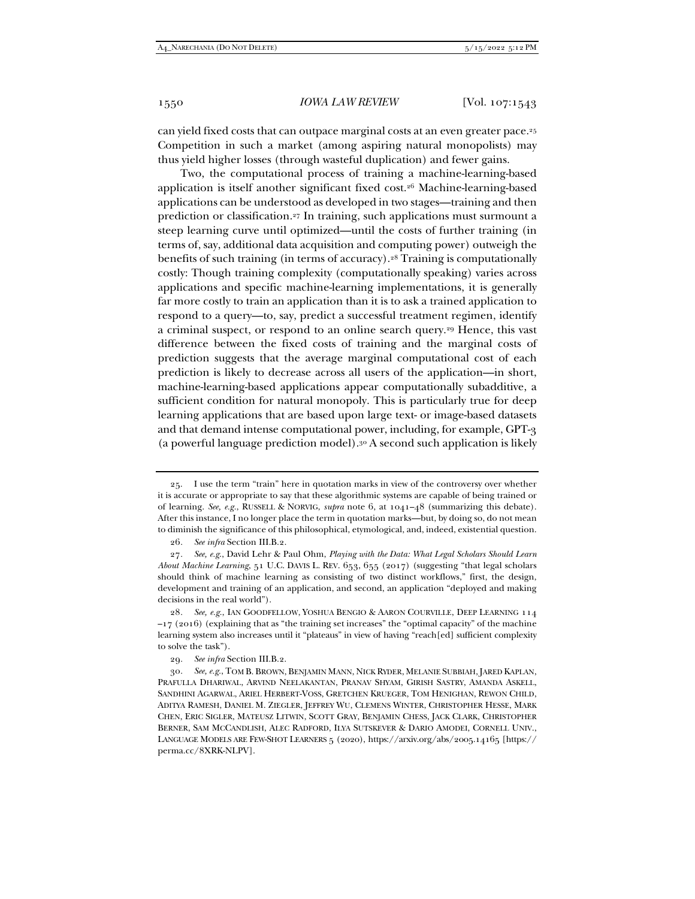can yield fixed costs that can outpace marginal costs at an even greater pace.[25] Competition in such a market (among aspiring natural monopolists) may thus yield higher losses (through wasteful duplication) and fewer gains.

Two, the computational process of training a machine-learning-based application is itself another significant fixed cost.[26] Machine-learning-based applications can be understood as developed in two stages—training and then prediction or classification.[27] In training, such applications must surmount a steep learning curve until optimized—until the costs of further training (in terms of, say, additional data acquisition and computing power) outweigh the benefits of such training (in terms of accuracy).[28] Training is computationally costly: Though training complexity (computationally speaking) varies across applications and specific machine-learning implementations, it is generally far more costly to train an application than it is to ask a trained application to respond to a query—to, say, predict a successful treatment regimen, identify a criminal suspect, or respond to an online search query.[29] Hence, this vast difference between the fixed costs of training and the marginal costs of prediction suggests that the average marginal computational cost of each prediction is likely to decrease across all users of the application—in short, machine-learning-based applications appear computationally subadditive, a sufficient condition for natural monopoly. This is particularly true for deep learning applications that are based upon large text- or image-based datasets and that demand intense computational power, including, for example, GPT-3 (a powerful language prediction model).[30] A second such application is likely

---

25. I use the term "train" here in quotation marks in view of the controversy over whether it is accurate or appropriate to say that these algorithmic systems are capable of being trained or of learning. *See, e.g.*, RUSSELL & NORVIG, *supra* note 6, at 1041–48 (summarizing this debate). After this instance, I no longer place the term in quotation marks—but, by doing so, do not mean to diminish the significance of this philosophical, etymological, and, indeed, existential question.

26. *See infra* Section III.B.2.

27. *See, e.g.*, David Lehr & Paul Ohm, *Playing with the Data: What Legal Scholars Should Learn About Machine Learning*, 51 U.C. DAVIS L. REV. 653, 655 (2017) (suggesting "that legal scholars should think of machine learning as consisting of two distinct workflows," first, the design, development and training of an application, and second, an application "deployed and making decisions in the real world").

28. *See, e.g.*, IAN GOODFELLOW, YOSHUA BENGIO & AARON COURVILLE, DEEP LEARNING 114–17 (2016) (explaining that as "the training set increases" the "optimal capacity" of the machine learning system also increases until it "plateaus" in view of having "reach[ed] sufficient complexity to solve the task").

29. *See infra* Section III.B.2.

30. *See, e.g.*, TOM B. BROWN, BENJAMIN MANN, NICK RYDER, MELANIE SUBBIAH, JARED KAPLAN, PRAFULLA DHARIWAL, ARVIND NEELAKANTAN, PRANAV SHYAM, GIRISH SASTRY, AMANDA ASKELL, SANDHINI AGARWAL, ARIEL HERBERT-VOSS, GRETCHEN KRUEGER, TOM HENIGHAN, REWON CHILD, ADITYA RAMESH, DANIEL M. ZIEGLER, JEFFREY WU, CLEMENS WINTER, CHRISTOPHER HESSE, MARK CHEN, ERIC SIGLER, MATEUSZ LITWIN, SCOTT GRAY, BENJAMIN CHESS, JACK CLARK, CHRISTOPHER BERNER, SAM MCCANDLISH, ALEC RADFORD, ILYA SUTSKEVER & DARIO AMODEI, CORNELL UNIV., LANGUAGE MODELS ARE FEW-SHOT LEARNERS 5 (2020), https://arxiv.org/abs/2005.14165 [https://perma.cc/8XRK-NLPV].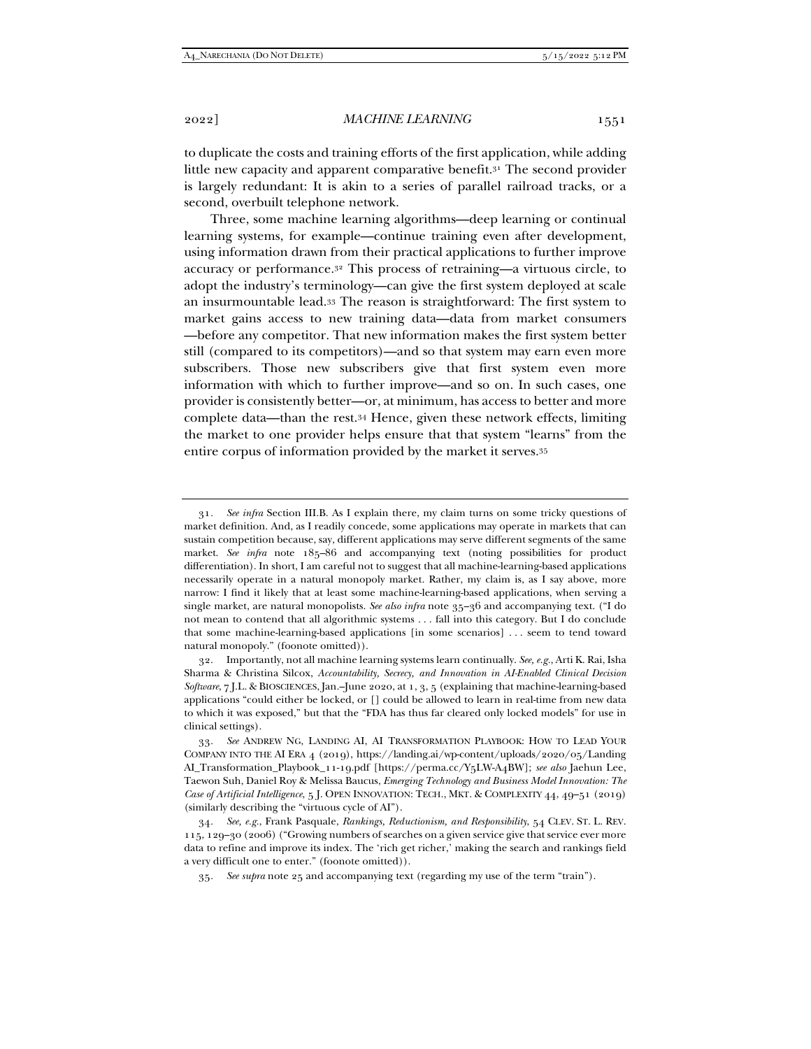to duplicate the costs and training efforts of the first application, while adding little new capacity and apparent comparative benefit.[31] The second provider is largely redundant: It is akin to a series of parallel railroad tracks, or a second, overbuilt telephone network.

Three, some machine learning algorithms—deep learning or continual learning systems, for example—continue training even after development, using information drawn from their practical applications to further improve accuracy or performance.[32] This process of retraining—a virtuous circle, to adopt the industry's terminology—can give the first system deployed at scale an insurmountable lead.[33] The reason is straightforward: The first system to market gains access to new training data—data from market consumers—before any competitor. That new information makes the first system better still (compared to its competitors)—and so that system may earn even more subscribers. Those new subscribers give that first system even more information with which to further improve—and so on. In such cases, one provider is consistently better—or, at minimum, has access to better and more complete data—than the rest.[34] Hence, given these network effects, limiting the market to one provider helps ensure that that system "learns" from the entire corpus of information provided by the market it serves.[35]

---

31. *See infra* Section III.B. As I explain there, my claim turns on some tricky questions of market definition. And, as I readily concede, some applications may operate in markets that can sustain competition because, say, different applications may serve different segments of the same market. *See infra* note 185–86 and accompanying text (noting possibilities for product differentiation). In short, I am careful not to suggest that all machine-learning-based applications necessarily operate in a natural monopoly market. Rather, my claim is, as I say above, more narrow: I find it likely that at least some machine-learning-based applications, when serving a single market, are natural monopolists. *See also infra* note 35–36 and accompanying text. ("I do not mean to contend that all algorithmic systems . . . fall into this category. But I do conclude that some machine-learning-based applications [in some scenarios] . . . seem to tend toward natural monopoly." (foonote omitted)).

32. Importantly, not all machine learning systems learn continually. *See, e.g.*, Arti K. Rai, Isha Sharma & Christina Silcox, *Accountability, Secrecy, and Innovation in AI-Enabled Clinical Decision Software*, 7 J.L. & BIOSCIENCES, Jan.–June 2020, at 1, 3, 5 (explaining that machine-learning-based applications "could either be locked, or [] could be allowed to learn in real-time from new data to which it was exposed," but that the "FDA has thus far cleared only locked models" for use in clinical settings).

33. *See* ANDREW NG, LANDING AI, AI TRANSFORMATION PLAYBOOK: HOW TO LEAD YOUR COMPANY INTO THE AI ERA 4 (2019), https://landing.ai/wp-content/uploads/2020/05/LandingAI_Transformation_Playbook_11-19.pdf [https://perma.cc/Y5LW-A4BW]; *see also* Jaehun Lee, Taewon Suh, Daniel Roy & Melissa Baucus, *Emerging Technology and Business Model Innovation: The Case of Artificial Intelligence*, 5 J. OPEN INNOVATION: TECH., MKT. & COMPLEXITY 44, 49–51 (2019) (similarly describing the "virtuous cycle of AI").

34. *See, e.g.*, Frank Pasquale, *Rankings, Reductionism, and Responsibility*, 54 CLEV. ST. L. REV. 115, 129–30 (2006) ("Growing numbers of searches on a given service give that service ever more data to refine and improve its index. The 'rich get richer,' making the search and rankings field a very difficult one to enter." (footnote omitted)).

35. *See supra* note 25 and accompanying text (regarding my use of the term "train").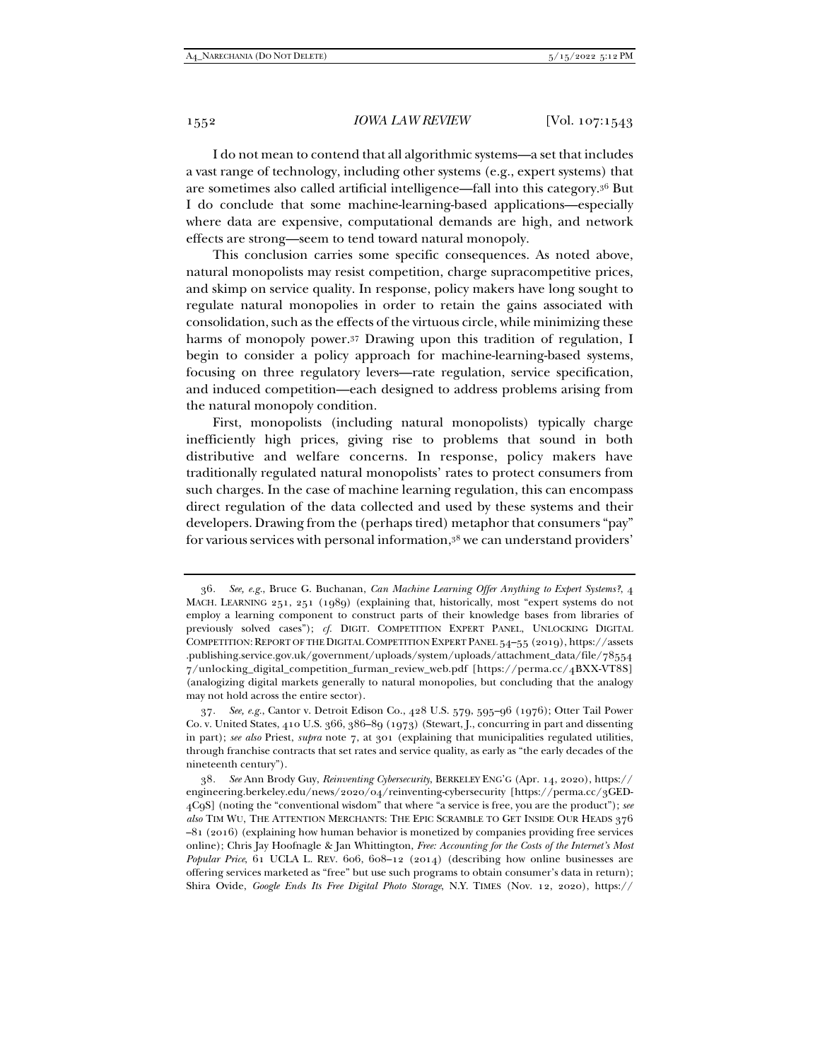I do not mean to contend that all algorithmic systems—a set that includes a vast range of technology, including other systems (e.g., expert systems) that are sometimes also called artificial intelligence—fall into this category.[36] But I do conclude that some machine-learning-based applications—especially where data are expensive, computational demands are high, and network effects are strong—seem to tend toward natural monopoly.

This conclusion carries some specific consequences. As noted above, natural monopolists may resist competition, charge supracompetitive prices, and skimp on service quality. In response, policy makers have long sought to regulate natural monopolies in order to retain the gains associated with consolidation, such as the effects of the virtuous circle, while minimizing these harms of monopoly power.[37] Drawing upon this tradition of regulation, I begin to consider a policy approach for machine-learning-based systems, focusing on three regulatory levers—rate regulation, service specification, and induced competition—each designed to address problems arising from the natural monopoly condition.

First, monopolists (including natural monopolists) typically charge inefficiently high prices, giving rise to problems that sound in both distributive and welfare concerns. In response, policy makers have traditionally regulated natural monopolists' rates to protect consumers from such charges. In the case of machine learning regulation, this can encompass direct regulation of the data collected and used by these systems and their developers. Drawing from the (perhaps tired) metaphor that consumers "pay" for various services with personal information,[38] we can understand providers'

---

36. *See, e.g.*, Bruce G. Buchanan, *Can Machine Learning Offer Anything to Expert Systems?*, 4 MACH. LEARNING 251, 251 (1989) (explaining that, historically, most "expert systems do not employ a learning component to construct parts of their knowledge bases from libraries of previously solved cases"); *cf.* DIGIT. COMPETITION EXPERT PANEL, UNLOCKING DIGITAL COMPETITION: REPORT OF THE DIGITAL COMPETITION EXPERT PANEL 54–55 (2019), https://assets.publishing.service.gov.uk/government/uploads/system/uploads/attachment_data/file/785547/unlocking_digital_competition_furman_review_web.pdf [https://perma.cc/4BXX-VT8S] (analogizing digital markets generally to natural monopolies, but concluding that the analogy may not hold across the entire sector).

37. *See, e.g.*, Cantor v. Detroit Edison Co., 428 U.S. 579, 595–96 (1976); Otter Tail Power Co. v. United States, 410 U.S. 366, 386–89 (1973) (Stewart, J., concurring in part and dissenting in part); *see also* Priest, *supra* note 7, at 301 (explaining that municipalities regulated utilities, through franchise contracts that set rates and service quality, as early as "the early decades of the nineteenth century").

38. *See* Ann Brody Guy, *Reinventing Cybersecurity*, BERKELEY ENG'G (Apr. 14, 2020), https://engineering.berkeley.edu/news/2020/04/reinventing-cybersecurity [https://perma.cc/3GED-4C9S] (noting the "conventional wisdom" that where "a service is free, you are the product"); *see also* TIM WU, THE ATTENTION MERCHANTS: THE EPIC SCRAMBLE TO GET INSIDE OUR HEADS 376–81 (2016) (explaining how human behavior is monetized by companies providing free services online); Chris Jay Hoofnagle & Jan Whittington, *Free: Accounting for the Costs of the Internet's Most Popular Price*, 61 UCLA L. REV. 606, 608–12 (2014) (describing how online businesses are offering services marketed as "free" but use such programs to obtain consumer's data in return); Shira Ovide, *Google Ends Its Free Digital Photo Storage*, N.Y. TIMES (Nov. 12, 2020), https://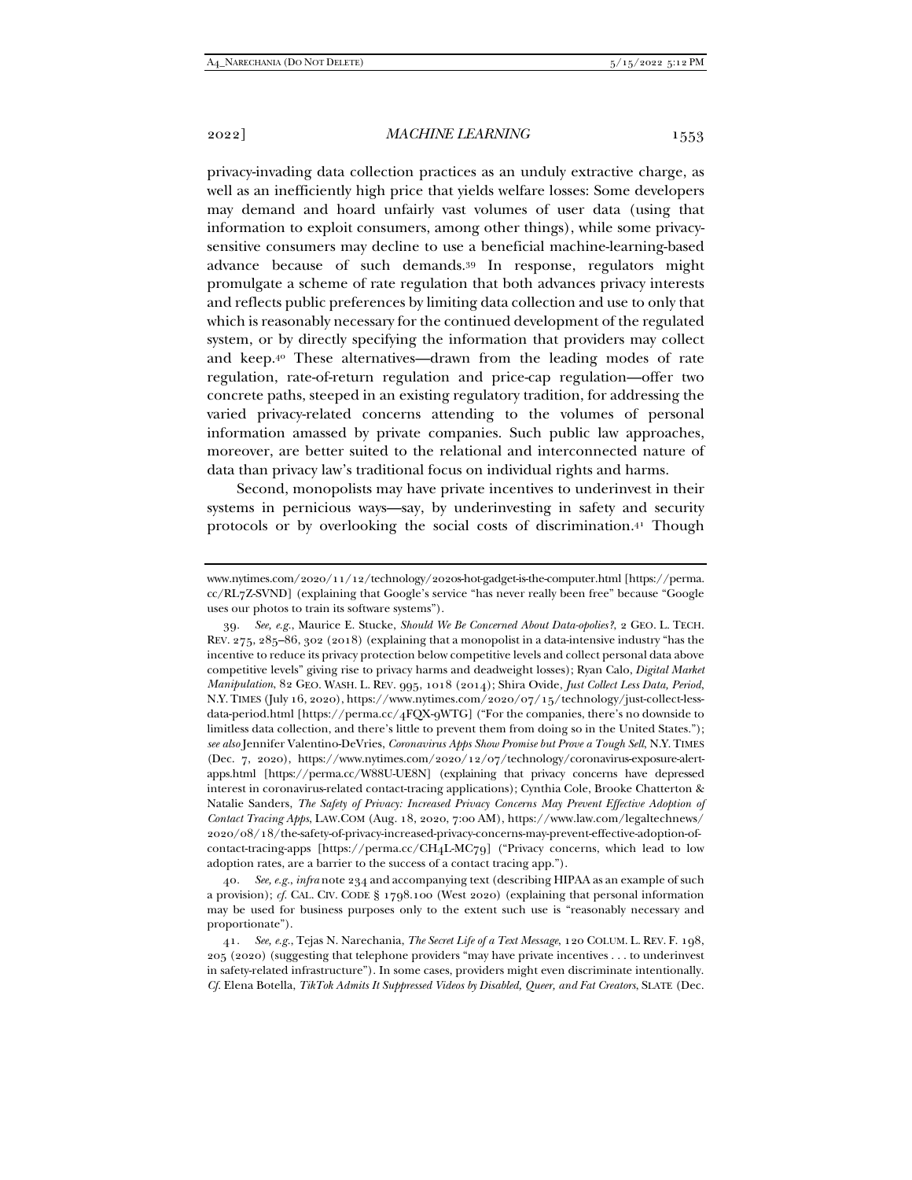privacy-invading data collection practices as an unduly extractive charge, as well as an inefficiently high price that yields welfare losses: Some developers may demand and hoard unfairly vast volumes of user data (using that information to exploit consumers, among other things), while some privacy-sensitive consumers may decline to use a beneficial machine-learning-based advance because of such demands.[39] In response, regulators might promulgate a scheme of rate regulation that both advances privacy interests and reflects public preferences by limiting data collection and use to only that which is reasonably necessary for the continued development of the regulated system, or by directly specifying the information that providers may collect and keep.[40] These alternatives—drawn from the leading modes of rate regulation, rate-of-return regulation and price-cap regulation—offer two concrete paths, steeped in an existing regulatory tradition, for addressing the varied privacy-related concerns attending to the volumes of personal information amassed by private companies. Such public law approaches, moreover, are better suited to the relational and interconnected nature of data than privacy law's traditional focus on individual rights and harms.

Second, monopolists may have private incentives to underinvest in their systems in pernicious ways—say, by underinvesting in safety and security protocols or by overlooking the social costs of discrimination.[41] Though

---

www.nytimes.com/2020/11/12/technology/2020s-hot-gadget-is-the-computer.html [https://perma.cc/RL7Z-SVND] (explaining that Google's service "has never really been free" because "Google uses our photos to train its software systems").

39. *See, e.g.*, Maurice E. Stucke, *Should We Be Concerned About Data-opolies?*, 2 GEO. L. TECH. REV. 275, 285–86, 302 (2018) (explaining that a monopolist in a data-intensive industry "has the incentive to reduce its privacy protection below competitive levels and collect personal data above competitive levels" giving rise to privacy harms and deadweight losses); Ryan Calo, *Digital Market Manipulation*, 82 GEO. WASH. L. REV. 995, 1018 (2014); Shira Ovide, *Just Collect Less Data, Period*, N.Y. TIMES (July 16, 2020), https://www.nytimes.com/2020/07/15/technology/just-collect-less-data-period.html [https://perma.cc/4FQX-9WTG] ("For the companies, there's no downside to limitless data collection, and there's little to prevent them from doing so in the United States."); *see also* Jennifer Valentino-DeVries, *Coronavirus Apps Show Promise but Prove a Tough Sell*, N.Y. TIMES (Dec. 7, 2020), https://www.nytimes.com/2020/12/07/technology/coronavirus-exposure-alert-apps.html [https://perma.cc/W88U-UE8N] (explaining that privacy concerns have depressed interest in coronavirus-related contact-tracing applications); Cynthia Cole, Brooke Chatterton & Natalie Sanders, *The Safety of Privacy: Increased Privacy Concerns May Prevent Effective Adoption of Contact Tracing Apps*, LAW.COM (Aug. 18, 2020, 7:00 AM), https://www.law.com/legaltechnews/2020/08/18/the-safety-of-privacy-increased-privacy-concerns-may-prevent-effective-adoption-of-contact-tracing-apps [https://perma.cc/CH4L-MC79] ("Privacy concerns, which lead to low adoption rates, are a barrier to the success of a contact tracing app.").

40. *See, e.g.*, *infra* note 234 and accompanying text (describing HIPAA as an example of such a provision); *cf.* CAL. CIV. CODE § 1798.100 (West 2020) (explaining that personal information may be used for business purposes only to the extent such use is "reasonably necessary and proportionate").

41. *See, e.g.*, Tejas N. Narechania, *The Secret Life of a Text Message*, 120 COLUM. L. REV. F. 198, 205 (2020) (suggesting that telephone providers "may have private incentives . . . to underinvest in safety-related infrastructure"). In some cases, providers might even discriminate intentionally. *Cf.* Elena Botella, *TikTok Admits It Suppressed Videos by Disabled, Queer, and Fat Creators*, SLATE (Dec.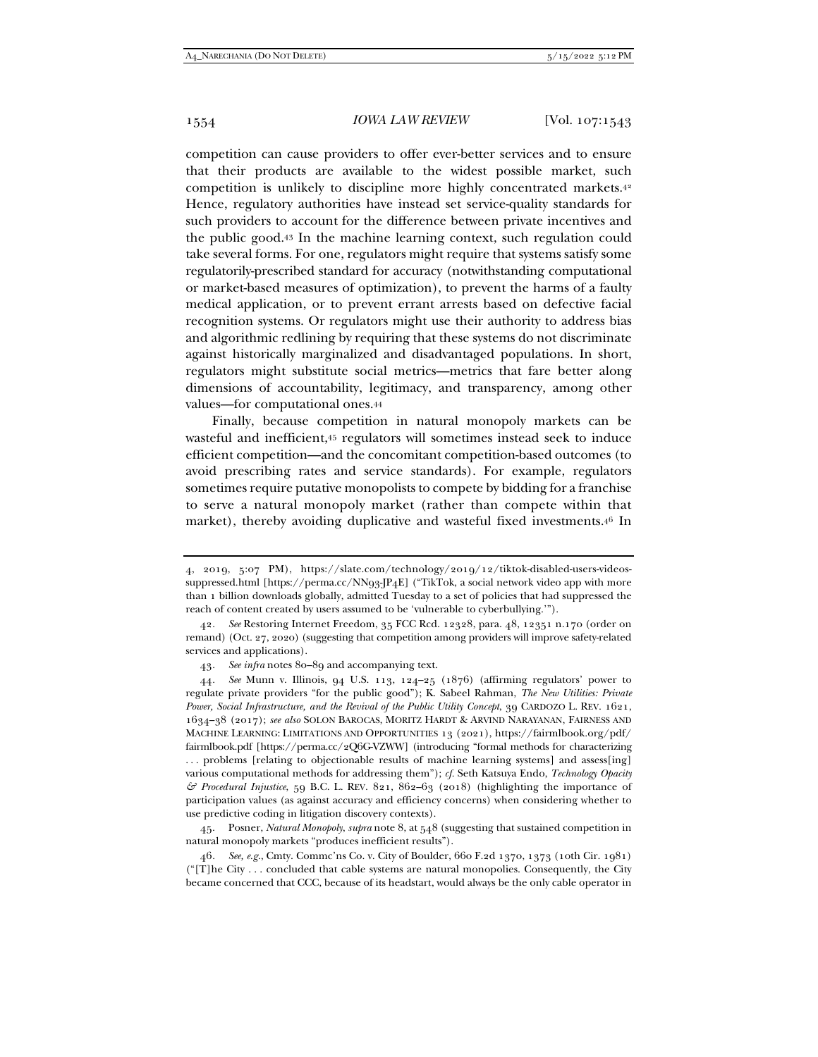competition can cause providers to offer ever-better services and to ensure that their products are available to the widest possible market, such competition is unlikely to discipline more highly concentrated markets.[42] Hence, regulatory authorities have instead set service-quality standards for such providers to account for the difference between private incentives and the public good.[43] In the machine learning context, such regulation could take several forms. For one, regulators might require that systems satisfy some regulatorily-prescribed standard for accuracy (notwithstanding computational or market-based measures of optimization), to prevent the harms of a faulty medical application, or to prevent errant arrests based on defective facial recognition systems. Or regulators might use their authority to address bias and algorithmic redlining by requiring that these systems do not discriminate against historically marginalized and disadvantaged populations. In short, regulators might substitute social metrics—metrics that fare better along dimensions of accountability, legitimacy, and transparency, among other values—for computational ones.[44]

Finally, because competition in natural monopoly markets can be wasteful and inefficient,[45] regulators will sometimes instead seek to induce efficient competition—and the concomitant competition-based outcomes (to avoid prescribing rates and service standards). For example, regulators sometimes require putative monopolists to compete by bidding for a franchise to serve a natural monopoly market (rather than compete within that market), thereby avoiding duplicative and wasteful fixed investments.[46] In

---

4, 2019, 5:07 PM), https://slate.com/technology/2019/12/tiktok-disabled-users-videos-suppressed.html [https://perma.cc/NN93-JP4E] ("TikTok, a social network video app with more than 1 billion downloads globally, admitted Tuesday to a set of policies that had suppressed the reach of content created by users assumed to be 'vulnerable to cyberbullying.'").

42. *See* Restoring Internet Freedom, 35 FCC Rcd. 12328, para. 48, 12351 n.170 (order on remand) (Oct. 27, 2020) (suggesting that competition among providers will improve safety-related services and applications).

43. *See infra* notes 80–89 and accompanying text.

44. *See* Munn v. Illinois, 94 U.S. 113, 124–25 (1876) (affirming regulators' power to regulate private providers "for the public good"); K. Sabeel Rahman, *The New Utilities: Private Power, Social Infrastructure, and the Revival of the Public Utility Concept*, 39 CARDOZO L. REV. 1621, 1634–38 (2017); *see also* SOLON BAROCAS, MORITZ HARDT & ARVIND NARAYANAN, FAIRNESS AND MACHINE LEARNING: LIMITATIONS AND OPPORTUNITIES 13 (2021), https://fairmlbook.org/pdf/fairmlbook.pdf [https://perma.cc/2Q6G-VZWW] (introducing "formal methods for characterizing . . . problems [relating to objectionable results of machine learning systems] and assess[ing] various computational methods for addressing them"); *cf.* Seth Katsuya Endo, *Technology Opacity & Procedural Injustice*, 59 B.C. L. REV. 821, 862–63 (2018) (highlighting the importance of participation values (as against accuracy and efficiency concerns) when considering whether to use predictive coding in litigation discovery contexts).

45. Posner, *Natural Monopoly*, *supra* note 8, at 548 (suggesting that sustained competition in natural monopoly markets "produces inefficient results").

46. *See, e.g.*, Cmty. Commc'ns Co. v. City of Boulder, 660 F.2d 1370, 1373 (10th Cir. 1981) ("[T]he City . . . concluded that cable systems are natural monopolies. Consequently, the City became concerned that CCC, because of its headstart, would always be the only cable operator in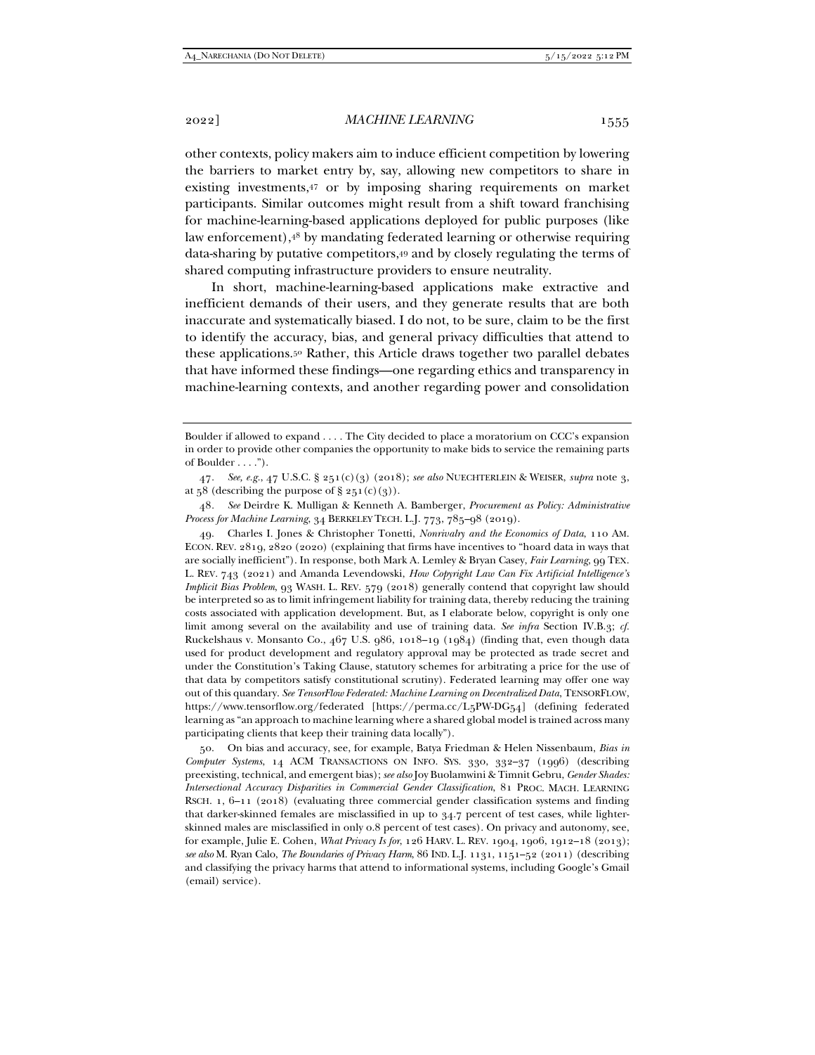other contexts, policy makers aim to induce efficient competition by lowering the barriers to market entry by, say, allowing new competitors to share in existing investments,[47] or by imposing sharing requirements on market participants. Similar outcomes might result from a shift toward franchising for machine-learning-based applications deployed for public purposes (like law enforcement),[48] by mandating federated learning or otherwise requiring data-sharing by putative competitors,[49] and by closely regulating the terms of shared computing infrastructure providers to ensure neutrality.

In short, machine-learning-based applications make extractive and inefficient demands of their users, and they generate results that are both inaccurate and systematically biased. I do not, to be sure, claim to be the first to identify the accuracy, bias, and general privacy difficulties that attend to these applications.[50] Rather, this Article draws together two parallel debates that have informed these findings—one regarding ethics and transparency in machine-learning contexts, and another regarding power and consolidation

---

Boulder if allowed to expand . . . . The City decided to place a moratorium on CCC's expansion in order to provide other companies the opportunity to make bids to service the remaining parts of Boulder . . . .").

47. *See, e.g.*, 47 U.S.C. § 251(c)(3) (2018); *see also* NUECHTERLEIN & WEISER, *supra* note 3, at 58 (describing the purpose of § 251(c)(3)).

48. *See* Deirdre K. Mulligan & Kenneth A. Bamberger, *Procurement as Policy: Administrative Process for Machine Learning*, 34 BERKELEY TECH. L.J. 773, 785–98 (2019).

49. Charles I. Jones & Christopher Tonetti, *Nonrivalry and the Economics of Data*, 110 AM. ECON. REV. 2819, 2820 (2020) (explaining that firms have incentives to "hoard data in ways that are socially inefficient"). In response, both Mark A. Lemley & Bryan Casey, *Fair Learning*, 99 TEX. L. REV. 743 (2021) and Amanda Levendowski, *How Copyright Law Can Fix Artificial Intelligence's Implicit Bias Problem*, 93 WASH. L. REV. 579 (2018) generally contend that copyright law should be interpreted so as to limit infringement liability for training data, thereby reducing the training costs associated with application development. But, as I elaborate below, copyright is only one limit among several on the availability and use of training data. *See infra* Section IV.B.3; *cf.* Ruckelshaus v. Monsanto Co., 467 U.S. 986, 1018–19 (1984) (finding that, even though data used for product development and regulatory approval may be protected as trade secret and under the Constitution's Taking Clause, statutory schemes for arbitrating a price for the use of that data by competitors satisfy constitutional scrutiny). Federated learning may offer one way out of this quandary. *See TensorFlow Federated: Machine Learning on Decentralized Data*, TENSORFLOW, https://www.tensorflow.org/federated [https://perma.cc/L5PW-DG54] (defining federated learning as "an approach to machine learning where a shared global model is trained across many participating clients that keep their training data locally").

50. On bias and accuracy, see, for example, Batya Friedman & Helen Nissenbaum, *Bias in Computer Systems*, 14 ACM TRANSACTIONS ON INFO. SYS. 330, 332–37 (1996) (describing preexisting, technical, and emergent bias); *see also* Joy Buolamwini & Timnit Gebru, *Gender Shades: Intersectional Accuracy Disparities in Commercial Gender Classification*, 81 PROC. MACH. LEARNING RSCH. 1, 6–11 (2018) (evaluating three commercial gender classification systems and finding that darker-skinned females are misclassified in up to 34.7 percent of test cases, while lighter-skinned males are misclassified in only 0.8 percent of test cases). On privacy and autonomy, see, for example, Julie E. Cohen, *What Privacy Is for*, 126 HARV. L. REV. 1904, 1906, 1912–18 (2013); *see also* M. Ryan Calo, *The Boundaries of Privacy Harm*, 86 IND. L.J. 1131, 1151–52 (2011) (describing and classifying the privacy harms that attend to informational systems, including Google's Gmail (email) service).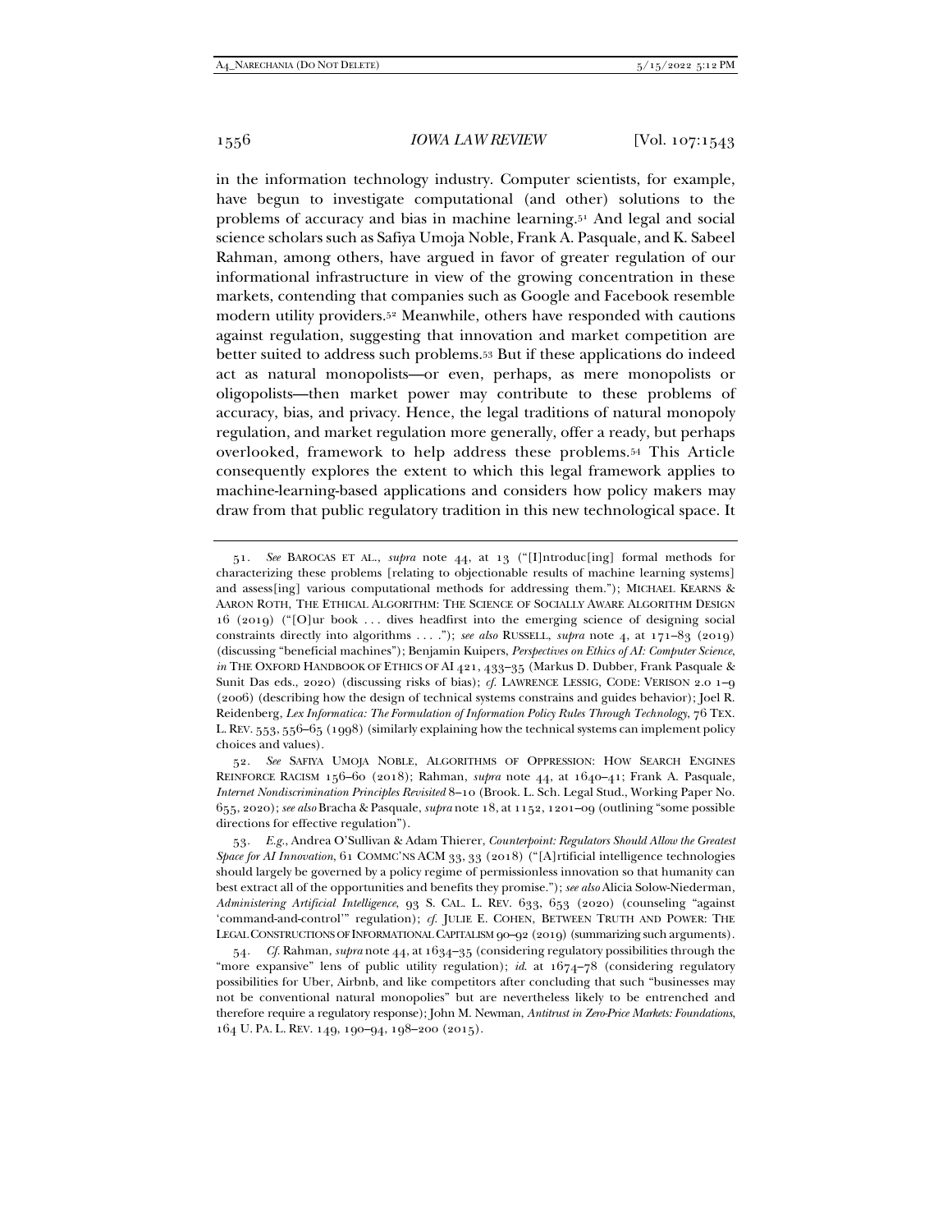in the information technology industry. Computer scientists, for example, have begun to investigate computational (and other) solutions to the problems of accuracy and bias in machine learning.[51] And legal and social science scholars such as Safiya Umoja Noble, Frank A. Pasquale, and K. Sabeel Rahman, among others, have argued in favor of greater regulation of our informational infrastructure in view of the growing concentration in these markets, contending that companies such as Google and Facebook resemble modern utility providers.[52] Meanwhile, others have responded with cautions against regulation, suggesting that innovation and market competition are better suited to address such problems.[53] But if these applications do indeed act as natural monopolists—or even, perhaps, as mere monopolists or oligopolists—then market power may contribute to these problems of accuracy, bias, and privacy. Hence, the legal traditions of natural monopoly regulation, and market regulation more generally, offer a ready, but perhaps overlooked, framework to help address these problems.[54] This Article consequently explores the extent to which this legal framework applies to machine-learning-based applications and considers how policy makers may draw from that public regulatory tradition in this new technological space. It

---

51. *See* BAROCAS ET AL., *supra* note 44, at 13 ("[I]ntroduc[ing] formal methods for characterizing these problems [relating to objectionable results of machine learning systems] and assess[ing] various computational methods for addressing them."); MICHAEL KEARNS & AARON ROTH, THE ETHICAL ALGORITHM: THE SCIENCE OF SOCIALLY AWARE ALGORITHM DESIGN 16 (2019) ("[O]ur book . . . dives headfirst into the emerging science of designing social constraints directly into algorithms . . . ."); *see also* RUSSELL, *supra* note 4, at 171–83 (2019) (discussing "beneficial machines"); Benjamin Kuipers, *Perspectives on Ethics of AI: Computer Science*, *in* THE OXFORD HANDBOOK OF ETHICS OF AI 421, 433–35 (Markus D. Dubber, Frank Pasquale & Sunit Das eds., 2020) (discussing risks of bias); *cf.* LAWRENCE LESSIG, CODE: VERISON 2.0 1–9 (2006) (describing how the design of technical systems constrains and guides behavior); Joel R. Reidenberg, *Lex Informatica: The Formulation of Information Policy Rules Through Technology*, 76 TEX. L. REV. 553, 556–65 (1998) (similarly explaining how the technical systems can implement policy choices and values).

52. *See* SAFIYA UMOJA NOBLE, ALGORITHMS OF OPPRESSION: HOW SEARCH ENGINES REINFORCE RACISM 156–60 (2018); Rahman, *supra* note 44, at 1640–41; Frank A. Pasquale, *Internet Nondiscrimination Principles Revisited* 8–10 (Brook. L. Sch. Legal Stud., Working Paper No. 655, 2020); *see also* Bracha & Pasquale, *supra* note 18, at 1152, 1201–09 (outlining "some possible directions for effective regulation").

53. *E.g.*, Andrea O'Sullivan & Adam Thierer, *Counterpoint: Regulators Should Allow the Greatest Space for AI Innovation*, 61 COMMC'NS ACM 33, 33 (2018) ("[A]rtificial intelligence technologies should largely be governed by a policy regime of permissionless innovation so that humanity can best extract all of the opportunities and benefits they promise."); *see also* Alicia Solow-Niederman, *Administering Artificial Intelligence*, 93 S. CAL. L. REV. 633, 653 (2020) (counseling "against 'command-and-control'" regulation); *cf.* JULIE E. COHEN, BETWEEN TRUTH AND POWER: THE LEGAL CONSTRUCTIONS OF INFORMATIONAL CAPITALISM 90–92 (2019) (summarizing such arguments).

54. *Cf.* Rahman, *supra* note 44, at 1634–35 (considering regulatory possibilities through the "more expansive" lens of public utility regulation); *id.* at 1674–78 (considering regulatory possibilities for Uber, Airbnb, and like competitors after concluding that such "businesses may not be conventional natural monopolies" but are nevertheless likely to be entrenched and therefore require a regulatory response); John M. Newman, *Antitrust in Zero-Price Markets: Foundations*, 164 U. PA. L. REV. 149, 190–94, 198–200 (2015).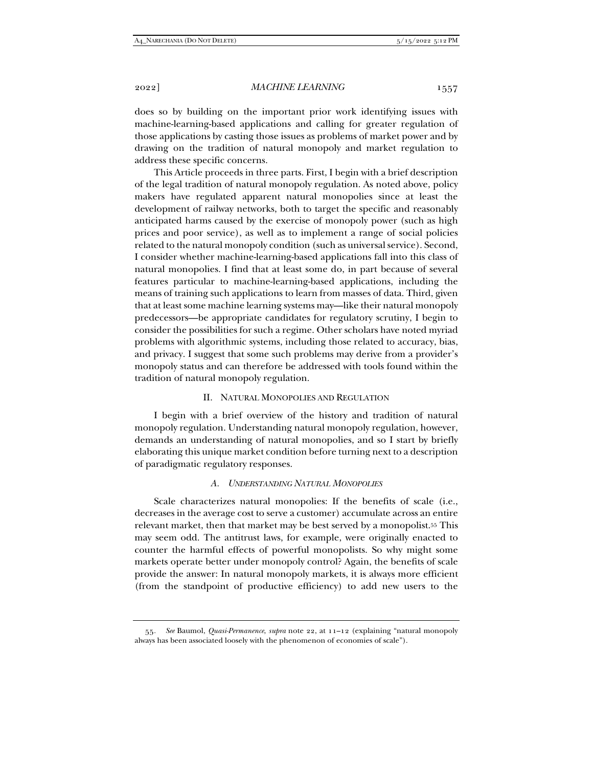does so by building on the important prior work identifying issues with machine-learning-based applications and calling for greater regulation of those applications by casting those issues as problems of market power and by drawing on the tradition of natural monopoly and market regulation to address these specific concerns.

This Article proceeds in three parts. First, I begin with a brief description of the legal tradition of natural monopoly regulation. As noted above, policy makers have regulated apparent natural monopolies since at least the development of railway networks, both to target the specific and reasonably anticipated harms caused by the exercise of monopoly power (such as high prices and poor service), as well as to implement a range of social policies related to the natural monopoly condition (such as universal service). Second, I consider whether machine-learning-based applications fall into this class of natural monopolies. I find that at least some do, in part because of several features particular to machine-learning-based applications, including the means of training such applications to learn from masses of data. Third, given that at least some machine learning systems may—like their natural monopoly predecessors—be appropriate candidates for regulatory scrutiny, I begin to consider the possibilities for such a regime. Other scholars have noted myriad problems with algorithmic systems, including those related to accuracy, bias, and privacy. I suggest that some such problems may derive from a provider's monopoly status and can therefore be addressed with tools found within the tradition of natural monopoly regulation.

## II. NATURAL MONOPOLIES AND REGULATION

I begin with a brief overview of the history and tradition of natural monopoly regulation. Understanding natural monopoly regulation, however, demands an understanding of natural monopolies, and so I start by briefly elaborating this unique market condition before turning next to a description of paradigmatic regulatory responses.

### *A. UNDERSTANDING NATURAL MONOPOLIES*

Scale characterizes natural monopolies: If the benefits of scale (i.e., decreases in the average cost to serve a customer) accumulate across an entire relevant market, then that market may be best served by a monopolist.[55] This may seem odd. The antitrust laws, for example, were originally enacted to counter the harmful effects of powerful monopolists. So why might some markets operate better under monopoly control? Again, the benefits of scale provide the answer: In natural monopoly markets, it is always more efficient (from the standpoint of productive efficiency) to add new users to the

---

55. *See* Baumol, *Quasi-Permanence*, *supra* note 22, at 11–12 (explaining "natural monopoly always has been associated loosely with the phenomenon of economies of scale").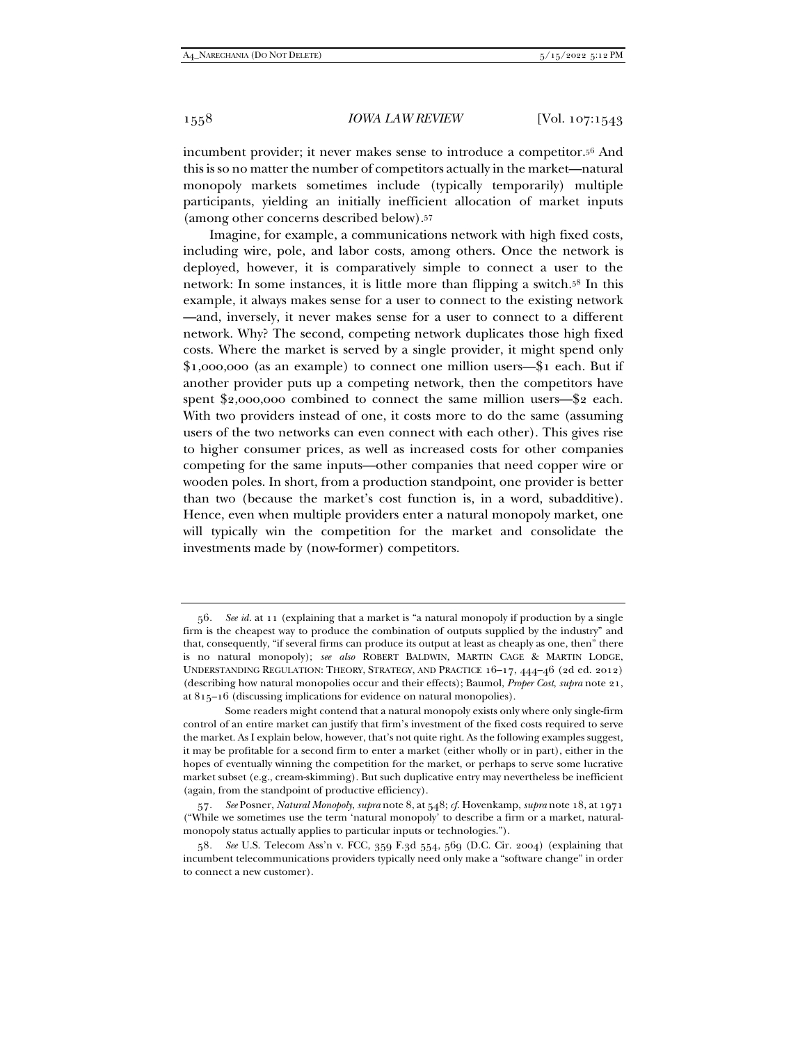incumbent provider; it never makes sense to introduce a competitor.[56] And this is so no matter the number of competitors actually in the market—natural monopoly markets sometimes include (typically temporarily) multiple participants, yielding an initially inefficient allocation of market inputs (among other concerns described below).[57]

Imagine, for example, a communications network with high fixed costs, including wire, pole, and labor costs, among others. Once the network is deployed, however, it is comparatively simple to connect a user to the network: In some instances, it is little more than flipping a switch.[58] In this example, it always makes sense for a user to connect to the existing network—and, inversely, it never makes sense for a user to connect to a different network. Why? The second, competing network duplicates those high fixed costs. Where the market is served by a single provider, it might spend only $1,000,000 (as an example) to connect one million users—$1 each. But if another provider puts up a competing network, then the competitors have spent $2,000,000 combined to connect the same million users—$2 each. With two providers instead of one, it costs more to do the same (assuming users of the two networks can even connect with each other). This gives rise to higher consumer prices, as well as increased costs for other companies competing for the same inputs—other companies that need copper wire or wooden poles. In short, from a production standpoint, one provider is better than two (because the market's cost function is, in a word, subadditive). Hence, even when multiple providers enter a natural monopoly market, one will typically win the competition for the market and consolidate the investments made by (now-former) competitors.

---

56. *See id.* at 11 (explaining that a market is "a natural monopoly if production by a single firm is the cheapest way to produce the combination of outputs supplied by the industry" and that, consequently, "if several firms can produce its output at least as cheaply as one, then" there is no natural monopoly); *see also* ROBERT BALDWIN, MARTIN CAGE & MARTIN LODGE, UNDERSTANDING REGULATION: THEORY, STRATEGY, AND PRACTICE 16–17, 444–46 (2d ed. 2012) (describing how natural monopolies occur and their effects); Baumol, *Proper Cost*, *supra* note 21, at 815–16 (discussing implications for evidence on natural monopolies).

Some readers might contend that a natural monopoly exists only where only single-firm control of an entire market can justify that firm's investment of the fixed costs required to serve the market. As I explain below, however, that's not quite right. As the following examples suggest, it may be profitable for a second firm to enter a market (either wholly or in part), either in the hopes of eventually winning the competition for the market, or perhaps to serve some lucrative market subset (e.g., cream-skimming). But such duplicative entry may nevertheless be inefficient (again, from the standpoint of productive efficiency).

57. *See* Posner, *Natural Monopoly*, *supra* note 8, at 548; *cf.* Hovenkamp, *supra* note 18, at 1971 ("While we sometimes use the term 'natural monopoly' to describe a firm or a market, natural-monopoly status actually applies to particular inputs or technologies.").

58. *See* U.S. Telecom Ass'n v. FCC, 359 F.3d 554, 569 (D.C. Cir. 2004) (explaining that incumbent telecommunications providers typically need only make a "software change" in order to connect a new customer).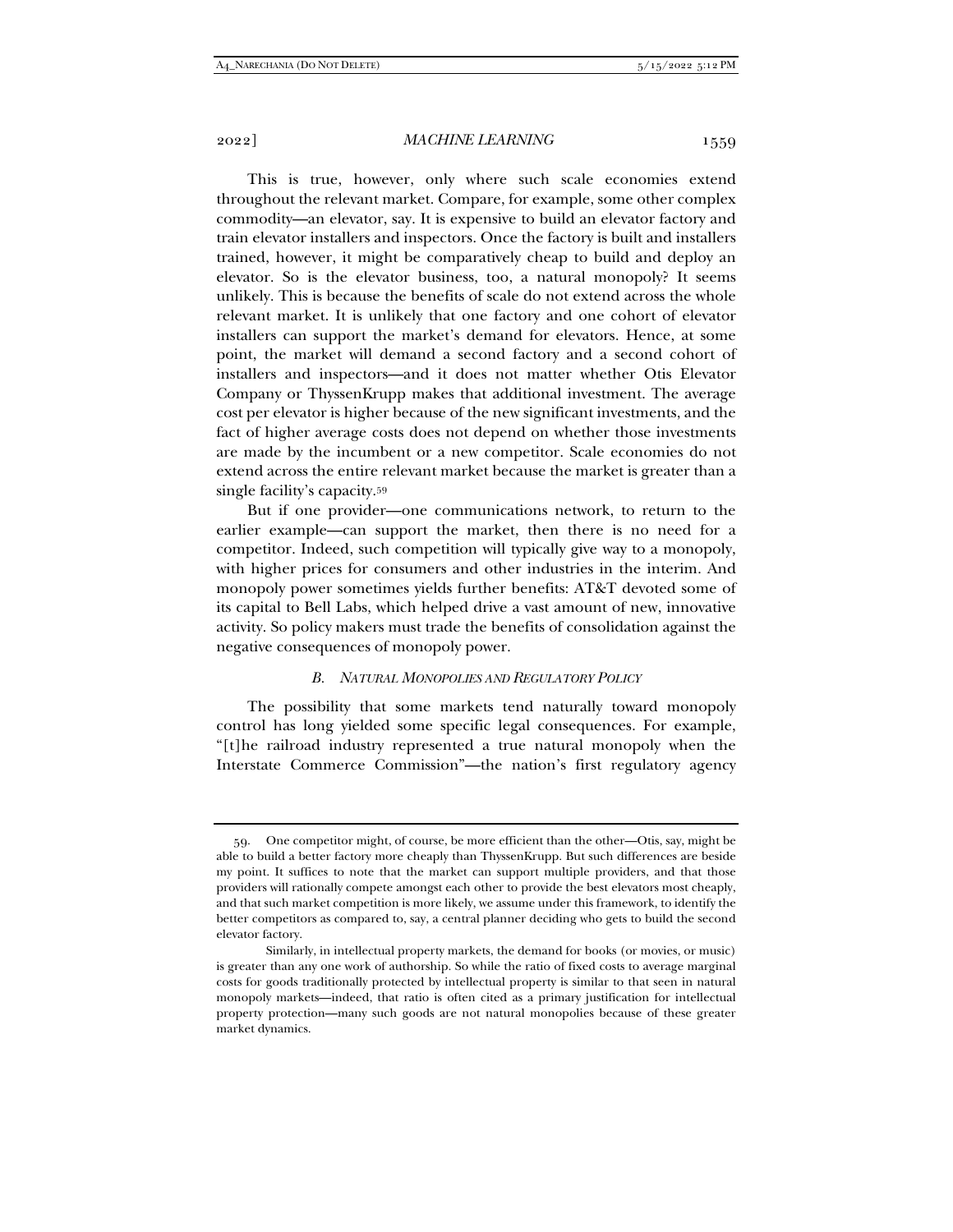This is true, however, only where such scale economies extend throughout the relevant market. Compare, for example, some other complex commodity—an elevator, say. It is expensive to build an elevator factory and train elevator installers and inspectors. Once the factory is built and installers trained, however, it might be comparatively cheap to build and deploy an elevator. So is the elevator business, too, a natural monopoly? It seems unlikely. This is because the benefits of scale do not extend across the whole relevant market. It is unlikely that one factory and one cohort of elevator installers can support the market's demand for elevators. Hence, at some point, the market will demand a second factory and a second cohort of installers and inspectors—and it does not matter whether Otis Elevator Company or ThyssenKrupp makes that additional investment. The average cost per elevator is higher because of the new significant investments, and the fact of higher average costs does not depend on whether those investments are made by the incumbent or a new competitor. Scale economies do not extend across the entire relevant market because the market is greater than a single facility's capacity.[59]

But if one provider—one communications network, to return to the earlier example—can support the market, then there is no need for a competitor. Indeed, such competition will typically give way to a monopoly, with higher prices for consumers and other industries in the interim. And monopoly power sometimes yields further benefits: AT&T devoted some of its capital to Bell Labs, which helped drive a vast amount of new, innovative activity. So policy makers must trade the benefits of consolidation against the negative consequences of monopoly power.

### *B. Natural Monopolies and Regulatory Policy*

The possibility that some markets tend naturally toward monopoly control has long yielded some specific legal consequences. For example, "[t]he railroad industry represented a true natural monopoly when the Interstate Commerce Commission"—the nation's first regulatory agency

---

59. One competitor might, of course, be more efficient than the other—Otis, say, might be able to build a better factory more cheaply than ThyssenKrupp. But such differences are beside my point. It suffices to note that the market can support multiple providers, and that those providers will rationally compete amongst each other to provide the best elevators most cheaply, and that such market competition is more likely, we assume under this framework, to identify the better competitors as compared to, say, a central planner deciding who gets to build the second elevator factory.

Similarly, in intellectual property markets, the demand for books (or movies, or music) is greater than any one work of authorship. So while the ratio of fixed costs to average marginal costs for goods traditionally protected by intellectual property is similar to that seen in natural monopoly markets—indeed, that ratio is often cited as a primary justification for intellectual property protection—many such goods are not natural monopolies because of these greater market dynamics.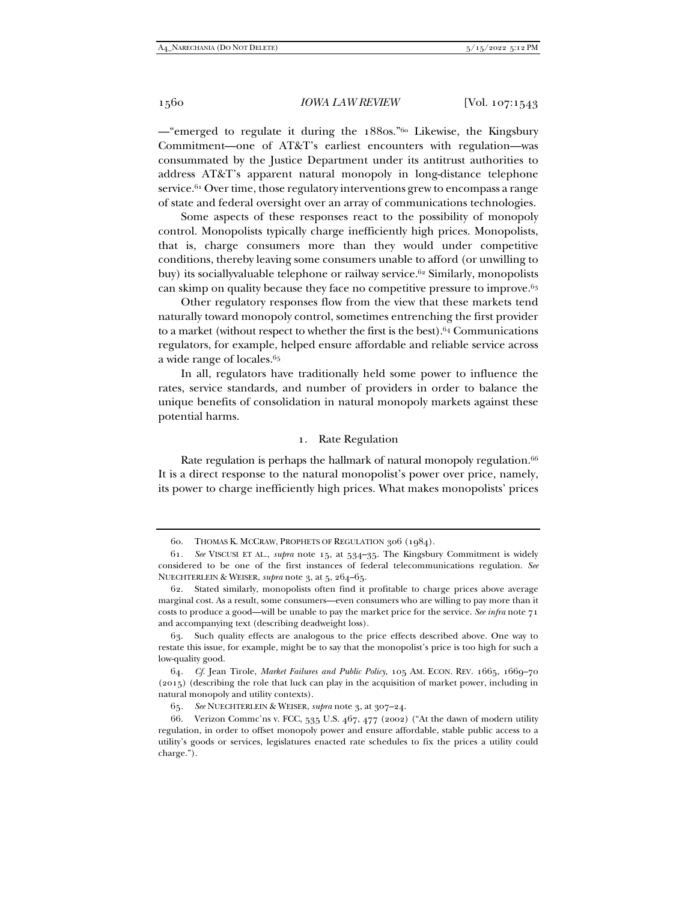—"emerged to regulate it during the 1880s."[60] Likewise, the Kingsbury Commitment—one of AT&T's earliest encounters with regulation—was consummated by the Justice Department under its antitrust authorities to address AT&T's apparent natural monopoly in long-distance telephone service.[61] Over time, those regulatory interventions grew to encompass a range of state and federal oversight over an array of communications technologies.

Some aspects of these responses react to the possibility of monopoly control. Monopolists typically charge inefficiently high prices. Monopolists, that is, charge consumers more than they would under competitive conditions, thereby leaving some consumers unable to afford (or unwilling to buy) its sociallyvaluable telephone or railway service.[62] Similarly, monopolists can skimp on quality because they face no competitive pressure to improve.[63]

Other regulatory responses flow from the view that these markets tend naturally toward monopoly control, sometimes entrenching the first provider to a market (without respect to whether the first is the best).[64] Communications regulators, for example, helped ensure affordable and reliable service across a wide range of locales.[65]

In all, regulators have traditionally held some power to influence the rates, service standards, and number of providers in order to balance the unique benefits of consolidation in natural monopoly markets against these potential harms.

### 1. Rate Regulation

Rate regulation is perhaps the hallmark of natural monopoly regulation.[66] It is a direct response to the natural monopolist's power over price, namely, its power to charge inefficiently high prices. What makes monopolists' prices

---

60. THOMAS K. MCCRAW, PROPHETS OF REGULATION 306 (1984).

61. *See* VISCUSI ET AL., *supra* note 15, at 534–35. The Kingsbury Commitment is widely considered to be one of the first instances of federal telecommunications regulation. *See* NUECHTERLEIN & WEISER, *supra* note 3, at 5, 264–65.

62. Stated similarly, monopolists often find it profitable to charge prices above average marginal cost. As a result, some consumers—even consumers who are willing to pay more than it costs to produce a good—will be unable to pay the market price for the service. *See infra* note 71 and accompanying text (describing deadweight loss).

63. Such quality effects are analogous to the price effects described above. One way to restate this issue, for example, might be to say that the monopolist's price is too high for such a low-quality good.

64. *Cf.* Jean Tirole, *Market Failures and Public Policy*, 105 AM. ECON. REV. 1665, 1669–70 (2015) (describing the role that luck can play in the acquisition of market power, including in natural monopoly and utility contexts).

65. *See* NUECHTERLEIN & WEISER, *supra* note 3, at 307–24.

66. Verizon Commc'ns v. FCC, 535 U.S. 467, 477 (2002) ("At the dawn of modern utility regulation, in order to offset monopoly power and ensure affordable, stable public access to a utility's goods or services, legislatures enacted rate schedules to fix the prices a utility could charge.").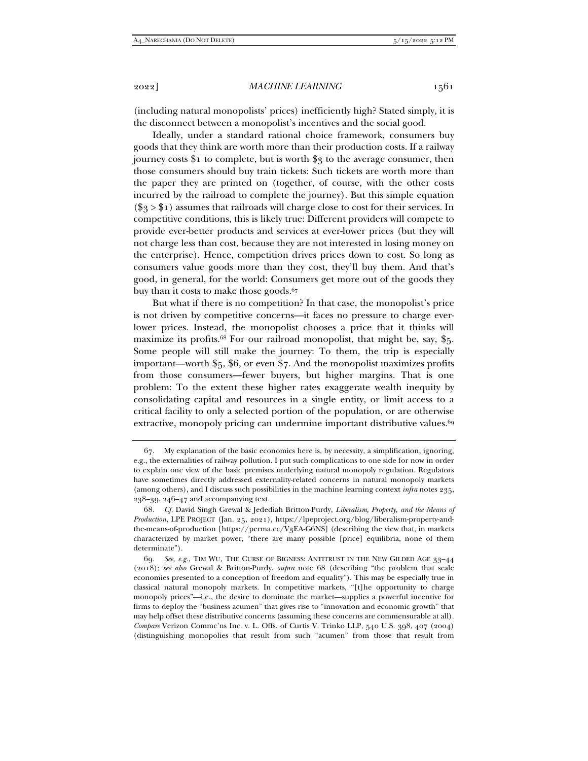(including natural monopolists' prices) inefficiently high? Stated simply, it is the disconnect between a monopolist's incentives and the social good.

Ideally, under a standard rational choice framework, consumers buy goods that they think are worth more than their production costs. If a railway journey costs $1 to complete, but is worth $3 to the average consumer, then those consumers should buy train tickets: Such tickets are worth more than the paper they are printed on (together, of course, with the other costs incurred by the railroad to complete the journey). But this simple equation ($3 > $1) assumes that railroads will charge close to cost for their services. In competitive conditions, this is likely true: Different providers will compete to provide ever-better products and services at ever-lower prices (but they will not charge less than cost, because they are not interested in losing money on the enterprise). Hence, competition drives prices down to cost. So long as consumers value goods more than they cost, they'll buy them. And that's good, in general, for the world: Consumers get more out of the goods they buy than it costs to make those goods.[67]

But what if there is no competition? In that case, the monopolist's price is not driven by competitive concerns—it faces no pressure to charge ever-lower prices. Instead, the monopolist chooses a price that it thinks will maximize its profits.[68] For our railroad monopolist, that might be, say, $5. Some people will still make the journey: To them, the trip is especially important—worth $5, $6, or even $7. And the monopolist maximizes profits from those consumers—fewer buyers, but higher margins. That is one problem: To the extent these higher rates exaggerate wealth inequity by consolidating capital and resources in a single entity, or limit access to a critical facility to only a selected portion of the population, or are otherwise extractive, monopoly pricing can undermine important distributive values.[69]

---

67. My explanation of the basic economics here is, by necessity, a simplification, ignoring, e.g., the externalities of railway pollution. I put such complications to one side for now in order to explain one view of the basic premises underlying natural monopoly regulation. Regulators have sometimes directly addressed externality-related concerns in natural monopoly markets (among others), and I discuss such possibilities in the machine learning context *infra* notes 235, 238–39, 246–47 and accompanying text.

68. *Cf.* David Singh Grewal & Jedediah Britton-Purdy, *Liberalism, Property, and the Means of Production*, LPE PROJECT (Jan. 25, 2021), https://lpeproject.org/blog/liberalism-property-and-the-means-of-production [https://perma.cc/V3EA-G6NS] (describing the view that, in markets characterized by market power, "there are many possible [price] equilibria, none of them determinate").

69. *See, e.g.*, TIM WU, THE CURSE OF BIGNESS: ANTITRUST IN THE NEW GILDED AGE 33–44 (2018); *see also* Grewal & Britton-Purdy, *supra* note 68 (describing "the problem that scale economies presented to a conception of freedom and equality"). This may be especially true in classical natural monopoly markets. In competitive markets, "[t]he opportunity to charge monopoly prices"—i.e., the desire to dominate the market—supplies a powerful incentive for firms to deploy the "business acumen" that gives rise to "innovation and economic growth" that may help offset these distributive concerns (assuming these concerns are commensurable at all). *Compare* Verizon Commc'ns Inc. v. L. Offs. of Curtis V. Trinko LLP, 540 U.S. 398, 407 (2004) (distinguishing monopolies that result from such "acumen" from those that result from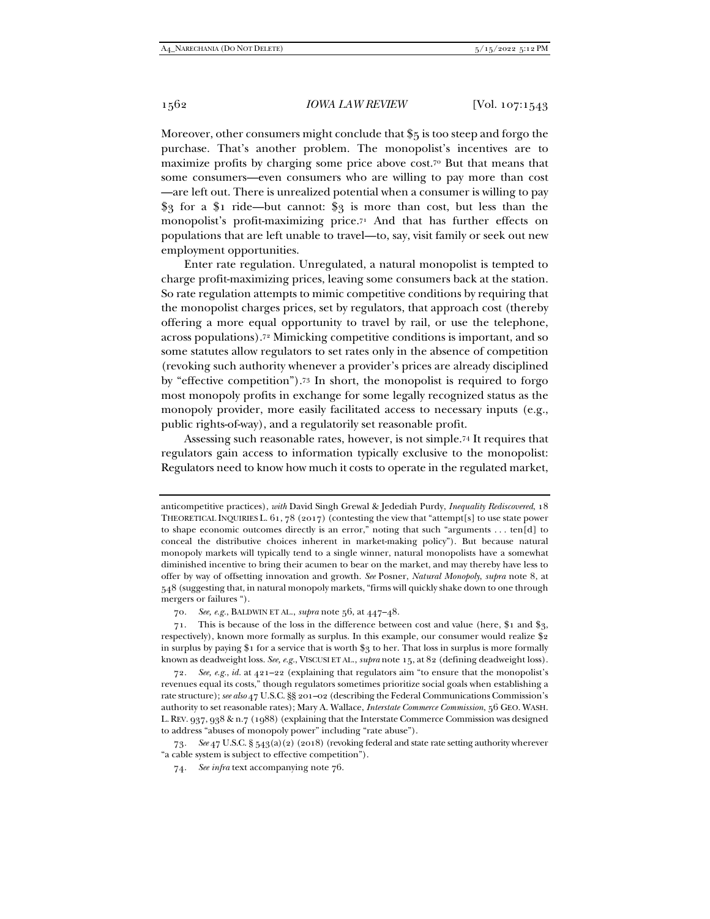Moreover, other consumers might conclude that $5 is too steep and forgo the purchase. That's another problem. The monopolist's incentives are to maximize profits by charging some price above cost.[70] But that means that some consumers—even consumers who are willing to pay more than cost—are left out. There is unrealized potential when a consumer is willing to pay $3 for a $1 ride—but cannot: $3 is more than cost, but less than the monopolist's profit-maximizing price.[71] And that has further effects on populations that are left unable to travel—to, say, visit family or seek out new employment opportunities.

Enter rate regulation. Unregulated, a natural monopolist is tempted to charge profit-maximizing prices, leaving some consumers back at the station. So rate regulation attempts to mimic competitive conditions by requiring that the monopolist charges prices, set by regulators, that approach cost (thereby offering a more equal opportunity to travel by rail, or use the telephone, across populations).[72] Mimicking competitive conditions is important, and so some statutes allow regulators to set rates only in the absence of competition (revoking such authority whenever a provider's prices are already disciplined by "effective competition").[73] In short, the monopolist is required to forgo most monopoly profits in exchange for some legally recognized status as the monopoly provider, more easily facilitated access to necessary inputs (e.g., public rights-of-way), and a regulatorily set reasonable profit.

Assessing such reasonable rates, however, is not simple.[74] It requires that regulators gain access to information typically exclusive to the monopolist: Regulators need to know how much it costs to operate in the regulated market,

---

anticompetitive practices), *with* David Singh Grewal & Jedediah Purdy, *Inequality Rediscovered*, 18 THEORETICAL INQUIRIES L. 61, 78 (2017) (contesting the view that "attempt[s] to use state power to shape economic outcomes directly is an error," noting that such "arguments . . . ten[d] to conceal the distributive choices inherent in market-making policy"). But because natural monopoly markets will typically tend to a single winner, natural monopolists have a somewhat diminished incentive to bring their acumen to bear on the market, and may thereby have less to offer by way of offsetting innovation and growth. *See* Posner, *Natural Monopoly*, *supra* note 8, at 548 (suggesting that, in natural monopoly markets, "firms will quickly shake down to one through mergers or failures ").

70. *See, e.g.*, BALDWIN ET AL., *supra* note 56, at 447–48.

71. This is because of the loss in the difference between cost and value (here, $1 and $3, respectively), known more formally as surplus. In this example, our consumer would realize $2 in surplus by paying $1 for a service that is worth $3 to her. That loss in surplus is more formally known as deadweight loss. *See, e.g.*, VISCUSI ET AL., *supra* note 15, at 82 (defining deadweight loss).

72. *See, e.g.*, *id.* at 421–22 (explaining that regulators aim "to ensure that the monopolist's revenues equal its costs," though regulators sometimes prioritize social goals when establishing a rate structure); *see also* 47 U.S.C. §§ 201–02 (describing the Federal Communications Commission's authority to set reasonable rates); Mary A. Wallace, *Interstate Commerce Commission*, 56 GEO. WASH. L. REV. 937, 938 & n.7 (1988) (explaining that the Interstate Commerce Commission was designed to address "abuses of monopoly power" including "rate abuse").

73. *See* 47 U.S.C. § 543(a)(2) (2018) (revoking federal and state rate setting authority wherever "a cable system is subject to effective competition").

74. *See infra* text accompanying note 76.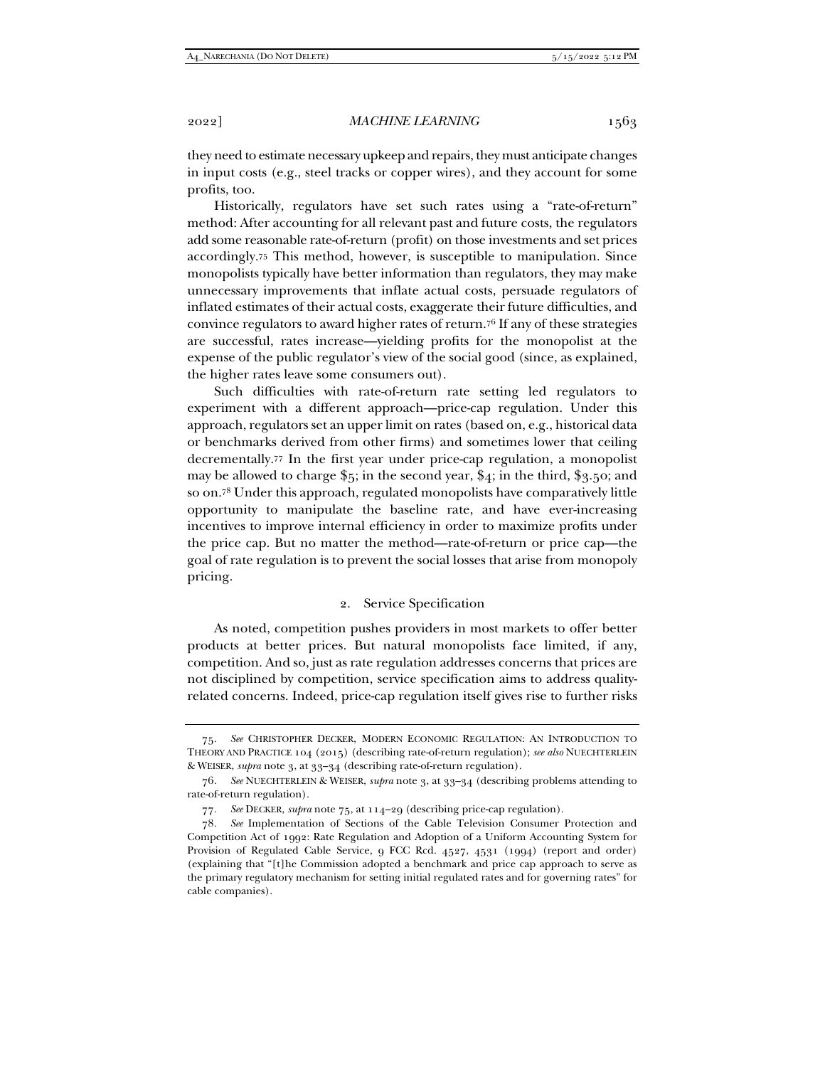they need to estimate necessary upkeep and repairs, they must anticipate changes in input costs (e.g., steel tracks or copper wires), and they account for some profits, too.

Historically, regulators have set such rates using a "rate-of-return" method: After accounting for all relevant past and future costs, the regulators add some reasonable rate-of-return (profit) on those investments and set prices accordingly.[75] This method, however, is susceptible to manipulation. Since monopolists typically have better information than regulators, they may make unnecessary improvements that inflate actual costs, persuade regulators of inflated estimates of their actual costs, exaggerate their future difficulties, and convince regulators to award higher rates of return.[76] If any of these strategies are successful, rates increase—yielding profits for the monopolist at the expense of the public regulator's view of the social good (since, as explained, the higher rates leave some consumers out).

Such difficulties with rate-of-return rate setting led regulators to experiment with a different approach—price-cap regulation. Under this approach, regulators set an upper limit on rates (based on, e.g., historical data or benchmarks derived from other firms) and sometimes lower that ceiling decrementally.[77] In the first year under price-cap regulation, a monopolist may be allowed to charge $5; in the second year, $4; in the third, $3.50; and so on.[78] Under this approach, regulated monopolists have comparatively little opportunity to manipulate the baseline rate, and have ever-increasing incentives to improve internal efficiency in order to maximize profits under the price cap. But no matter the method—rate-of-return or price cap—the goal of rate regulation is to prevent the social losses that arise from monopoly pricing.

### 2. Service Specification

As noted, competition pushes providers in most markets to offer better products at better prices. But natural monopolists face limited, if any, competition. And so, just as rate regulation addresses concerns that prices are not disciplined by competition, service specification aims to address quality-related concerns. Indeed, price-cap regulation itself gives rise to further risks

---

75. *See* CHRISTOPHER DECKER, MODERN ECONOMIC REGULATION: AN INTRODUCTION TO THEORY AND PRACTICE 104 (2015) (describing rate-of-return regulation); *see also* NUECHTERLEIN & WEISER, *supra* note 3, at 33–34 (describing rate-of-return regulation).

76. *See* NUECHTERLEIN & WEISER, *supra* note 3, at 33–34 (describing problems attending to rate-of-return regulation).

77. *See* DECKER, *supra* note 75, at 114–29 (describing price-cap regulation).

78. *See* Implementation of Sections of the Cable Television Consumer Protection and Competition Act of 1992: Rate Regulation and Adoption of a Uniform Accounting System for Provision of Regulated Cable Service, 9 FCC Rcd. 4527, 4531 (1994) (report and order) (explaining that "[t]he Commission adopted a benchmark and price cap approach to serve as the primary regulatory mechanism for setting initial regulated rates and for governing rates" for cable companies).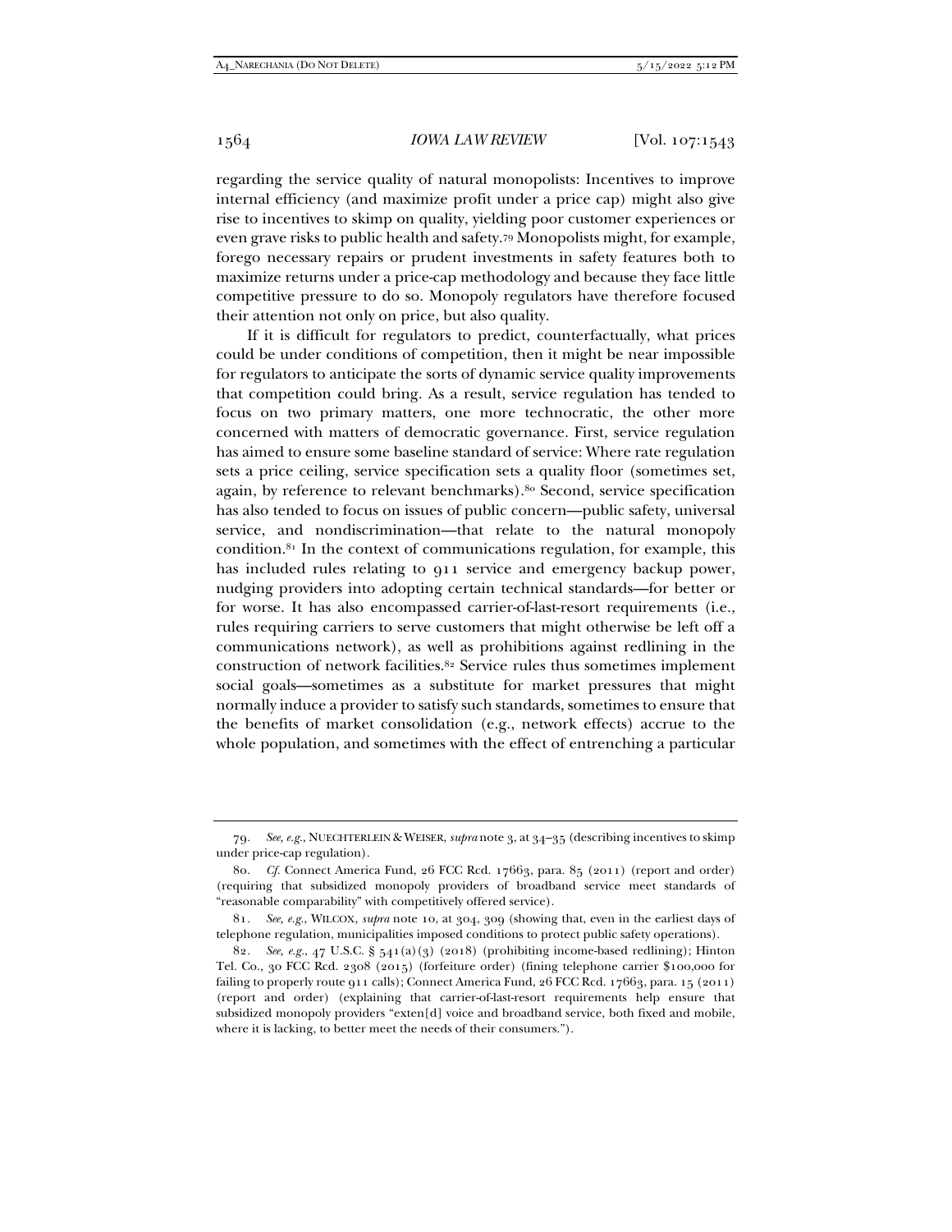regarding the service quality of natural monopolists: Incentives to improve internal efficiency (and maximize profit under a price cap) might also give rise to incentives to skimp on quality, yielding poor customer experiences or even grave risks to public health and safety.[79] Monopolists might, for example, forego necessary repairs or prudent investments in safety features both to maximize returns under a price-cap methodology and because they face little competitive pressure to do so. Monopoly regulators have therefore focused their attention not only on price, but also quality.

If it is difficult for regulators to predict, counterfactually, what prices could be under conditions of competition, then it might be near impossible for regulators to anticipate the sorts of dynamic service quality improvements that competition could bring. As a result, service regulation has tended to focus on two primary matters, one more technocratic, the other more concerned with matters of democratic governance. First, service regulation has aimed to ensure some baseline standard of service: Where rate regulation sets a price ceiling, service specification sets a quality floor (sometimes set, again, by reference to relevant benchmarks).[80] Second, service specification has also tended to focus on issues of public concern—public safety, universal service, and nondiscrimination—that relate to the natural monopoly condition.[81] In the context of communications regulation, for example, this has included rules relating to 911 service and emergency backup power, nudging providers into adopting certain technical standards—for better or for worse. It has also encompassed carrier-of-last-resort requirements (i.e., rules requiring carriers to serve customers that might otherwise be left off a communications network), as well as prohibitions against redlining in the construction of network facilities.[82] Service rules thus sometimes implement social goals—sometimes as a substitute for market pressures that might normally induce a provider to satisfy such standards, sometimes to ensure that the benefits of market consolidation (e.g., network effects) accrue to the whole population, and sometimes with the effect of entrenching a particular

---

79. *See, e.g.*, NUECHTERLEIN & WEISER, *supra* note 3, at 34–35 (describing incentives to skimp under price-cap regulation).

80. *Cf.* Connect America Fund, 26 FCC Rcd. 17663, para. 85 (2011) (report and order) (requiring that subsidized monopoly providers of broadband service meet standards of "reasonable comparability" with competitively offered service).

81. *See, e.g.*, WILCOX, *supra* note 10, at 304, 309 (showing that, even in the earliest days of telephone regulation, municipalities imposed conditions to protect public safety operations).

82. *See, e.g.*, 47 U.S.C. § 541(a)(3) (2018) (prohibiting income-based redlining); Hinton Tel. Co., 30 FCC Rcd. 2308 (2015) (forfeiture order) (fining telephone carrier $100,000 for failing to properly route 911 calls); Connect America Fund, 26 FCC Rcd. 17663, para. 15 (2011) (report and order) (explaining that carrier-of-last-resort requirements help ensure that subsidized monopoly providers "exten[d] voice and broadband service, both fixed and mobile, where it is lacking, to better meet the needs of their consumers.").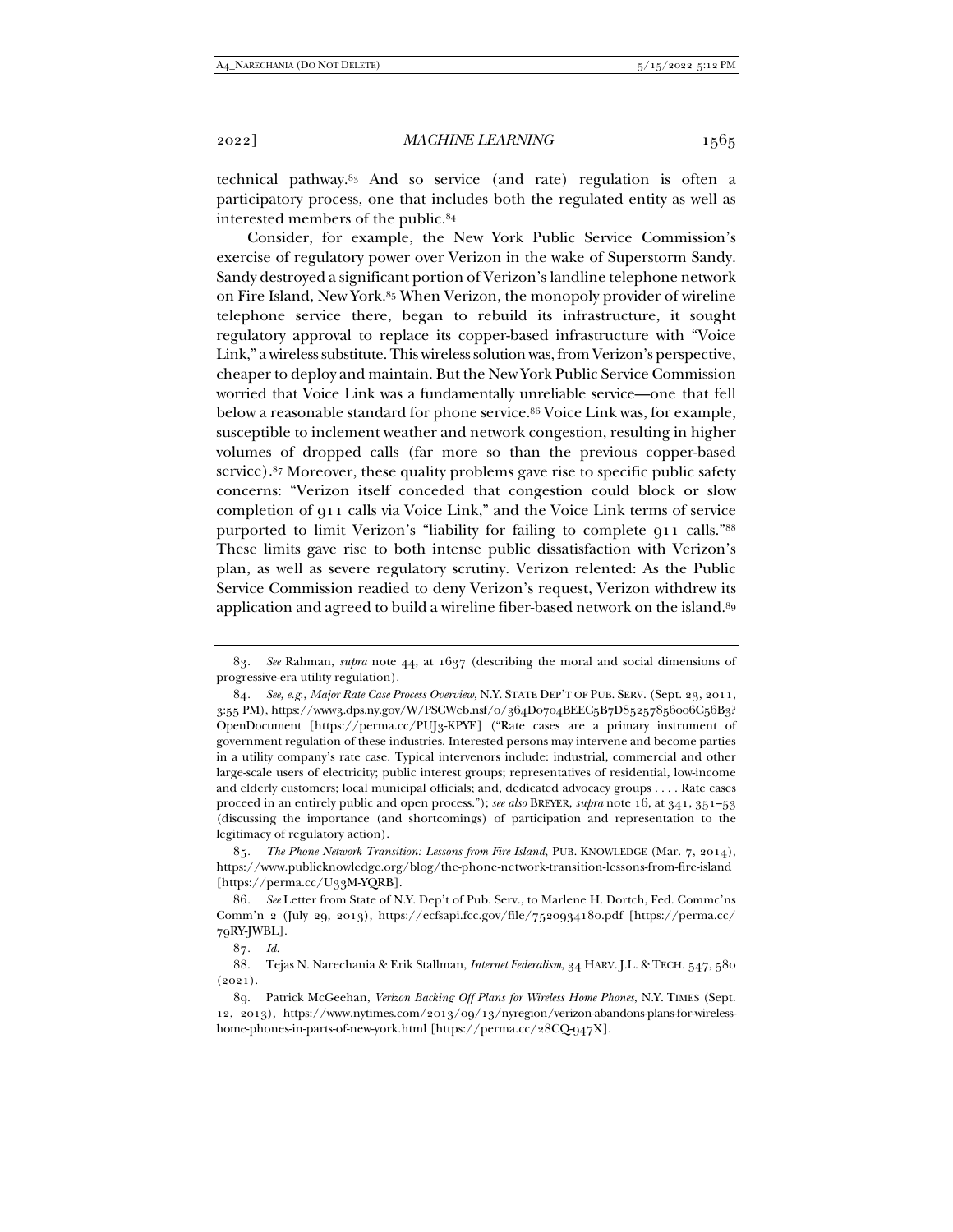technical pathway.[83] And so service (and rate) regulation is often a participatory process, one that includes both the regulated entity as well as interested members of the public.[84]

Consider, for example, the New York Public Service Commission's exercise of regulatory power over Verizon in the wake of Superstorm Sandy. Sandy destroyed a significant portion of Verizon's landline telephone network on Fire Island, New York.[85] When Verizon, the monopoly provider of wireline telephone service there, began to rebuild its infrastructure, it sought regulatory approval to replace its copper-based infrastructure with "Voice Link," a wireless substitute. This wireless solution was, from Verizon's perspective, cheaper to deploy and maintain. But the New York Public Service Commission worried that Voice Link was a fundamentally unreliable service—one that fell below a reasonable standard for phone service.[86] Voice Link was, for example, susceptible to inclement weather and network congestion, resulting in higher volumes of dropped calls (far more so than the previous copper-based service).[87] Moreover, these quality problems gave rise to specific public safety concerns: "Verizon itself conceded that congestion could block or slow completion of 911 calls via Voice Link," and the Voice Link terms of service purported to limit Verizon's "liability for failing to complete 911 calls."[88] These limits gave rise to both intense public dissatisfaction with Verizon's plan, as well as severe regulatory scrutiny. Verizon relented: As the Public Service Commission readied to deny Verizon's request, Verizon withdrew its application and agreed to build a wireline fiber-based network on the island.[89]

---

83. *See* Rahman, *supra* note 44, at 1637 (describing the moral and social dimensions of progressive-era utility regulation).

84. *See, e.g.*, *Major Rate Case Process Overview*, N.Y. STATE DEP'T OF PUB. SERV. (Sept. 23, 2011, 3:55 PM), https://www3.dps.ny.gov/W/PSCWeb.nsf/0/364D0704BEEC5B7D85257856006C56B3?OpenDocument [https://perma.cc/PUJ3-KPYE] ("Rate cases are a primary instrument of government regulation of these industries. Interested persons may intervene and become parties in a utility company's rate case. Typical intervenors include: industrial, commercial and other large-scale users of electricity; public interest groups; representatives of residential, low-income and elderly customers; local municipal officials; and, dedicated advocacy groups . . . . Rate cases proceed in an entirely public and open process."); *see also* BREYER, *supra* note 16, at 341, 351–53 (discussing the importance (and shortcomings) of participation and representation to the legitimacy of regulatory action).

85. *The Phone Network Transition: Lessons from Fire Island*, PUB. KNOWLEDGE (Mar. 7, 2014), https://www.publicknowledge.org/blog/the-phone-network-transition-lessons-from-fire-island [https://perma.cc/U33M-YQRB].

86. *See* Letter from State of N.Y. Dep't of Pub. Serv., to Marlene H. Dortch, Fed. Commc'ns Comm'n 2 (July 29, 2013), https://ecfsapi.fcc.gov/file/7520934180.pdf [https://perma.cc/79RY-JWBL].

87. *Id.*

88. Tejas N. Narechania & Erik Stallman, *Internet Federalism*, 34 HARV. J.L. & TECH. 547, 580 (2021).

89. Patrick McGeehan, *Verizon Backing Off Plans for Wireless Home Phones*, N.Y. TIMES (Sept. 12, 2013), https://www.nytimes.com/2013/09/13/nyregion/verizon-abandons-plans-for-wireless-home-phones-in-parts-of-new-york.html [https://perma.cc/28CQ-947X].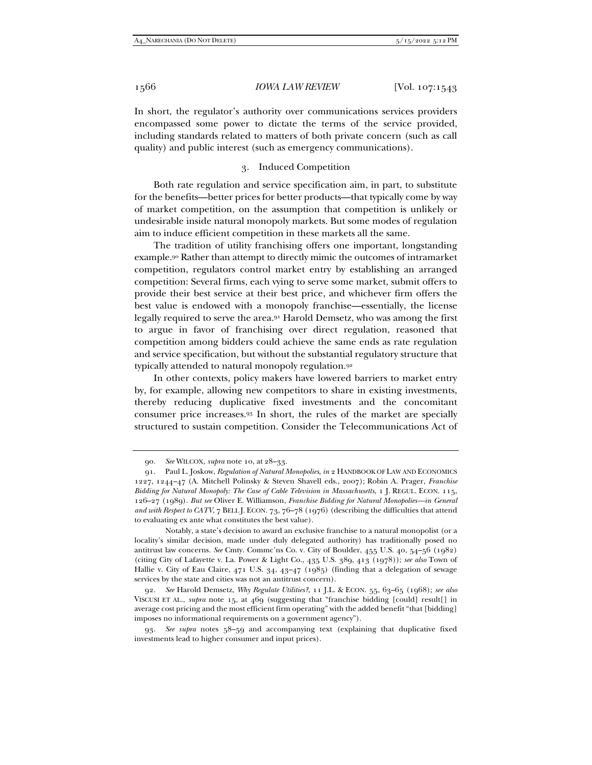In short, the regulator's authority over communications services providers encompassed some power to dictate the terms of the service provided, including standards related to matters of both private concern (such as call quality) and public interest (such as emergency communications).

### 3. Induced Competition

Both rate regulation and service specification aim, in part, to substitute for the benefits—better prices for better products—that typically come by way of market competition, on the assumption that competition is unlikely or undesirable inside natural monopoly markets. But some modes of regulation aim to induce efficient competition in these markets all the same.

The tradition of utility franchising offers one important, longstanding example.[90] Rather than attempt to directly mimic the outcomes of intramarket competition, regulators control market entry by establishing an arranged competition: Several firms, each vying to serve some market, submit offers to provide their best service at their best price, and whichever firm offers the best value is endowed with a monopoly franchise—essentially, the license legally required to serve the area.[91] Harold Demsetz, who was among the first to argue in favor of franchising over direct regulation, reasoned that competition among bidders could achieve the same ends as rate regulation and service specification, but without the substantial regulatory structure that typically attended to natural monopoly regulation.[92]

In other contexts, policy makers have lowered barriers to market entry by, for example, allowing new competitors to share in existing investments, thereby reducing duplicative fixed investments and the concomitant consumer price increases.[93] In short, the rules of the market are specially structured to sustain competition. Consider the Telecommunications Act of

---

90. *See* WILCOX, *supra* note 10, at 28–33.

91. Paul L. Joskow, *Regulation of Natural Monopolies*, *in* 2 HANDBOOK OF LAW AND ECONOMICS 1227, 1244–47 (A. Mitchell Polinsky & Steven Shavell eds., 2007); Robin A. Prager, *Franchise Bidding for Natural Monopoly: The Case of Cable Television in Massachusetts*, 1 J. REGUL. ECON. 115, 126–27 (1989). *But see* Oliver E. Williamson, *Franchise Bidding for Natural Monopolies—in General and with Respect to CATV*, 7 BELL J. ECON. 73, 76–78 (1976) (describing the difficulties that attend to evaluating ex ante what constitutes the best value).

Notably, a state's decision to award an exclusive franchise to a natural monopolist (or a locality's similar decision, made under duly delegated authority) has traditionally posed no antitrust law concerns. *See* Cmty. Commc'ns Co. v. City of Boulder, 455 U.S. 40, 54–56 (1982) (citing City of Lafayette v. La. Power & Light Co., 435 U.S. 389, 413 (1978)); *see also* Town of Hallie v. City of Eau Claire, 471 U.S. 34, 43–47 (1985) (finding that a delegation of sewage services by the state and cities was not an antitrust concern).

92. *See* Harold Demsetz, *Why Regulate Utilities?*, 11 J.L. & ECON. 55, 63–65 (1968); *see also* VISCUSI ET AL., *supra* note 15, at 469 (suggesting that "franchise bidding [could] result[] in average cost pricing and the most efficient firm operating" with the added benefit "that [bidding] imposes no informational requirements on a government agency").

93. *See supra* notes 58–59 and accompanying text (explaining that duplicative fixed investments lead to higher consumer and input prices).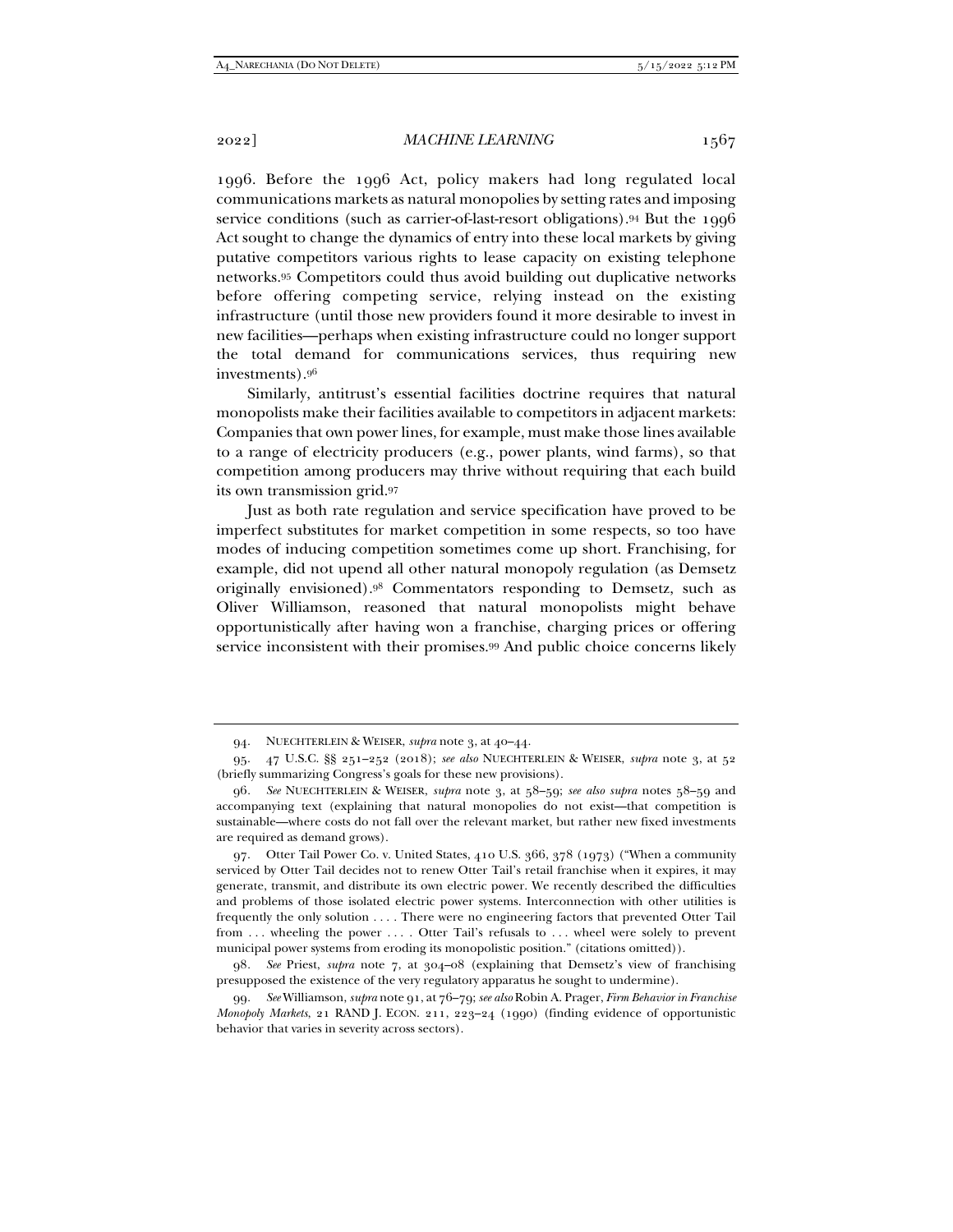1996. Before the 1996 Act, policy makers had long regulated local communications markets as natural monopolies by setting rates and imposing service conditions (such as carrier-of-last-resort obligations).[94] But the 1996 Act sought to change the dynamics of entry into these local markets by giving putative competitors various rights to lease capacity on existing telephone networks.[95] Competitors could thus avoid building out duplicative networks before offering competing service, relying instead on the existing infrastructure (until those new providers found it more desirable to invest in new facilities—perhaps when existing infrastructure could no longer support the total demand for communications services, thus requiring new investments).[96]

Similarly, antitrust's essential facilities doctrine requires that natural monopolists make their facilities available to competitors in adjacent markets: Companies that own power lines, for example, must make those lines available to a range of electricity producers (e.g., power plants, wind farms), so that competition among producers may thrive without requiring that each build its own transmission grid.[97]

Just as both rate regulation and service specification have proved to be imperfect substitutes for market competition in some respects, so too have modes of inducing competition sometimes come up short. Franchising, for example, did not upend all other natural monopoly regulation (as Demsetz originally envisioned).[98] Commentators responding to Demsetz, such as Oliver Williamson, reasoned that natural monopolists might behave opportunistically after having won a franchise, charging prices or offering service inconsistent with their promises.[99] And public choice concerns likely

---

94. NUECHTERLEIN & WEISER, *supra* note 3, at 40–44.

95. 47 U.S.C. §§ 251–252 (2018); *see also* NUECHTERLEIN & WEISER, *supra* note 3, at 52 (briefly summarizing Congress's goals for these new provisions).

96. *See* NUECHTERLEIN & WEISER, *supra* note 3, at 58–59; *see also supra* notes 58–59 and accompanying text (explaining that natural monopolies do not exist—that competition is sustainable—where costs do not fall over the relevant market, but rather new fixed investments are required as demand grows).

97. Otter Tail Power Co. v. United States, 410 U.S. 366, 378 (1973) ("When a community serviced by Otter Tail decides not to renew Otter Tail's retail franchise when it expires, it may generate, transmit, and distribute its own electric power. We recently described the difficulties and problems of those isolated electric power systems. Interconnection with other utilities is frequently the only solution . . . . There were no engineering factors that prevented Otter Tail from . . . wheeling the power . . . . Otter Tail's refusals to . . . wheel were solely to prevent municipal power systems from eroding its monopolistic position." (citations omitted)).

98. *See* Priest, *supra* note 7, at 304–08 (explaining that Demsetz's view of franchising presupposed the existence of the very regulatory apparatus he sought to undermine).

99. *See* Williamson, *supra* note 91, at 76–79; *see also* Robin A. Prager, *Firm Behavior in Franchise Monopoly Markets*, 21 RAND J. ECON. 211, 223–24 (1990) (finding evidence of opportunistic behavior that varies in severity across sectors).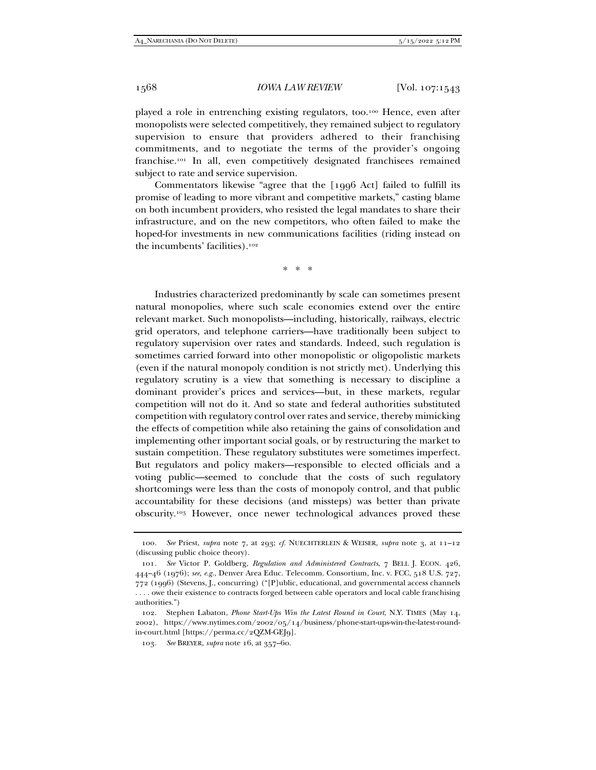played a role in entrenching existing regulators, too.[100] Hence, even after monopolists were selected competitively, they remained subject to regulatory supervision to ensure that providers adhered to their franchising commitments, and to negotiate the terms of the provider's ongoing franchise.[101] In all, even competitively designated franchisees remained subject to rate and service supervision.

Commentators likewise "agree that the [1996 Act] failed to fulfill its promise of leading to more vibrant and competitive markets," casting blame on both incumbent providers, who resisted the legal mandates to share their infrastructure, and on the new competitors, who often failed to make the hoped-for investments in new communications facilities (riding instead on the incumbents' facilities).[102]

\* \* \*

Industries characterized predominantly by scale can sometimes present natural monopolies, where such scale economies extend over the entire relevant market. Such monopolists—including, historically, railways, electric grid operators, and telephone carriers—have traditionally been subject to regulatory supervision over rates and standards. Indeed, such regulation is sometimes carried forward into other monopolistic or oligopolistic markets (even if the natural monopoly condition is not strictly met). Underlying this regulatory scrutiny is a view that something is necessary to discipline a dominant provider's prices and services—but, in these markets, regular competition will not do it. And so state and federal authorities substituted competition with regulatory control over rates and service, thereby mimicking the effects of competition while also retaining the gains of consolidation and implementing other important social goals, or by restructuring the market to sustain competition. These regulatory substitutes were sometimes imperfect. But regulators and policy makers—responsible to elected officials and a voting public—seemed to conclude that the costs of such regulatory shortcomings were less than the costs of monopoly control, and that public accountability for these decisions (and missteps) was better than private obscurity.[103] However, once newer technological advances proved these

---

100. *See* Priest, *supra* note 7, at 293; *cf.* NUECHTERLEIN & WEISER, *supra* note 3, at 11–12 (discussing public choice theory).

101. *See* Victor P. Goldberg, *Regulation and Administered Contracts*, 7 BELL J. ECON. 426, 444–46 (1976); *see, e.g.*, Denver Area Educ. Telecomm. Consortium, Inc. v. FCC, 518 U.S. 727, 772 (1996) (Stevens, J., concurring) ("[P]ublic, educational, and governmental access channels . . . . owe their existence to contracts forged between cable operators and local cable franchising authorities.")

102. Stephen Labaton, *Phone Start-Ups Win the Latest Round in Court*, N.Y. TIMES (May 14, 2002), https://www.nytimes.com/2002/05/14/business/phone-start-ups-win-the-latest-round-in-court.html [https://perma.cc/2QZM-GEJ9].

103. *See* BREYER, *supra* note 16, at 357–60.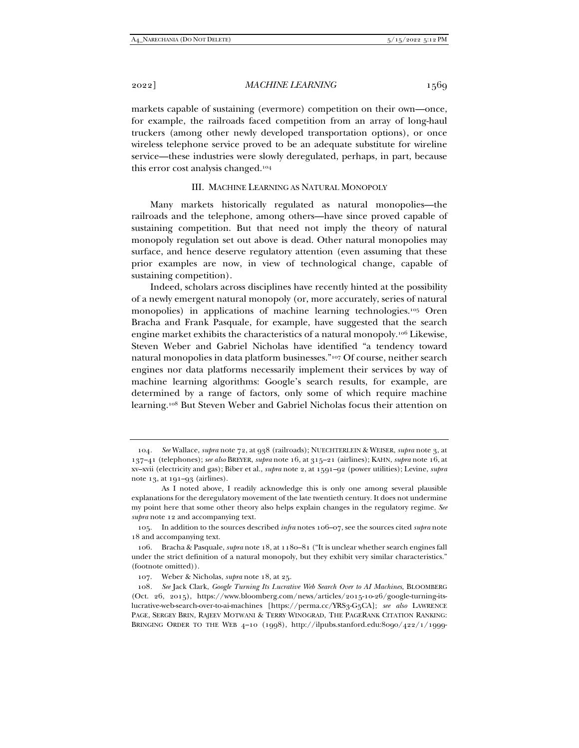markets capable of sustaining (evermore) competition on their own—once, for example, the railroads faced competition from an array of long-haul truckers (among other newly developed transportation options), or once wireless telephone service proved to be an adequate substitute for wireline service—these industries were slowly deregulated, perhaps, in part, because this error cost analysis changed.[104]

## III. MACHINE LEARNING AS NATURAL MONOPOLY

Many markets historically regulated as natural monopolies—the railroads and the telephone, among others—have since proved capable of sustaining competition. But that need not imply the theory of natural monopoly regulation set out above is dead. Other natural monopolies may surface, and hence deserve regulatory attention (even assuming that these prior examples are now, in view of technological change, capable of sustaining competition).

Indeed, scholars across disciplines have recently hinted at the possibility of a newly emergent natural monopoly (or, more accurately, series of natural monopolies) in applications of machine learning technologies.[105] Oren Bracha and Frank Pasquale, for example, have suggested that the search engine market exhibits the characteristics of a natural monopoly.[106] Likewise, Steven Weber and Gabriel Nicholas have identified "a tendency toward natural monopolies in data platform businesses."[107] Of course, neither search engines nor data platforms necessarily implement their services by way of machine learning algorithms: Google's search results, for example, are determined by a range of factors, only some of which require machine learning.[108] But Steven Weber and Gabriel Nicholas focus their attention on

---

104. *See* Wallace, *supra* note 72, at 938 (railroads); NUECHTERLEIN & WEISER, *supra* note 3, at 137–41 (telephones); *see also* BREYER, *supra* note 16, at 315–21 (airlines); KAHN, *supra* note 16, at xv–xvii (electricity and gas); Biber et al., *supra* note 2, at 1591–92 (power utilities); Levine, *supra* note 13, at 191–93 (airlines).

As I noted above, I readily acknowledge this is only one among several plausible explanations for the deregulatory movement of the late twentieth century. It does not undermine my point here that some other theory also helps explain changes in the regulatory regime. *See supra* note 12 and accompanying text.

105. In addition to the sources described *infra* notes 106–07, see the sources cited *supra* note 18 and accompanying text.

106. Bracha & Pasquale, *supra* note 18, at 1180–81 ("It is unclear whether search engines fall under the strict definition of a natural monopoly, but they exhibit very similar characteristics." (footnote omitted)).

107. Weber & Nicholas, *supra* note 18, at 25.

108. *See* Jack Clark, *Google Turning Its Lucrative Web Search Over to AI Machines*, BLOOMBERG (Oct. 26, 2015), https://www.bloomberg.com/news/articles/2015-10-26/google-turning-its-lucrative-web-search-over-to-ai-machines [https://perma.cc/YRS3-G5CA]; *see also* LAWRENCE PAGE, SERGEY BRIN, RAJEEV MOTWANI & TERRY WINOGRAD, THE PAGERANK CITATION RANKING: BRINGING ORDER TO THE WEB 4–10 (1998), http://ilpubs.stanford.edu:8090/422/1/1999-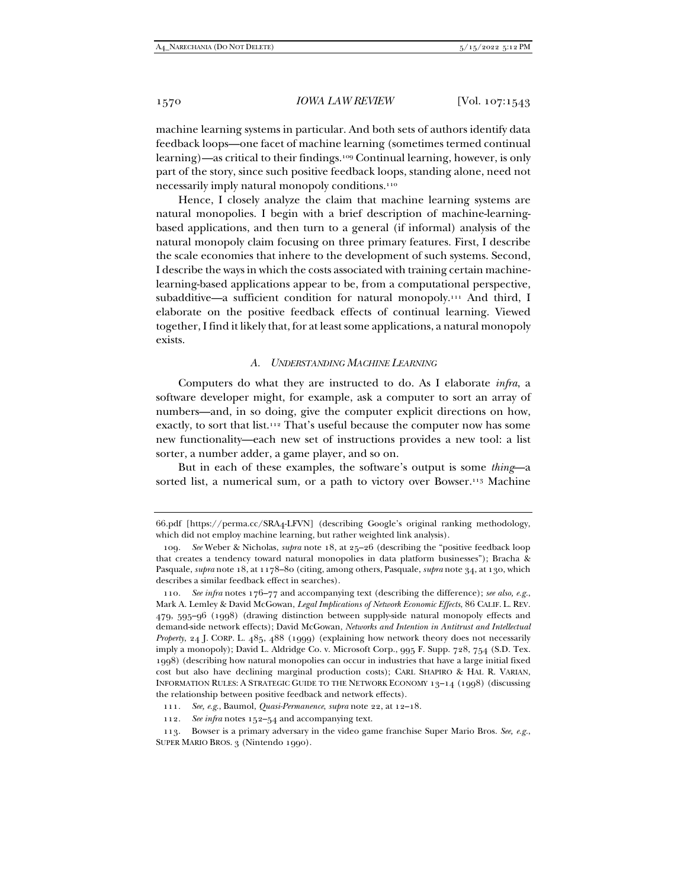machine learning systems in particular. And both sets of authors identify data feedback loops—one facet of machine learning (sometimes termed continual learning)—as critical to their findings.[109] Continual learning, however, is only part of the story, since such positive feedback loops, standing alone, need not necessarily imply natural monopoly conditions.[110]

Hence, I closely analyze the claim that machine learning systems are natural monopolies. I begin with a brief description of machine-learning-based applications, and then turn to a general (if informal) analysis of the natural monopoly claim focusing on three primary features. First, I describe the scale economies that inhere to the development of such systems. Second, I describe the ways in which the costs associated with training certain machine-learning-based applications appear to be, from a computational perspective, subadditive—a sufficient condition for natural monopoly.[111] And third, I elaborate on the positive feedback effects of continual learning. Viewed together, I find it likely that, for at least some applications, a natural monopoly exists.

### *A. Understanding Machine Learning*

Computers do what they are instructed to do. As I elaborate *infra*, a software developer might, for example, ask a computer to sort an array of numbers—and, in so doing, give the computer explicit directions on how, exactly, to sort that list.[112] That's useful because the computer now has some new functionality—each new set of instructions provides a new tool: a list sorter, a number adder, a game player, and so on.

But in each of these examples, the software's output is some *thing*—a sorted list, a numerical sum, or a path to victory over Bowser.[113] Machine

---

66.pdf [https://perma.cc/SRA4-LFVN] (describing Google's original ranking methodology, which did not employ machine learning, but rather weighted link analysis).

109. *See* Weber & Nicholas, *supra* note 18, at 25–26 (describing the "positive feedback loop that creates a tendency toward natural monopolies in data platform businesses"); Bracha & Pasquale, *supra* note 18, at 1178–80 (citing, among others, Pasquale, *supra* note 34, at 130, which describes a similar feedback effect in searches).

110. *See infra* notes 176–77 and accompanying text (describing the difference); *see also, e.g.*, Mark A. Lemley & David McGowan, *Legal Implications of Network Economic Effects*, 86 CALIF. L. REV. 479, 595–96 (1998) (drawing distinction between supply-side natural monopoly effects and demand-side network effects); David McGowan, *Networks and Intention in Antitrust and Intellectual Property*, 24 J. CORP. L. 485, 488 (1999) (explaining how network theory does not necessarily imply a monopoly); David L. Aldridge Co. v. Microsoft Corp., 995 F. Supp. 728, 754 (S.D. Tex. 1998) (describing how natural monopolies can occur in industries that have a large initial fixed cost but also have declining marginal production costs); CARL SHAPIRO & HAL R. VARIAN, INFORMATION RULES: A STRATEGIC GUIDE TO THE NETWORK ECONOMY 13–14 (1998) (discussing the relationship between positive feedback and network effects).

111. *See, e.g.*, Baumol, *Quasi-Permanence*, *supra* note 22, at 12–18.

112. *See infra* notes 152–54 and accompanying text.

113. Bowser is a primary adversary in the video game franchise Super Mario Bros. *See, e.g.*, SUPER MARIO BROS. 3 (Nintendo 1990).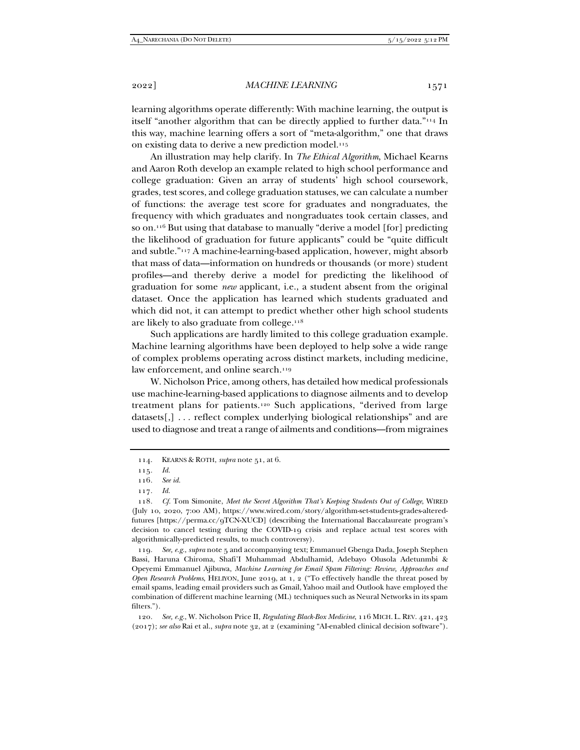learning algorithms operate differently: With machine learning, the output is itself "another algorithm that can be directly applied to further data."[114] In this way, machine learning offers a sort of "meta-algorithm," one that draws on existing data to derive a new prediction model.[115]

An illustration may help clarify. In *The Ethical Algorithm*, Michael Kearns and Aaron Roth develop an example related to high school performance and college graduation: Given an array of students' high school coursework, grades, test scores, and college graduation statuses, we can calculate a number of functions: the average test score for graduates and nongraduates, the frequency with which graduates and nongraduates took certain classes, and so on.[116] But using that database to manually "derive a model [for] predicting the likelihood of graduation for future applicants" could be "quite difficult and subtle."[117] A machine-learning-based application, however, might absorb that mass of data—information on hundreds or thousands (or more) student profiles—and thereby derive a model for predicting the likelihood of graduation for some *new* applicant, i.e., a student absent from the original dataset. Once the application has learned which students graduated and which did not, it can attempt to predict whether other high school students are likely to also graduate from college.[118]

Such applications are hardly limited to this college graduation example. Machine learning algorithms have been deployed to help solve a wide range of complex problems operating across distinct markets, including medicine, law enforcement, and online search.[119]

W. Nicholson Price, among others, has detailed how medical professionals use machine-learning-based applications to diagnose ailments and to develop treatment plans for patients.[120] Such applications, "derived from large datasets[,] . . . reflect complex underlying biological relationships" and are used to diagnose and treat a range of ailments and conditions—from migraines

---

114. KEARNS & ROTH, *supra* note 51, at 6.

115. *Id.*

116. *See id.*

117. *Id.*

118. *Cf.* Tom Simonite, *Meet the Secret Algorithm That's Keeping Students Out of College*, WIRED (July 10, 2020, 7:00 AM), https://www.wired.com/story/algorithm-set-students-grades-altered-futures [https://perma.cc/9TCN-XUCD] (describing the International Baccalaureate program's decision to cancel testing during the COVID-19 crisis and replace actual test scores with algorithmically-predicted results, to much controversy).

119. *See, e.g.*, *supra* note 5 and accompanying text; Emmanuel Gbenga Dada, Joseph Stephen Bassi, Haruna Chiroma, Shafi'I Muhammad Abdulhamid, Adebayo Olusola Adetunmbi & Opeyemi Emmanuel Ajibuwa, *Machine Learning for Email Spam Filtering: Review, Approaches and Open Research Problems*, HELIYON, June 2019, at 1, 2 ("To effectively handle the threat posed by email spams, leading email providers such as Gmail, Yahoo mail and Outlook have employed the combination of different machine learning (ML) techniques such as Neural Networks in its spam filters.").

120. *See, e.g.*, W. Nicholson Price II, *Regulating Black-Box Medicine*, 116 MICH. L. REV. 421, 423 (2017); *see also* Rai et al., *supra* note 32, at 2 (examining "AI-enabled clinical decision software").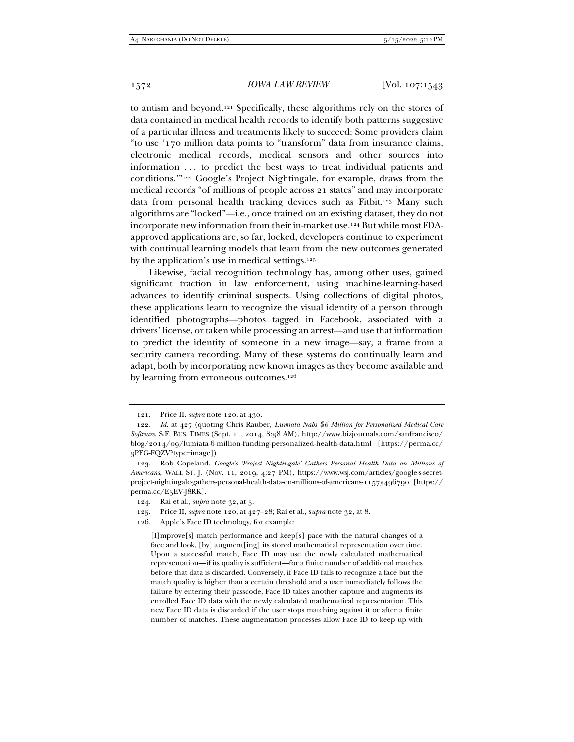to autism and beyond.[121] Specifically, these algorithms rely on the stores of data contained in medical health records to identify both patterns suggestive of a particular illness and treatments likely to succeed: Some providers claim "to use '170 million data points to "transform" data from insurance claims, electronic medical records, medical sensors and other sources into information . . . to predict the best ways to treat individual patients and conditions.'"[122] Google's Project Nightingale, for example, draws from the medical records "of millions of people across 21 states" and may incorporate data from personal health tracking devices such as Fitbit.[123] Many such algorithms are "locked"—i.e., once trained on an existing dataset, they do not incorporate new information from their in-market use.[124] But while most FDA-approved applications are, so far, locked, developers continue to experiment with continual learning models that learn from the new outcomes generated by the application's use in medical settings.[125]

Likewise, facial recognition technology has, among other uses, gained significant traction in law enforcement, using machine-learning-based advances to identify criminal suspects. Using collections of digital photos, these applications learn to recognize the visual identity of a person through identified photographs—photos tagged in Facebook, associated with a drivers' license, or taken while processing an arrest—and use that information to predict the identity of someone in a new image—say, a frame from a security camera recording. Many of these systems do continually learn and adapt, both by incorporating new known images as they become available and by learning from erroneous outcomes.[126]

---

121. Price II, *supra* note 120, at 430.

122. *Id.* at 427 (quoting Chris Rauber, *Lumiata Nabs $6 Million for Personalized Medical Care Software*, S.F. BUS. TIMES (Sept. 11, 2014, 8:38 AM), http://www.bizjournals.com/sanfrancisco/blog/2014/09/lumiata-6-million-funding-personalized-health-data.html [https://perma.cc/3PEG-FQZV?type=image]).

123. Rob Copeland, *Google's 'Project Nightingale' Gathers Personal Health Data on Millions of Americans*, WALL ST. J. (Nov. 11, 2019, 4:27 PM), https://www.wsj.com/articles/google-s-secret-project-nightingale-gathers-personal-health-data-on-millions-of-americans-11573496790 [https://perma.cc/E5EV-J8RK].

124. Rai et al., *supra* note 32, at 5.

125. Price II, *supra* note 120, at 427–28; Rai et al., *supra* note 32, at 8.

126. Apple's Face ID technology, for example:

> [I]mprove[s] match performance and keep[s] pace with the natural changes of a face and look, [by] augment[ing] its stored mathematical representation over time. Upon a successful match, Face ID may use the newly calculated mathematical representation—if its quality is sufficient—for a finite number of additional matches before that data is discarded. Conversely, if Face ID fails to recognize a face but the match quality is higher than a certain threshold and a user immediately follows the failure by entering their passcode, Face ID takes another capture and augments its enrolled Face ID data with the newly calculated mathematical representation. This new Face ID data is discarded if the user stops matching against it or after a finite number of matches. These augmentation processes allow Face ID to keep up with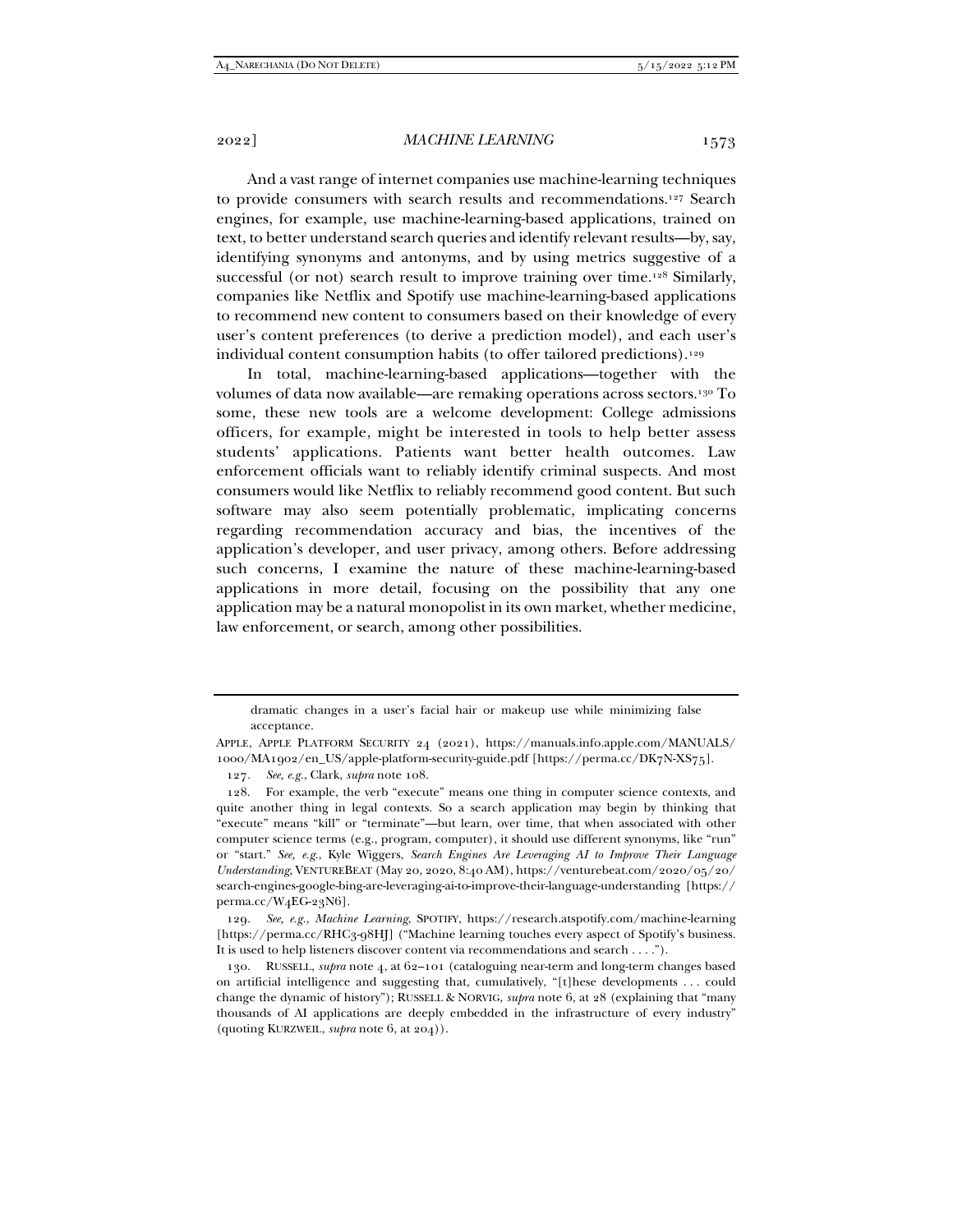And a vast range of internet companies use machine-learning techniques to provide consumers with search results and recommendations.[127] Search engines, for example, use machine-learning-based applications, trained on text, to better understand search queries and identify relevant results—by, say, identifying synonyms and antonyms, and by using metrics suggestive of a successful (or not) search result to improve training over time.[128] Similarly, companies like Netflix and Spotify use machine-learning-based applications to recommend new content to consumers based on their knowledge of every user's content preferences (to derive a prediction model), and each user's individual content consumption habits (to offer tailored predictions).[129]

In total, machine-learning-based applications—together with the volumes of data now available—are remaking operations across sectors.[130] To some, these new tools are a welcome development: College admissions officers, for example, might be interested in tools to help better assess students' applications. Patients want better health outcomes. Law enforcement officials want to reliably identify criminal suspects. And most consumers would like Netflix to reliably recommend good content. But such software may also seem potentially problematic, implicating concerns regarding recommendation accuracy and bias, the incentives of the application's developer, and user privacy, among others. Before addressing such concerns, I examine the nature of these machine-learning-based applications in more detail, focusing on the possibility that any one application may be a natural monopolist in its own market, whether medicine, law enforcement, or search, among other possibilities.

---

dramatic changes in a user's facial hair or makeup use while minimizing false acceptance.

APPLE, APPLE PLATFORM SECURITY 24 (2021), https://manuals.info.apple.com/MANUALS/1000/MA1902/en_US/apple-platform-security-guide.pdf [https://perma.cc/DK7N-XS75].

127. *See, e.g.*, Clark, *supra* note 108.

128. For example, the verb "execute" means one thing in computer science contexts, and quite another thing in legal contexts. So a search application may begin by thinking that "execute" means "kill" or "terminate"—but learn, over time, that when associated with other computer science terms (e.g., program, computer), it should use different synonyms, like "run" or "start." *See, e.g.*, Kyle Wiggers, *Search Engines Are Leveraging AI to Improve Their Language Understanding*, VENTUREBEAT (May 20, 2020, 8:40 AM), https://venturebeat.com/2020/05/20/search-engines-google-bing-are-leveraging-ai-to-improve-their-language-understanding [https://perma.cc/W4EG-23N6].

129. *See, e.g.*, *Machine Learning*, SPOTIFY, https://research.atspotify.com/machine-learning [https://perma.cc/RHC3-98HJ] ("Machine learning touches every aspect of Spotify's business. It is used to help listeners discover content via recommendations and search . . . .").

130. RUSSELL, *supra* note 4, at 62–101 (cataloguing near-term and long-term changes based on artificial intelligence and suggesting that, cumulatively, "[t]hese developments . . . could change the dynamic of history"); RUSSELL & NORVIG, *supra* note 6, at 28 (explaining that "many thousands of AI applications are deeply embedded in the infrastructure of every industry" (quoting KURZWEIL, *supra* note 6, at 204)).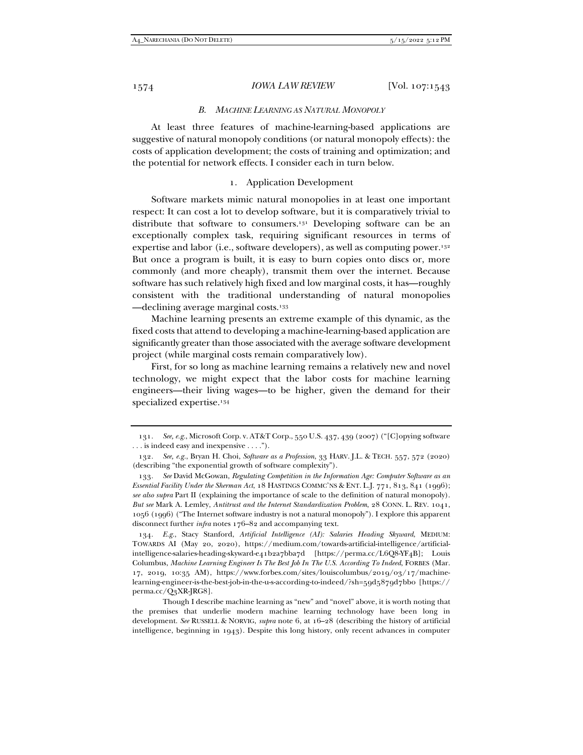### *B. Machine Learning as Natural Monopoly*

At least three features of machine-learning-based applications are suggestive of natural monopoly conditions (or natural monopoly effects): the costs of application development; the costs of training and optimization; and the potential for network effects. I consider each in turn below.

#### 1. Application Development

Software markets mimic natural monopolies in at least one important respect: It can cost a lot to develop software, but it is comparatively trivial to distribute that software to consumers.[131] Developing software can be an exceptionally complex task, requiring significant resources in terms of expertise and labor (i.e., software developers), as well as computing power.[132] But once a program is built, it is easy to burn copies onto discs or, more commonly (and more cheaply), transmit them over the internet. Because software has such relatively high fixed and low marginal costs, it has—roughly consistent with the traditional understanding of natural monopolies —declining average marginal costs.[133]

Machine learning presents an extreme example of this dynamic, as the fixed costs that attend to developing a machine-learning-based application are significantly greater than those associated with the average software development project (while marginal costs remain comparatively low).

First, for so long as machine learning remains a relatively new and novel technology, we might expect that the labor costs for machine learning engineers—their living wages—to be higher, given the demand for their specialized expertise.[134]

---

131. *See, e.g.*, Microsoft Corp. v. AT&T Corp., 550 U.S. 437, 439 (2007) ("[C]opying software . . . is indeed easy and inexpensive . . . .").

132. *See, e.g.*, Bryan H. Choi, *Software as a Profession*, 33 HARV. J.L. & TECH. 557, 572 (2020) (describing "the exponential growth of software complexity").

133. *See* David McGowan, *Regulating Competition in the Information Age: Computer Software as an Essential Facility Under the Sherman Act*, 18 HASTINGS COMMC'NS & ENT. L.J. 771, 813, 841 (1996); *see also supra* Part II (explaining the importance of scale to the definition of natural monopoly). *But see* Mark A. Lemley, *Antitrust and the Internet Standardization Problem*, 28 CONN. L. REV. 1041, 1056 (1996) ("The Internet software industry is not a natural monopoly"). I explore this apparent disconnect further *infra* notes 176–82 and accompanying text.

134. *E.g.*, Stacy Stanford, *Artificial Intelligence (AI): Salaries Heading Skyward*, MEDIUM: TOWARDS AI (May 20, 2020), https://medium.com/towards-artificial-intelligence/artificial-intelligence-salaries-heading-skyward-e41b2a7bba7d [https://perma.cc/L6Q8-YF4B]; Louis Columbus, *Machine Learning Engineer Is The Best Job In The U.S. According To Indeed*, FORBES (Mar. 17, 2019, 10:35 AM), https://www.forbes.com/sites/louiscolumbus/2019/03/17/machine-learning-engineer-is-the-best-job-in-the-u-s-according-to-indeed/?sh=59d5879d7bb0 [https://perma.cc/Q3XR-JRG8].

Though I describe machine learning as "new" and "novel" above, it is worth noting that the premises that underlie modern machine learning technology have been long in development. *See* RUSSELL & NORVIG, *supra* note 6, at 16–28 (describing the history of artificial intelligence, beginning in 1943). Despite this long history, only recent advances in computer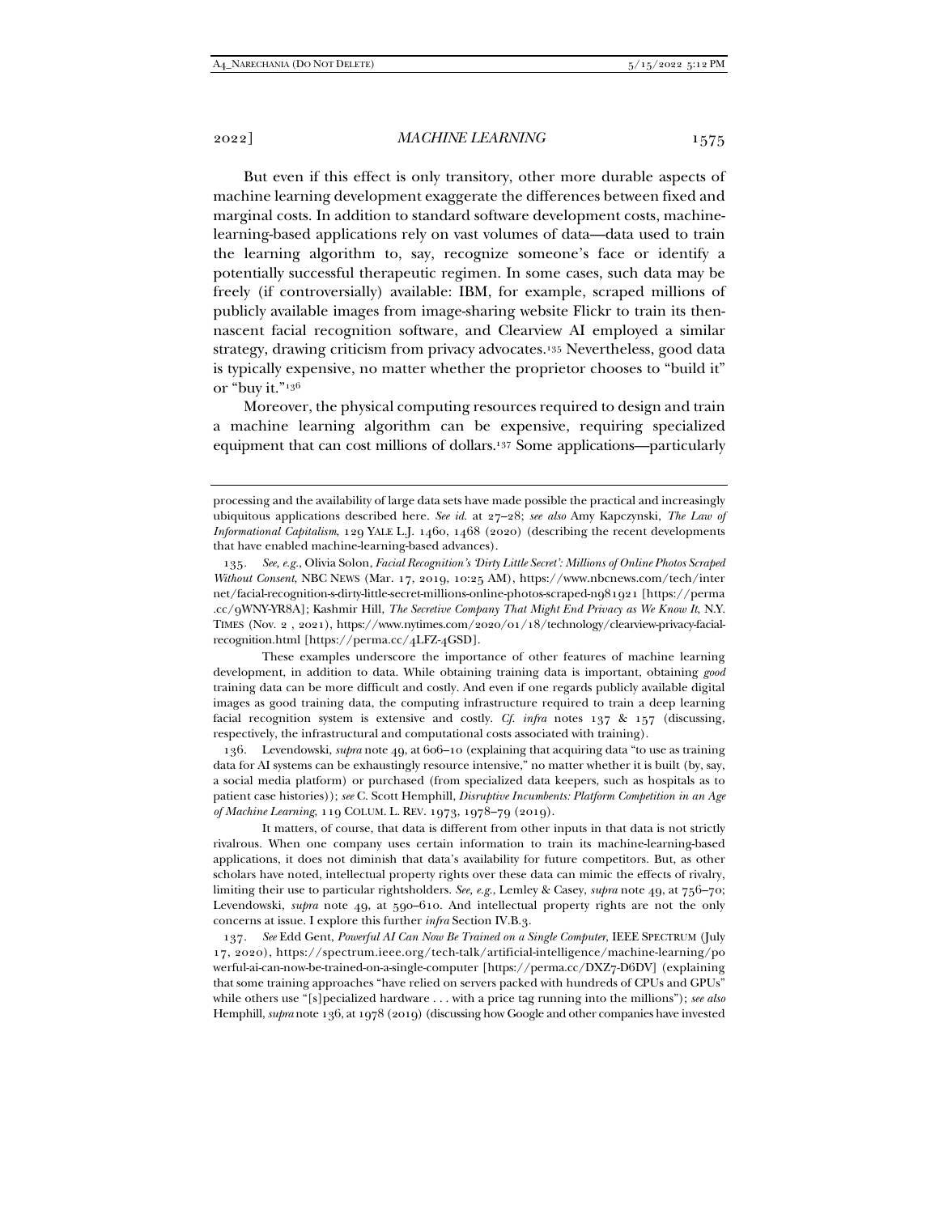But even if this effect is only transitory, other more durable aspects of machine learning development exaggerate the differences between fixed and marginal costs. In addition to standard software development costs, machine-learning-based applications rely on vast volumes of data—data used to train the learning algorithm to, say, recognize someone's face or identify a potentially successful therapeutic regimen. In some cases, such data may be freely (if controversially) available: IBM, for example, scraped millions of publicly available images from image-sharing website Flickr to train its then-nascent facial recognition software, and Clearview AI employed a similar strategy, drawing criticism from privacy advocates.[135] Nevertheless, good data is typically expensive, no matter whether the proprietor chooses to "build it" or "buy it."[136]

Moreover, the physical computing resources required to design and train a machine learning algorithm can be expensive, requiring specialized equipment that can cost millions of dollars.[137] Some applications—particularly

---

processing and the availability of large data sets have made possible the practical and increasingly ubiquitous applications described here. *See id.* at 27–28; *see also* Amy Kapczynski, *The Law of Informational Capitalism*, 129 YALE L.J. 1460, 1468 (2020) (describing the recent developments that have enabled machine-learning-based advances).

135. *See, e.g.*, Olivia Solon, *Facial Recognition's 'Dirty Little Secret': Millions of Online Photos Scraped Without Consent*, NBC NEWS (Mar. 17, 2019, 10:25 AM), https://www.nbcnews.com/tech/internet/facial-recognition-s-dirty-little-secret-millions-online-photos-scraped-n981921 [https://perma.cc/9WNY-YR8A]; Kashmir Hill, *The Secretive Company That Might End Privacy as We Know It*, N.Y. TIMES (Nov. 2 , 2021), https://www.nytimes.com/2020/01/18/technology/clearview-privacy-facial-recognition.html [https://perma.cc/4LFZ-4GSD].

These examples underscore the importance of other features of machine learning development, in addition to data. While obtaining training data is important, obtaining *good* training data can be more difficult and costly. And even if one regards publicly available digital images as good training data, the computing infrastructure required to train a deep learning facial recognition system is extensive and costly. *Cf. infra* notes 137 & 157 (discussing, respectively, the infrastructural and computational costs associated with training).

136. Levendowski, *supra* note 49, at 606–10 (explaining that acquiring data "to use as training data for AI systems can be exhaustingly resource intensive," no matter whether it is built (by, say, a social media platform) or purchased (from specialized data keepers, such as hospitals as to patient case histories)); *see* C. Scott Hemphill, *Disruptive Incumbents: Platform Competition in an Age of Machine Learning*, 119 COLUM. L. REV. 1973, 1978–79 (2019).

It matters, of course, that data is different from other inputs in that data is not strictly rivalrous. When one company uses certain information to train its machine-learning-based applications, it does not diminish that data's availability for future competitors. But, as other scholars have noted, intellectual property rights over these data can mimic the effects of rivalry, limiting their use to particular rightsholders. *See, e.g.*, Lemley & Casey, *supra* note 49, at 756–70; Levendowski, *supra* note 49, at 590–610. And intellectual property rights are not the only concerns at issue. I explore this further *infra* Section IV.B.3.

137. *See* Edd Gent, *Powerful AI Can Now Be Trained on a Single Computer*, IEEE SPECTRUM (July 17, 2020), https://spectrum.ieee.org/tech-talk/artificial-intelligence/machine-learning/powerful-ai-can-now-be-trained-on-a-single-computer [https://perma.cc/DXZ7-D6DV] (explaining that some training approaches "have relied on servers packed with hundreds of CPUs and GPUs" while others use "[s]pecialized hardware . . . with a price tag running into the millions"); *see also* Hemphill, *supra* note 136, at 1978 (2019) (discussing how Google and other companies have invested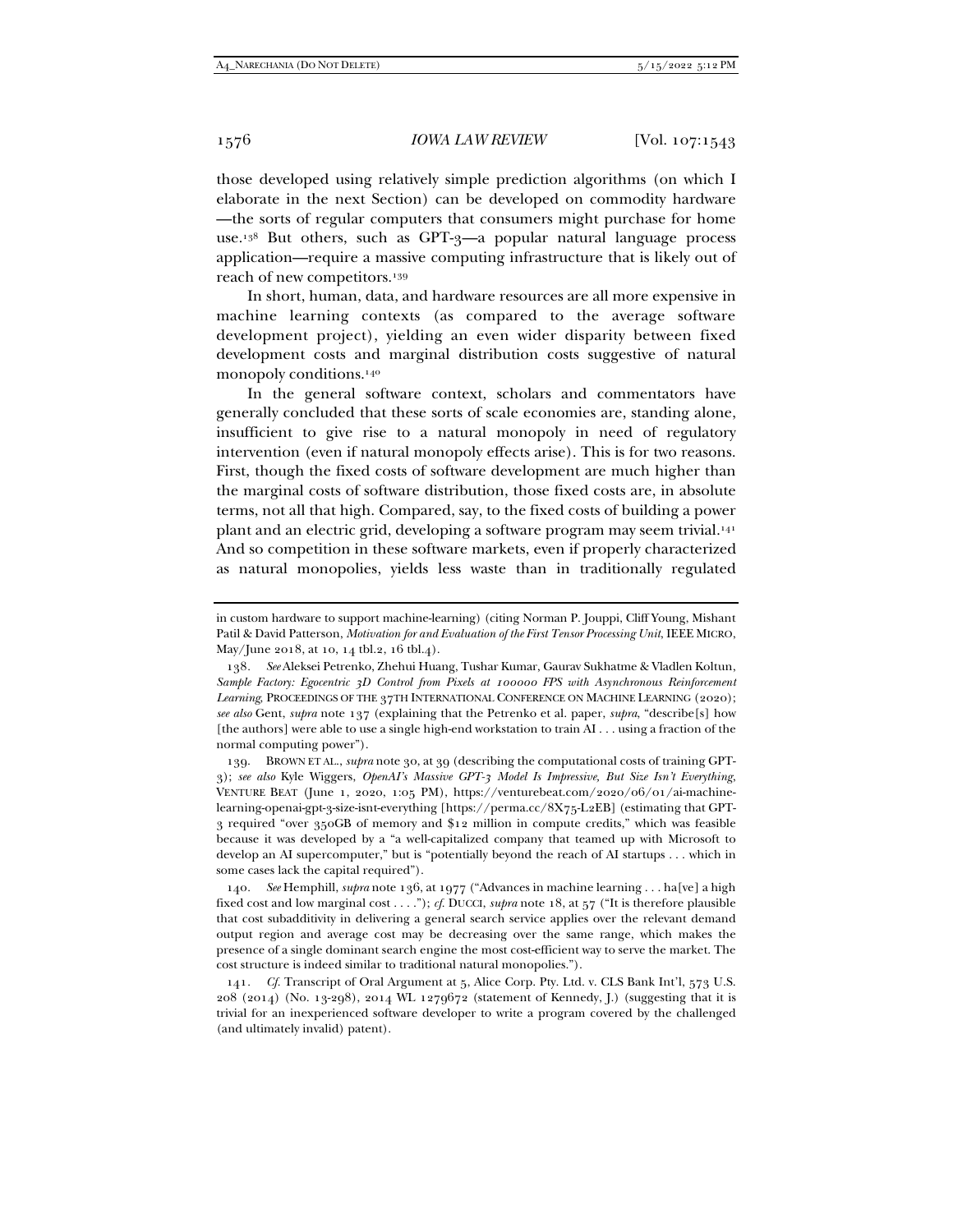those developed using relatively simple prediction algorithms (on which I elaborate in the next Section) can be developed on commodity hardware—the sorts of regular computers that consumers might purchase for home use.[138] But others, such as GPT-3—a popular natural language process application—require a massive computing infrastructure that is likely out of reach of new competitors.[139]

In short, human, data, and hardware resources are all more expensive in machine learning contexts (as compared to the average software development project), yielding an even wider disparity between fixed development costs and marginal distribution costs suggestive of natural monopoly conditions.[140]

In the general software context, scholars and commentators have generally concluded that these sorts of scale economies are, standing alone, insufficient to give rise to a natural monopoly in need of regulatory intervention (even if natural monopoly effects arise). This is for two reasons. First, though the fixed costs of software development are much higher than the marginal costs of software distribution, those fixed costs are, in absolute terms, not all that high. Compared, say, to the fixed costs of building a power plant and an electric grid, developing a software program may seem trivial.[141] And so competition in these software markets, even if properly characterized as natural monopolies, yields less waste than in traditionally regulated

---

in custom hardware to support machine-learning) (citing Norman P. Jouppi, Cliff Young, Mishant Patil & David Patterson, *Motivation for and Evaluation of the First Tensor Processing Unit*, IEEE MICRO, May/June 2018, at 10, 14 tbl.2, 16 tbl.4).

138. *See* Aleksei Petrenko, Zhehui Huang, Tushar Kumar, Gaurav Sukhatme & Vladlen Koltun, *Sample Factory: Egocentric 3D Control from Pixels at 100000 FPS with Asynchronous Reinforcement Learning*, PROCEEDINGS OF THE 37TH INTERNATIONAL CONFERENCE ON MACHINE LEARNING (2020); *see also* Gent, *supra* note 137 (explaining that the Petrenko et al. paper, *supra*, "describe[s] how [the authors] were able to use a single high-end workstation to train AI . . . using a fraction of the normal computing power").

139. BROWN ET AL., *supra* note 30, at 39 (describing the computational costs of training GPT-3); *see also* Kyle Wiggers, *OpenAI's Massive GPT-3 Model Is Impressive, But Size Isn't Everything*, VENTURE BEAT (June 1, 2020, 1:05 PM), https://venturebeat.com/2020/06/01/ai-machine-learning-openai-gpt-3-size-isnt-everything [https://perma.cc/8X75-L2EB] (estimating that GPT-3 required "over 350GB of memory and $12 million in compute credits," which was feasible because it was developed by a "a well-capitalized company that teamed up with Microsoft to develop an AI supercomputer," but is "potentially beyond the reach of AI startups . . . which in some cases lack the capital required").

140. *See* Hemphill, *supra* note 136, at 1977 ("Advances in machine learning . . . ha[ve] a high fixed cost and low marginal cost . . . ."); *cf.* DUCCI, *supra* note 18, at 57 ("It is therefore plausible that cost subadditivity in delivering a general search service applies over the relevant demand output region and average cost may be decreasing over the same range, which makes the presence of a single dominant search engine the most cost-efficient way to serve the market. The cost structure is indeed similar to traditional natural monopolies.").

141. *Cf.* Transcript of Oral Argument at 5, Alice Corp. Pty. Ltd. v. CLS Bank Int'l, 573 U.S. 208 (2014) (No. 13-298), 2014 WL 1279672 (statement of Kennedy, J.) (suggesting that it is trivial for an inexperienced software developer to write a program covered by the challenged (and ultimately invalid) patent).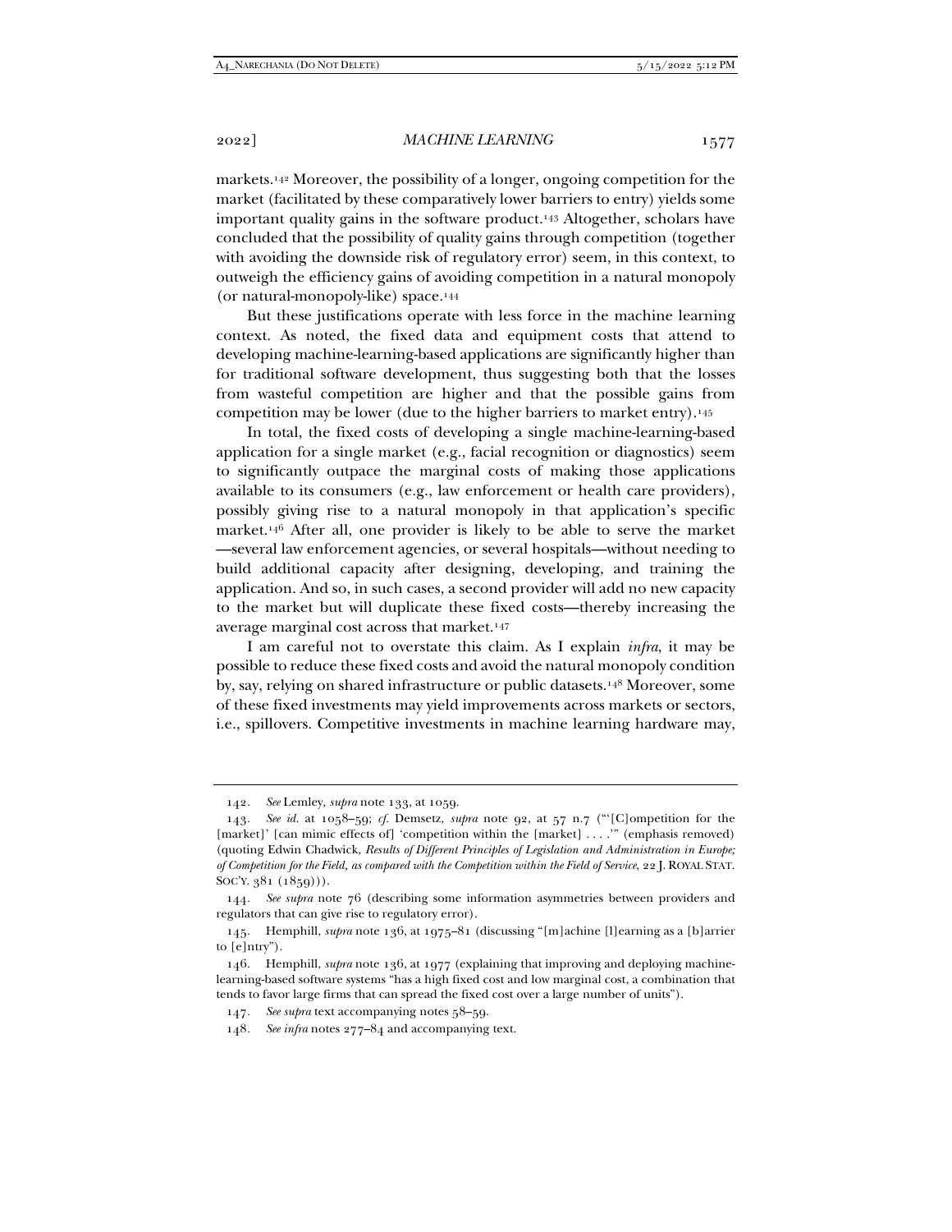markets.[142] Moreover, the possibility of a longer, ongoing competition for the market (facilitated by these comparatively lower barriers to entry) yields some important quality gains in the software product.[143] Altogether, scholars have concluded that the possibility of quality gains through competition (together with avoiding the downside risk of regulatory error) seem, in this context, to outweigh the efficiency gains of avoiding competition in a natural monopoly (or natural-monopoly-like) space.[144]

But these justifications operate with less force in the machine learning context. As noted, the fixed data and equipment costs that attend to developing machine-learning-based applications are significantly higher than for traditional software development, thus suggesting both that the losses from wasteful competition are higher and that the possible gains from competition may be lower (due to the higher barriers to market entry).[145]

In total, the fixed costs of developing a single machine-learning-based application for a single market (e.g., facial recognition or diagnostics) seem to significantly outpace the marginal costs of making those applications available to its consumers (e.g., law enforcement or health care providers), possibly giving rise to a natural monopoly in that application's specific market.[146] After all, one provider is likely to be able to serve the market —several law enforcement agencies, or several hospitals—without needing to build additional capacity after designing, developing, and training the application. And so, in such cases, a second provider will add no new capacity to the market but will duplicate these fixed costs—thereby increasing the average marginal cost across that market.[147]

I am careful not to overstate this claim. As I explain *infra*, it may be possible to reduce these fixed costs and avoid the natural monopoly condition by, say, relying on shared infrastructure or public datasets.[148] Moreover, some of these fixed investments may yield improvements across markets or sectors, i.e., spillovers. Competitive investments in machine learning hardware may,

---

142. *See* Lemley, *supra* note 133, at 1059.

143. *See id.* at 1058–59; *cf.* Demsetz, *supra* note 92, at 57 n.7 ("'[C]ompetition for the [market]' [can mimic effects of] 'competition within the [market] . . . .'" (emphasis removed) (quoting Edwin Chadwick, *Results of Different Principles of Legislation and Administration in Europe; of Competition for the Field, as compared with the Competition within the Field of Service*, 22 J. ROYAL STAT. SOC'Y. 381 (1859))).

144. *See supra* note 76 (describing some information asymmetries between providers and regulators that can give rise to regulatory error).

145. Hemphill, *supra* note 136, at 1975–81 (discussing "[m]achine [l]earning as a [b]arrier to [e]ntry").

146. Hemphill, *supra* note 136, at 1977 (explaining that improving and deploying machine-learning-based software systems "has a high fixed cost and low marginal cost, a combination that tends to favor large firms that can spread the fixed cost over a large number of units").

147. *See supra* text accompanying notes 58–59.

148. *See infra* notes 277–84 and accompanying text.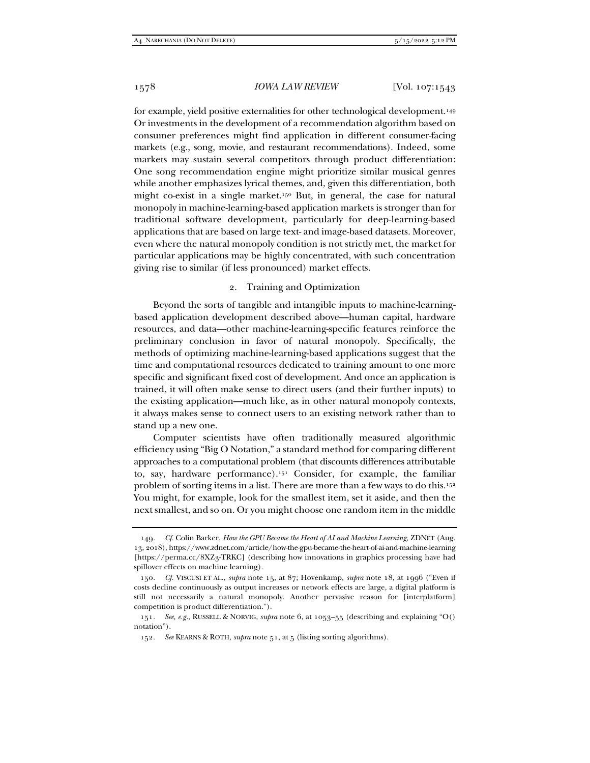for example, yield positive externalities for other technological development.[149] Or investments in the development of a recommendation algorithm based on consumer preferences might find application in different consumer-facing markets (e.g., song, movie, and restaurant recommendations). Indeed, some markets may sustain several competitors through product differentiation: One song recommendation engine might prioritize similar musical genres while another emphasizes lyrical themes, and, given this differentiation, both might co-exist in a single market.[150] But, in general, the case for natural monopoly in machine-learning-based application markets is stronger than for traditional software development, particularly for deep-learning-based applications that are based on large text- and image-based datasets. Moreover, even where the natural monopoly condition is not strictly met, the market for particular applications may be highly concentrated, with such concentration giving rise to similar (if less pronounced) market effects.

### 2. Training and Optimization

Beyond the sorts of tangible and intangible inputs to machine-learning-based application development described above—human capital, hardware resources, and data—other machine-learning-specific features reinforce the preliminary conclusion in favor of natural monopoly. Specifically, the methods of optimizing machine-learning-based applications suggest that the time and computational resources dedicated to training amount to one more specific and significant fixed cost of development. And once an application is trained, it will often make sense to direct users (and their further inputs) to the existing application—much like, as in other natural monopoly contexts, it always makes sense to connect users to an existing network rather than to stand up a new one.

Computer scientists have often traditionally measured algorithmic efficiency using "Big O Notation," a standard method for comparing different approaches to a computational problem (that discounts differences attributable to, say, hardware performance).[151] Consider, for example, the familiar problem of sorting items in a list. There are more than a few ways to do this.[152] You might, for example, look for the smallest item, set it aside, and then the next smallest, and so on. Or you might choose one random item in the middle

---

149. *Cf.* Colin Barker, *How the GPU Became the Heart of AI and Machine Learning*, ZDNET (Aug. 13, 2018), https://www.zdnet.com/article/how-the-gpu-became-the-heart-of-ai-and-machine-learning [https://perma.cc/8XZ3-TRKC] (describing how innovations in graphics processing have had spillover effects on machine learning).

150. *Cf.* VISCUSI ET AL., *supra* note 15, at 87; Hovenkamp, *supra* note 18, at 1996 ("Even if costs decline continuously as output increases or network effects are large, a digital platform is still not necessarily a natural monopoly. Another pervasive reason for [interplatform] competition is product differentiation.").

151. *See, e.g.*, RUSSELL & NORVIG, *supra* note 6, at 1053–55 (describing and explaining "O() notation").

152. *See* KEARNS & ROTH, *supra* note 51, at 5 (listing sorting algorithms).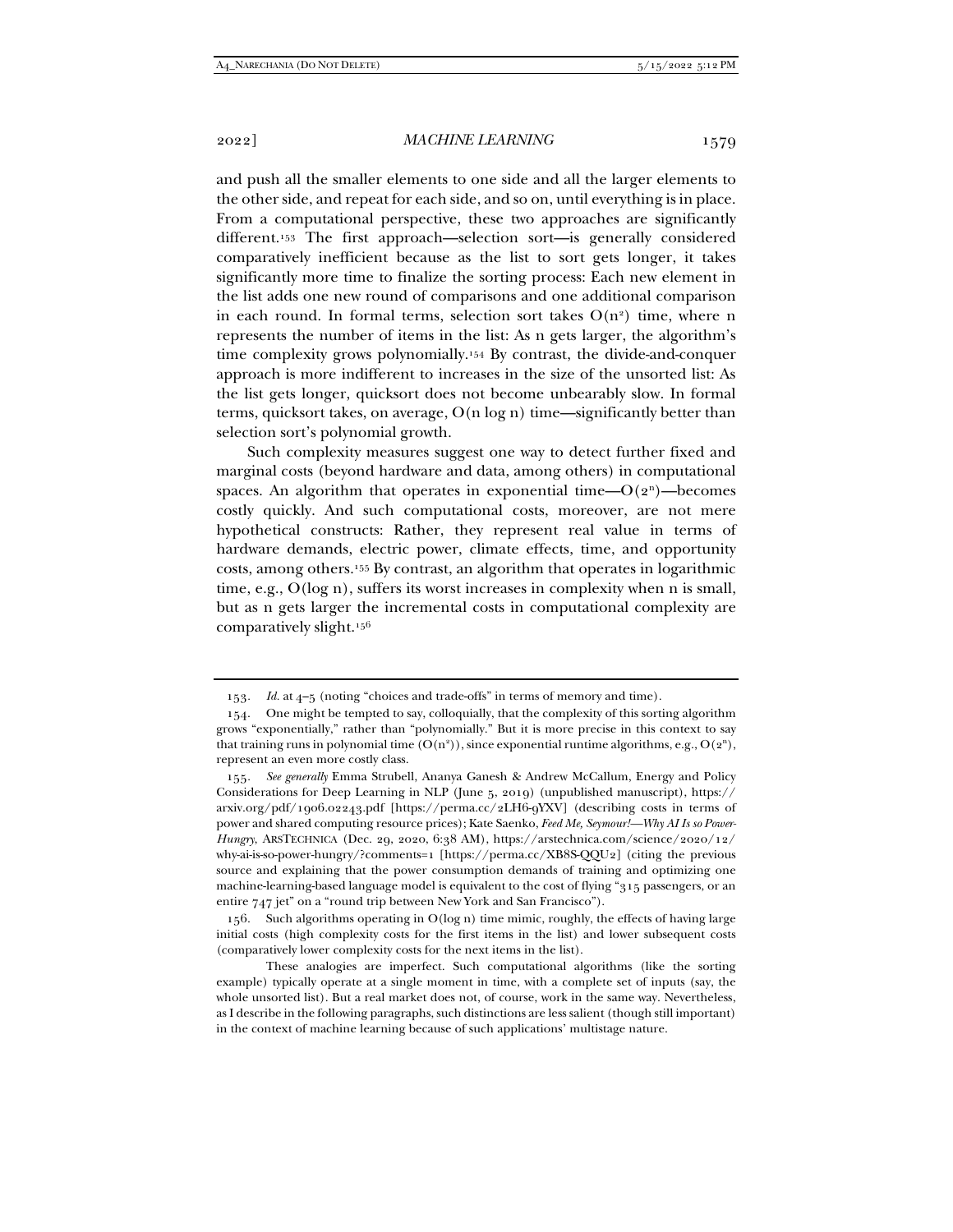and push all the smaller elements to one side and all the larger elements to the other side, and repeat for each side, and so on, until everything is in place. From a computational perspective, these two approaches are significantly different.[153] The first approach—selection sort—is generally considered comparatively inefficient because as the list to sort gets longer, it takes significantly more time to finalize the sorting process: Each new element in the list adds one new round of comparisons and one additional comparison in each round. In formal terms, selection sort takes $O(n^2)$ time, where n represents the number of items in the list: As n gets larger, the algorithm's time complexity grows polynomially.[154] By contrast, the divide-and-conquer approach is more indifferent to increases in the size of the unsorted list: As the list gets longer, quicksort does not become unbearably slow. In formal terms, quicksort takes, on average, $O(n \log n)$ time—significantly better than selection sort's polynomial growth.

Such complexity measures suggest one way to detect further fixed and marginal costs (beyond hardware and data, among others) in computational spaces. An algorithm that operates in exponential time—$O(2^n)$—becomes costly quickly. And such computational costs, moreover, are not mere hypothetical constructs: Rather, they represent real value in terms of hardware demands, electric power, climate effects, time, and opportunity costs, among others.[155] By contrast, an algorithm that operates in logarithmic time, e.g., $O(\log n)$, suffers its worst increases in complexity when n is small, but as n gets larger the incremental costs in computational complexity are comparatively slight.[156]

---

153. *Id.* at 4–5 (noting "choices and trade-offs" in terms of memory and time).

154. One might be tempted to say, colloquially, that the complexity of this sorting algorithm grows "exponentially," rather than "polynomially." But it is more precise in this context to say that training runs in polynomial time ($O(n^2)$), since exponential runtime algorithms, e.g., $O(2^n)$, represent an even more costly class.

155. *See generally* Emma Strubell, Ananya Ganesh & Andrew McCallum, Energy and Policy Considerations for Deep Learning in NLP (June 5, 2019) (unpublished manuscript), https://arxiv.org/pdf/1906.02243.pdf [https://perma.cc/2LH6-9YXV] (describing costs in terms of power and shared computing resource prices); Kate Saenko, *Feed Me, Seymour!—Why AI Is so Power-Hungry*, ARSTECHNICA (Dec. 29, 2020, 6:38 AM), https://arstechnica.com/science/2020/12/why-ai-is-so-power-hungry/?comments=1 [https://perma.cc/XB8S-QQU2] (citing the previous source and explaining that the power consumption demands of training and optimizing one machine-learning-based language model is equivalent to the cost of flying "315 passengers, or an entire 747 jet" on a "round trip between New York and San Francisco").

156. Such algorithms operating in $O(\log n)$ time mimic, roughly, the effects of having large initial costs (high complexity costs for the first items in the list) and lower subsequent costs (comparatively lower complexity costs for the next items in the list).

These analogies are imperfect. Such computational algorithms (like the sorting example) typically operate at a single moment in time, with a complete set of inputs (say, the whole unsorted list). But a real market does not, of course, work in the same way. Nevertheless, as I describe in the following paragraphs, such distinctions are less salient (though still important) in the context of machine learning because of such applications' multistage nature.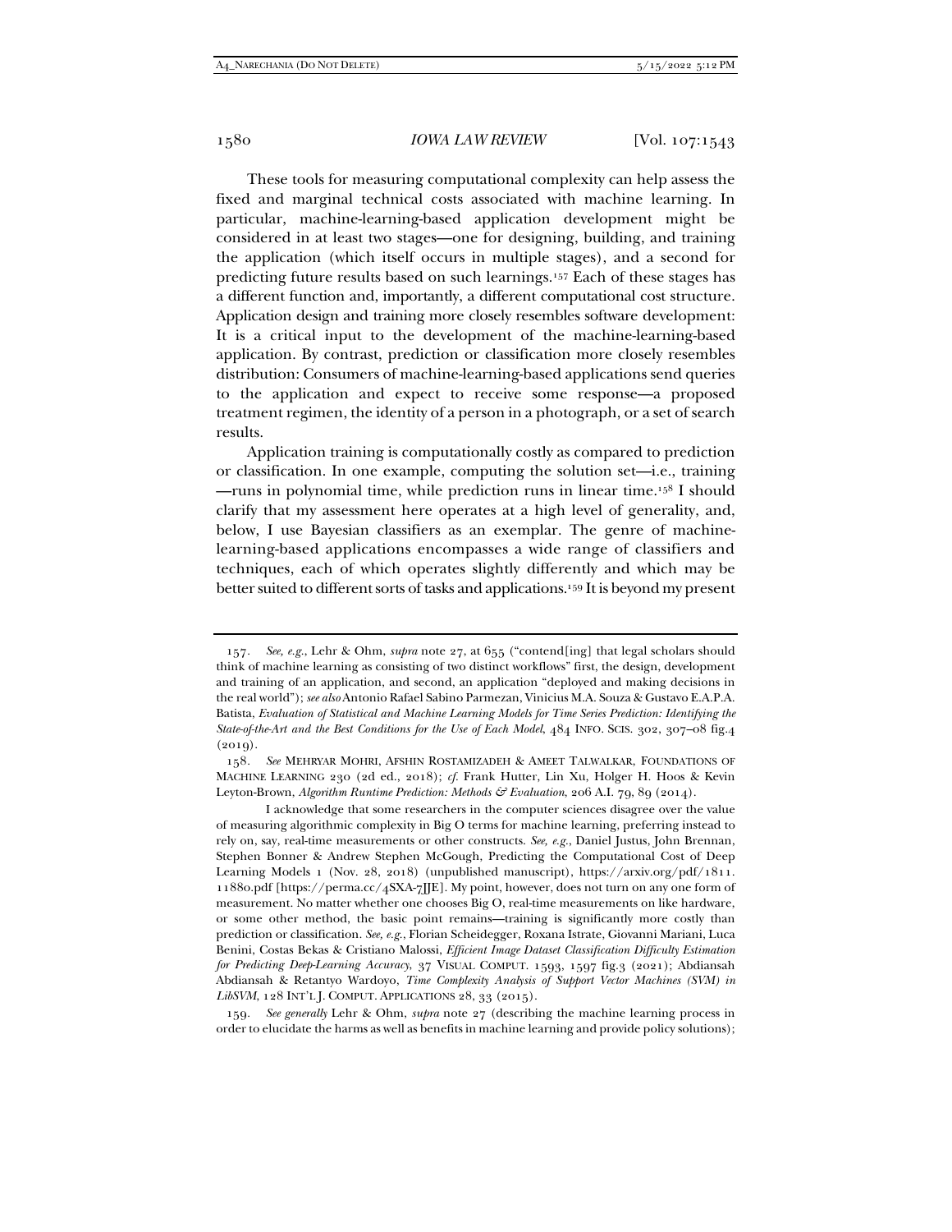These tools for measuring computational complexity can help assess the fixed and marginal technical costs associated with machine learning. In particular, machine-learning-based application development might be considered in at least two stages—one for designing, building, and training the application (which itself occurs in multiple stages), and a second for predicting future results based on such learnings.[157] Each of these stages has a different function and, importantly, a different computational cost structure. Application design and training more closely resembles software development: It is a critical input to the development of the machine-learning-based application. By contrast, prediction or classification more closely resembles distribution: Consumers of machine-learning-based applications send queries to the application and expect to receive some response—a proposed treatment regimen, the identity of a person in a photograph, or a set of search results.

Application training is computationally costly as compared to prediction or classification. In one example, computing the solution set—i.e., training—runs in polynomial time, while prediction runs in linear time.[158] I should clarify that my assessment here operates at a high level of generality, and, below, I use Bayesian classifiers as an exemplar. The genre of machine-learning-based applications encompasses a wide range of classifiers and techniques, each of which operates slightly differently and which may be better suited to different sorts of tasks and applications.[159] It is beyond my present

---

157. *See, e.g.*, Lehr & Ohm, *supra* note 27, at 655 ("contend[ing] that legal scholars should think of machine learning as consisting of two distinct workflows" first, the design, development and training of an application, and second, an application "deployed and making decisions in the real world"); *see also* Antonio Rafael Sabino Parmezan, Vinicius M.A. Souza & Gustavo E.A.P.A. Batista, *Evaluation of Statistical and Machine Learning Models for Time Series Prediction: Identifying the State-of-the-Art and the Best Conditions for the Use of Each Model*, 484 INFO. SCIS. 302, 307–08 fig.4 (2019).

158. *See* MEHRYAR MOHRI, AFSHIN ROSTAMIZADEH & AMEET TALWALKAR, FOUNDATIONS OF MACHINE LEARNING 230 (2d ed., 2018); *cf.* Frank Hutter, Lin Xu, Holger H. Hoos & Kevin Leyton-Brown, *Algorithm Runtime Prediction: Methods & Evaluation*, 206 A.I. 79, 89 (2014).

I acknowledge that some researchers in the computer sciences disagree over the value of measuring algorithmic complexity in Big O terms for machine learning, preferring instead to rely on, say, real-time measurements or other constructs. *See, e.g.*, Daniel Justus, John Brennan, Stephen Bonner & Andrew Stephen McGough, Predicting the Computational Cost of Deep Learning Models 1 (Nov. 28, 2018) (unpublished manuscript), https://arxiv.org/pdf/1811.11880.pdf [https://perma.cc/4SXA-7JJE]. My point, however, does not turn on any one form of measurement. No matter whether one chooses Big O, real-time measurements on like hardware, or some other method, the basic point remains—training is significantly more costly than prediction or classification. *See, e.g.*, Florian Scheidegger, Roxana Istrate, Giovanni Mariani, Luca Benini, Costas Bekas & Cristiano Malossi, *Efficient Image Dataset Classification Difficulty Estimation for Predicting Deep-Learning Accuracy*, 37 VISUAL COMPUT. 1593, 1597 fig.3 (2021); Abdiansah Abdiansah & Retantyo Wardoyo, *Time Complexity Analysis of Support Vector Machines (SVM) in LibSVM*, 128 INT'L J. COMPUT. APPLICATIONS 28, 33 (2015).

159. *See generally* Lehr & Ohm, *supra* note 27 (describing the machine learning process in order to elucidate the harms as well as benefits in machine learning and provide policy solutions);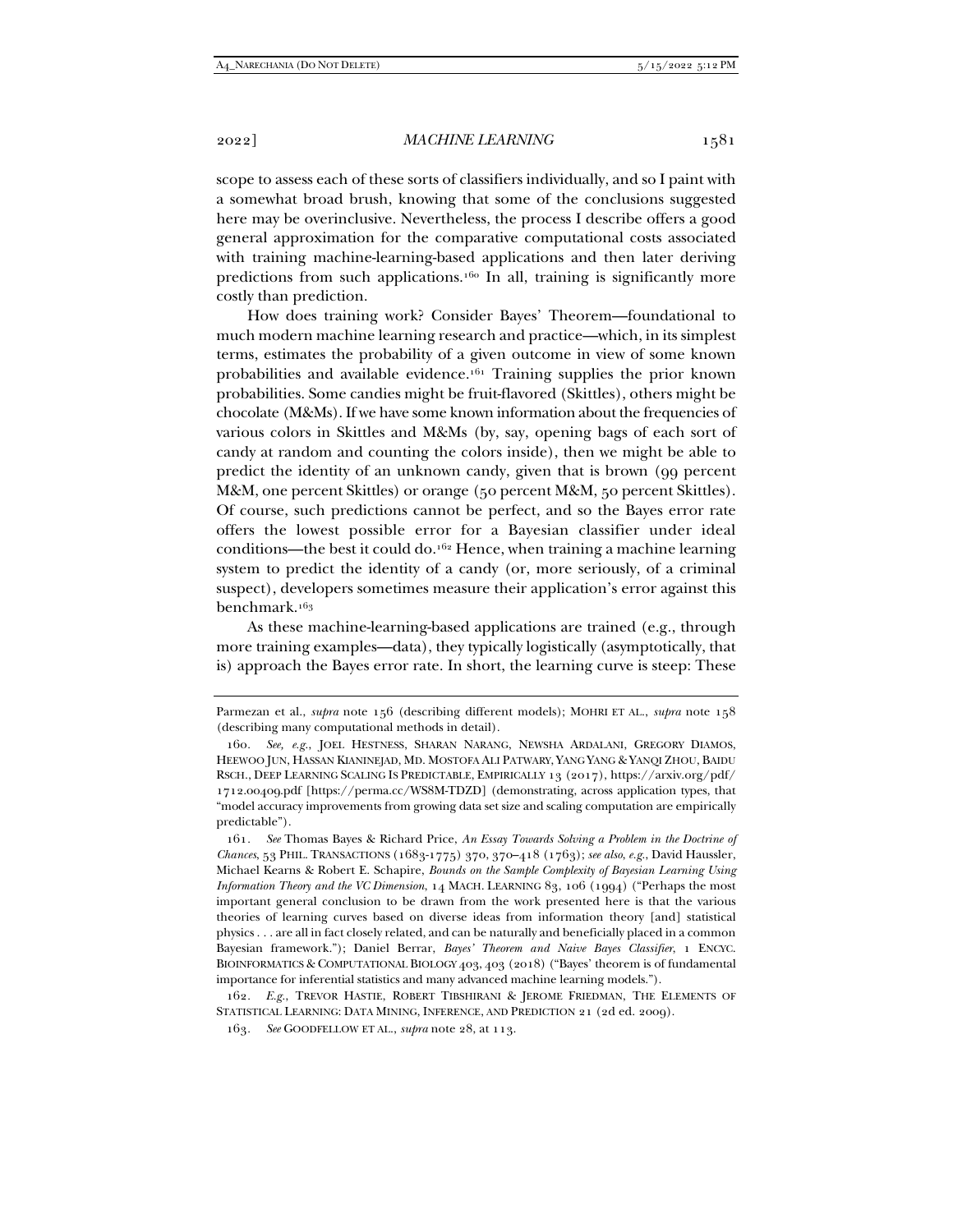scope to assess each of these sorts of classifiers individually, and so I paint with a somewhat broad brush, knowing that some of the conclusions suggested here may be overinclusive. Nevertheless, the process I describe offers a good general approximation for the comparative computational costs associated with training machine-learning-based applications and then later deriving predictions from such applications.[160] In all, training is significantly more costly than prediction.

How does training work? Consider Bayes' Theorem—foundational to much modern machine learning research and practice—which, in its simplest terms, estimates the probability of a given outcome in view of some known probabilities and available evidence.[161] Training supplies the prior known probabilities. Some candies might be fruit-flavored (Skittles), others might be chocolate (M&Ms). If we have some known information about the frequencies of various colors in Skittles and M&Ms (by, say, opening bags of each sort of candy at random and counting the colors inside), then we might be able to predict the identity of an unknown candy, given that is brown (99 percent M&M, one percent Skittles) or orange (50 percent M&M, 50 percent Skittles). Of course, such predictions cannot be perfect, and so the Bayes error rate offers the lowest possible error for a Bayesian classifier under ideal conditions—the best it could do.[162] Hence, when training a machine learning system to predict the identity of a candy (or, more seriously, of a criminal suspect), developers sometimes measure their application's error against this benchmark.[163]

As these machine-learning-based applications are trained (e.g., through more training examples—data), they typically logistically (asymptotically, that is) approach the Bayes error rate. In short, the learning curve is steep: These

---

Parmezan et al., *supra* note 156 (describing different models); MOHRI ET AL., *supra* note 158 (describing many computational methods in detail).

160. *See, e.g.*, JOEL HESTNESS, SHARAN NARANG, NEWSHA ARDALANI, GREGORY DIAMOS, HEEWOO JUN, HASSAN KIANINEJAD, MD. MOSTOFA ALI PATWARY, YANG YANG & YANQI ZHOU, BAIDU RSCH., DEEP LEARNING SCALING IS PREDICTABLE, EMPIRICALLY 13 (2017), https://arxiv.org/pdf/1712.00409.pdf [https://perma.cc/WS8M-TDZD] (demonstrating, across application types, that "model accuracy improvements from growing data set size and scaling computation are empirically predictable").

161. *See* Thomas Bayes & Richard Price, *An Essay Towards Solving a Problem in the Doctrine of Chances*, 53 PHIL. TRANSACTIONS (1683-1775) 370, 370–418 (1763); *see also, e.g.*, David Haussler, Michael Kearns & Robert E. Schapire, *Bounds on the Sample Complexity of Bayesian Learning Using Information Theory and the VC Dimension*, 14 MACH. LEARNING 83, 106 (1994) ("Perhaps the most important general conclusion to be drawn from the work presented here is that the various theories of learning curves based on diverse ideas from information theory [and] statistical physics . . . are all in fact closely related, and can be naturally and beneficially placed in a common Bayesian framework."); Daniel Berrar, *Bayes' Theorem and Naive Bayes Classifier*, 1 ENCYC. BIOINFORMATICS & COMPUTATIONAL BIOLOGY 403, 403 (2018) ("Bayes' theorem is of fundamental importance for inferential statistics and many advanced machine learning models.").

162. *E.g.*, TREVOR HASTIE, ROBERT TIBSHIRANI & JEROME FRIEDMAN, THE ELEMENTS OF STATISTICAL LEARNING: DATA MINING, INFERENCE, AND PREDICTION 21 (2d ed. 2009).

163. *See* GOODFELLOW ET AL., *supra* note 28, at 113.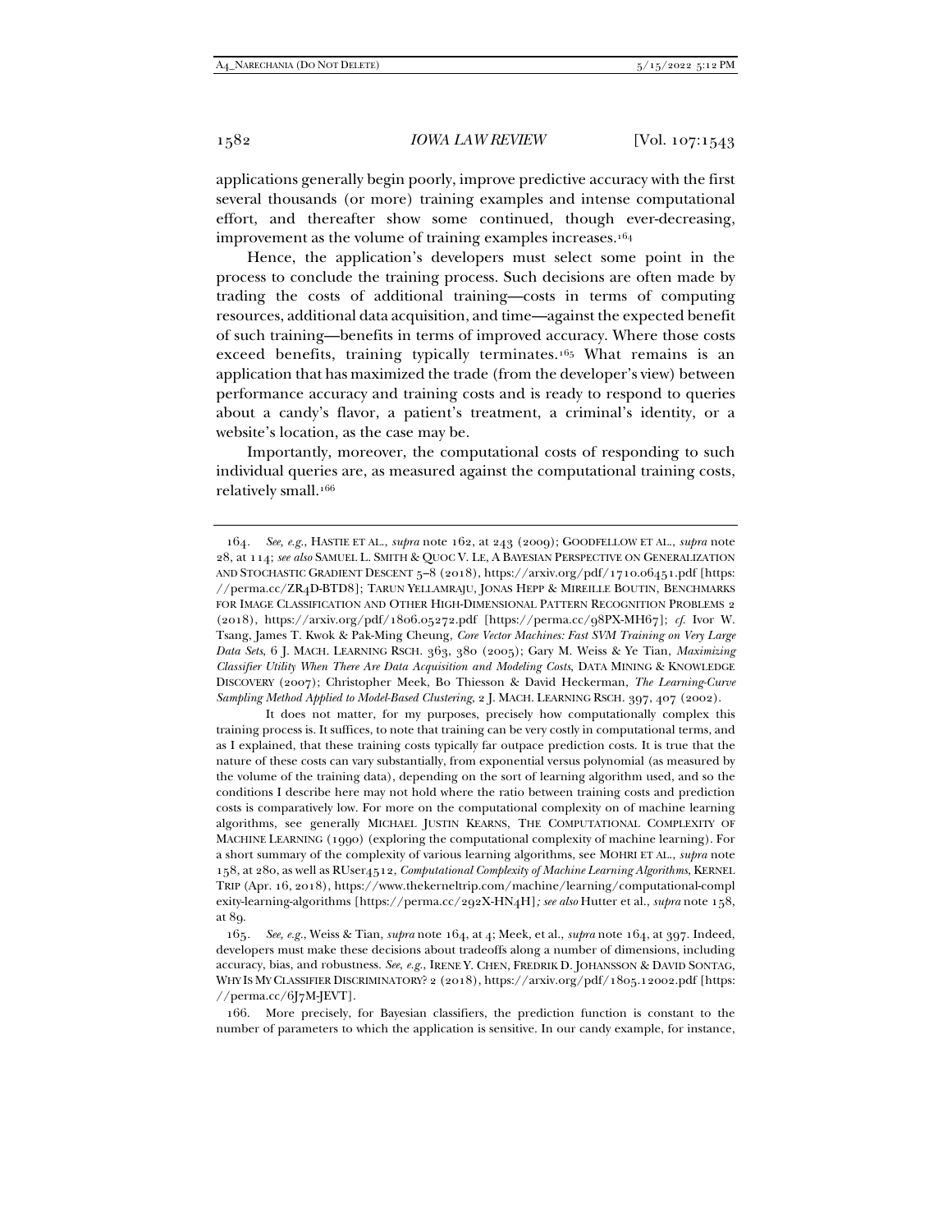applications generally begin poorly, improve predictive accuracy with the first several thousands (or more) training examples and intense computational effort, and thereafter show some continued, though ever-decreasing, improvement as the volume of training examples increases.[164]

Hence, the application's developers must select some point in the process to conclude the training process. Such decisions are often made by trading the costs of additional training—costs in terms of computing resources, additional data acquisition, and time—against the expected benefit of such training—benefits in terms of improved accuracy. Where those costs exceed benefits, training typically terminates.[165] What remains is an application that has maximized the trade (from the developer's view) between performance accuracy and training costs and is ready to respond to queries about a candy's flavor, a patient's treatment, a criminal's identity, or a website's location, as the case may be.

Importantly, moreover, the computational costs of responding to such individual queries are, as measured against the computational training costs, relatively small.[166]

---

164. *See, e.g.*, HASTIE ET AL., *supra* note 162, at 243 (2009); GOODFELLOW ET AL., *supra* note 28, at 114; *see also* SAMUEL L. SMITH & QUOC V. LE, A BAYESIAN PERSPECTIVE ON GENERALIZATION AND STOCHASTIC GRADIENT DESCENT 5–8 (2018), https://arxiv.org/pdf/1710.06451.pdf [https://perma.cc/ZR4D-BTD8]; TARUN YELLAMRAJU, JONAS HEPP & MIREILLE BOUTIN, BENCHMARKS FOR IMAGE CLASSIFICATION AND OTHER HIGH-DIMENSIONAL PATTERN RECOGNITION PROBLEMS 2 (2018), https://arxiv.org/pdf/1806.05272.pdf [https://perma.cc/98PX-MH67]; *cf.* Ivor W. Tsang, James T. Kwok & Pak-Ming Cheung, *Core Vector Machines: Fast SVM Training on Very Large Data Sets*, 6 J. MACH. LEARNING RSCH. 363, 380 (2005); Gary M. Weiss & Ye Tian, *Maximizing Classifier Utility When There Are Data Acquisition and Modeling Costs*, DATA MINING & KNOWLEDGE DISCOVERY (2007); Christopher Meek, Bo Thiesson & David Heckerman, *The Learning-Curve Sampling Method Applied to Model-Based Clustering*, 2 J. MACH. LEARNING RSCH. 397, 407 (2002).

It does not matter, for my purposes, precisely how computationally complex this training process is. It suffices, to note that training can be very costly in computational terms, and as I explained, that these training costs typically far outpace prediction costs. It is true that the nature of these costs can vary substantially, from exponential versus polynomial (as measured by the volume of the training data), depending on the sort of learning algorithm used, and so the conditions I describe here may not hold where the ratio between training costs and prediction costs is comparatively low. For more on the computational complexity on of machine learning algorithms, see generally MICHAEL JUSTIN KEARNS, THE COMPUTATIONAL COMPLEXITY OF MACHINE LEARNING (1990) (exploring the computational complexity of machine learning). For a short summary of the complexity of various learning algorithms, see MOHRI ET AL., *supra* note 158, at 280, as well as RUser4512, *Computational Complexity of Machine Learning Algorithms*, KERNEL TRIP (Apr. 16, 2018), https://www.thekerneltrip.com/machine/learning/computational-complexity-learning-algorithms [https://perma.cc/292X-HN4H]*; see also* Hutter et al., *supra* note 158, at 89.

165. *See, e.g.*, Weiss & Tian, *supra* note 164, at 4; Meek, et al., *supra* note 164, at 397. Indeed, developers must make these decisions about tradeoffs along a number of dimensions, including accuracy, bias, and robustness. *See, e.g.*, IRENE Y. CHEN, FREDRIK D. JOHANSSON & DAVID SONTAG, WHY IS MY CLASSIFIER DISCRIMINATORY? 2 (2018), https://arxiv.org/pdf/1805.12002.pdf [https://perma.cc/6J7M-JEVT].

166. More precisely, for Bayesian classifiers, the prediction function is constant to the number of parameters to which the application is sensitive. In our candy example, for instance,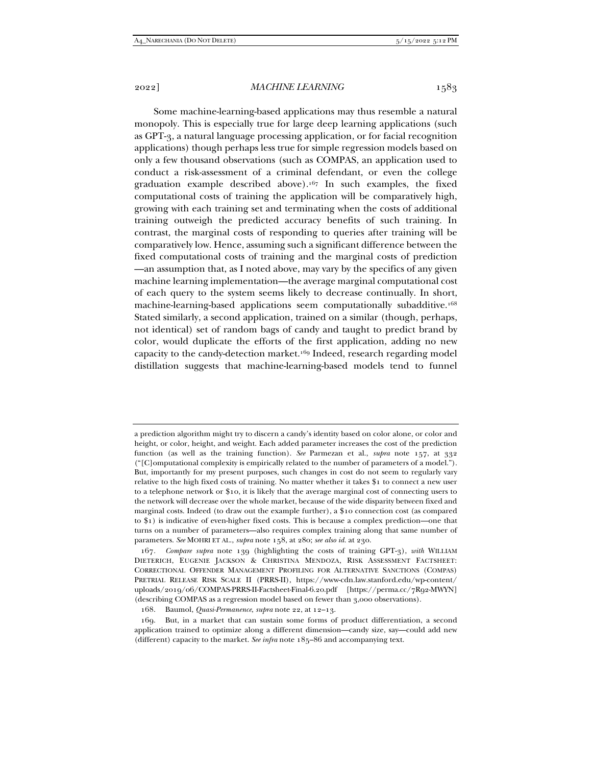Some machine-learning-based applications may thus resemble a natural monopoly. This is especially true for large deep learning applications (such as GPT-3, a natural language processing application, or for facial recognition applications) though perhaps less true for simple regression models based on only a few thousand observations (such as COMPAS, an application used to conduct a risk-assessment of a criminal defendant, or even the college graduation example described above).[167] In such examples, the fixed computational costs of training the application will be comparatively high, growing with each training set and terminating when the costs of additional training outweigh the predicted accuracy benefits of such training. In contrast, the marginal costs of responding to queries after training will be comparatively low. Hence, assuming such a significant difference between the fixed computational costs of training and the marginal costs of prediction —an assumption that, as I noted above, may vary by the specifics of any given machine learning implementation—the average marginal computational cost of each query to the system seems likely to decrease continually. In short, machine-learning-based applications seem computationally subadditive.[168] Stated similarly, a second application, trained on a similar (though, perhaps, not identical) set of random bags of candy and taught to predict brand by color, would duplicate the efforts of the first application, adding no new capacity to the candy-detection market.[169] Indeed, research regarding model distillation suggests that machine-learning-based models tend to funnel

---

a prediction algorithm might try to discern a candy's identity based on color alone, or color and height, or color, height, and weight. Each added parameter increases the cost of the prediction function (as well as the training function). *See* Parmezan et al., *supra* note 157, at 332 ("[C]omputational complexity is empirically related to the number of parameters of a model."). But, importantly for my present purposes, such changes in cost do not seem to regularly vary relative to the high fixed costs of training. No matter whether it takes $1 to connect a new user to a telephone network or $10, it is likely that the average marginal cost of connecting users to the network will decrease over the whole market, because of the wide disparity between fixed and marginal costs. Indeed (to draw out the example further), a $10 connection cost (as compared to $1) is indicative of even-higher fixed costs. This is because a complex prediction—one that turns on a number of parameters—also requires complex training along that same number of parameters. *See* MOHRI ET AL., *supra* note 158, at 280; *see also id.* at 230.

167. *Compare supra* note 139 (highlighting the costs of training GPT-3), *with* WILLIAM DIETERICH, EUGENIE JACKSON & CHRISTINA MENDOZA, RISK ASSESSMENT FACTSHEET: CORRECTIONAL OFFENDER MANAGEMENT PROFILING FOR ALTERNATIVE SANCTIONS (COMPAS) PRETRIAL RELEASE RISK SCALE II (PRRS-II), https://www-cdn.law.stanford.edu/wp-content/uploads/2019/06/COMPAS-PRRS-II-Factsheet-Final-6.20.pdf [https://perma.cc/7R92-MWYN] (describing COMPAS as a regression model based on fewer than 3,000 observations).

168. Baumol, *Quasi-Permanence*, *supra* note 22, at 12–13.

169. But, in a market that can sustain some forms of product differentiation, a second application trained to optimize along a different dimension—candy size, say—could add new (different) capacity to the market. *See infra* note 185–86 and accompanying text.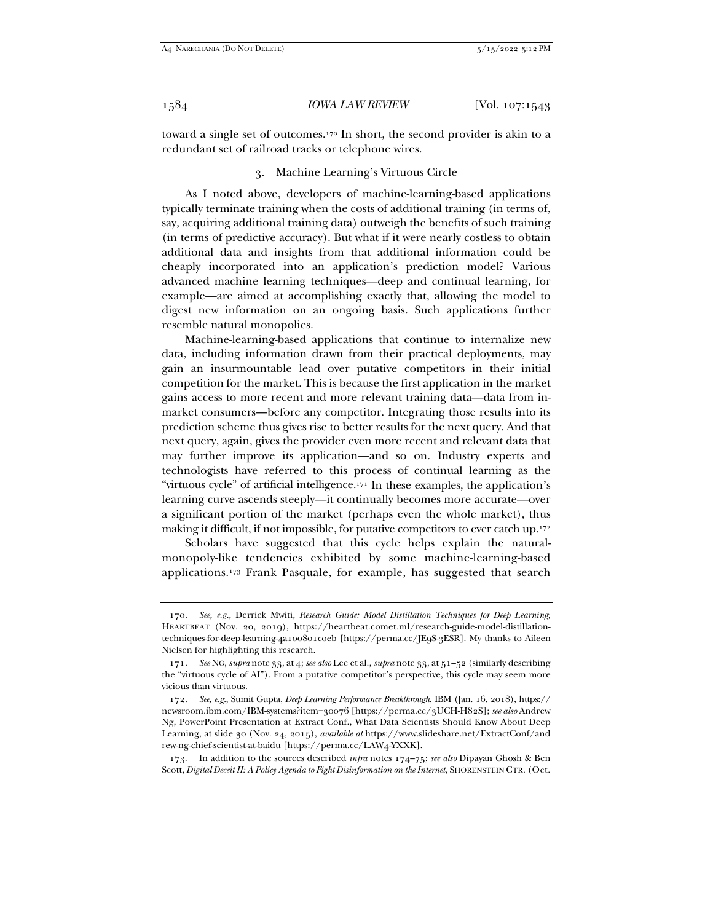toward a single set of outcomes.[170] In short, the second provider is akin to a redundant set of railroad tracks or telephone wires.

### 3. Machine Learning's Virtuous Circle

As I noted above, developers of machine-learning-based applications typically terminate training when the costs of additional training (in terms of, say, acquiring additional training data) outweigh the benefits of such training (in terms of predictive accuracy). But what if it were nearly costless to obtain additional data and insights from that additional information could be cheaply incorporated into an application's prediction model? Various advanced machine learning techniques—deep and continual learning, for example—are aimed at accomplishing exactly that, allowing the model to digest new information on an ongoing basis. Such applications further resemble natural monopolies.

Machine-learning-based applications that continue to internalize new data, including information drawn from their practical deployments, may gain an insurmountable lead over putative competitors in their initial competition for the market. This is because the first application in the market gains access to more recent and more relevant training data—data from in-market consumers—before any competitor. Integrating those results into its prediction scheme thus gives rise to better results for the next query. And that next query, again, gives the provider even more recent and relevant data that may further improve its application—and so on. Industry experts and technologists have referred to this process of continual learning as the "virtuous cycle" of artificial intelligence.[171] In these examples, the application's learning curve ascends steeply—it continually becomes more accurate—over a significant portion of the market (perhaps even the whole market), thus making it difficult, if not impossible, for putative competitors to ever catch up.[172]

Scholars have suggested that this cycle helps explain the natural-monopoly-like tendencies exhibited by some machine-learning-based applications.[173] Frank Pasquale, for example, has suggested that search

---

170. *See, e.g.*, Derrick Mwiti, *Research Guide: Model Distillation Techniques for Deep Learning*, HEARTBEAT (Nov. 20, 2019), https://heartbeat.comet.ml/research-guide-model-distillation-techniques-for-deep-learning-4a100801c0eb [https://perma.cc/JE9S-3ESR]. My thanks to Aileen Nielsen for highlighting this research.

171. *See* NG, *supra* note 33, at 4; *see also* Lee et al., *supra* note 33, at 51–52 (similarly describing the "virtuous cycle of AI"). From a putative competitor's perspective, this cycle may seem more vicious than virtuous.

172. *See, e.g.*, Sumit Gupta, *Deep Learning Performance Breakthrough*, IBM (Jan. 16, 2018), https://newsroom.ibm.com/IBM-systems?item=30076 [https://perma.cc/3UCH-H82S]; *see also* Andrew Ng, PowerPoint Presentation at Extract Conf., What Data Scientists Should Know About Deep Learning, at slide 30 (Nov. 24, 2015), *available at* https://www.slideshare.net/ExtractConf/andrew-ng-chief-scientist-at-baidu [https://perma.cc/LAW4-YXXK].

173. In addition to the sources described *infra* notes 174–75; *see also* Dipayan Ghosh & Ben Scott, *Digital Deceit II: A Policy Agenda to Fight Disinformation on the Internet*, SHORENSTEIN CTR. (Oct.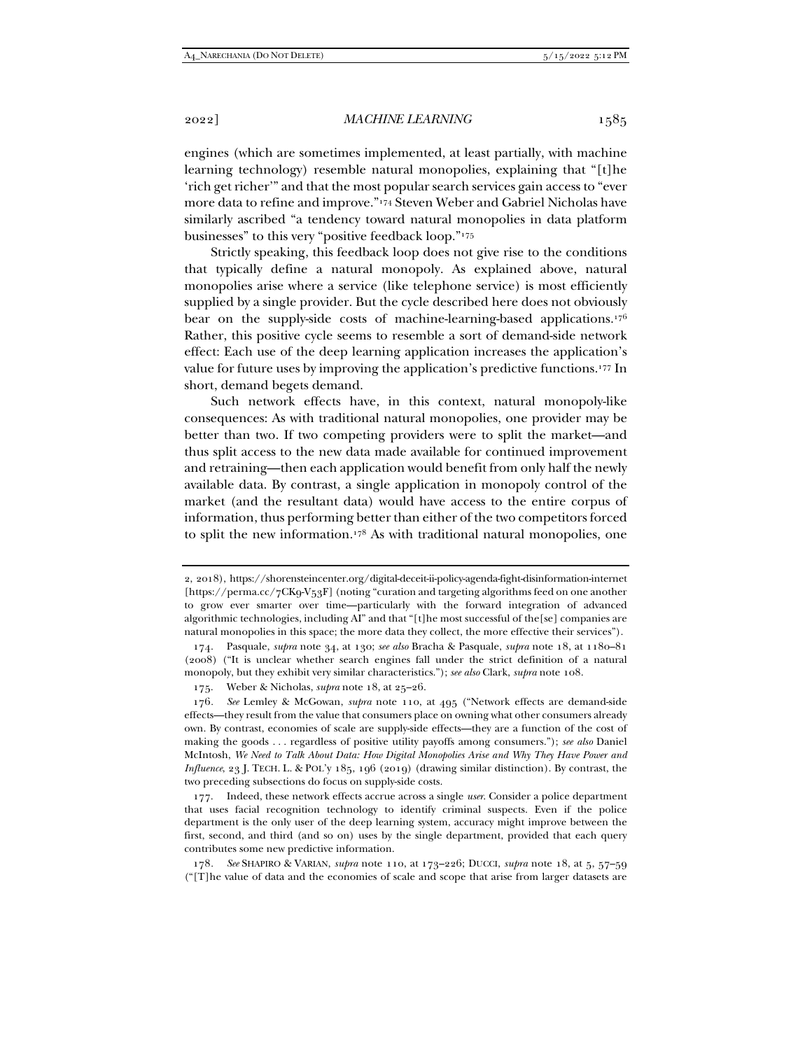engines (which are sometimes implemented, at least partially, with machine learning technology) resemble natural monopolies, explaining that "[t]he 'rich get richer'" and that the most popular search services gain access to "ever more data to refine and improve."[174] Steven Weber and Gabriel Nicholas have similarly ascribed "a tendency toward natural monopolies in data platform businesses" to this very "positive feedback loop."[175]

Strictly speaking, this feedback loop does not give rise to the conditions that typically define a natural monopoly. As explained above, natural monopolies arise where a service (like telephone service) is most efficiently supplied by a single provider. But the cycle described here does not obviously bear on the supply-side costs of machine-learning-based applications.[176] Rather, this positive cycle seems to resemble a sort of demand-side network effect: Each use of the deep learning application increases the application's value for future uses by improving the application's predictive functions.[177] In short, demand begets demand.

Such network effects have, in this context, natural monopoly-like consequences: As with traditional natural monopolies, one provider may be better than two. If two competing providers were to split the market—and thus split access to the new data made available for continued improvement and retraining—then each application would benefit from only half the newly available data. By contrast, a single application in monopoly control of the market (and the resultant data) would have access to the entire corpus of information, thus performing better than either of the two competitors forced to split the new information.[178] As with traditional natural monopolies, one

---

2, 2018), https://shorensteincenter.org/digital-deceit-ii-policy-agenda-fight-disinformation-internet [https://perma.cc/7CK9-V53F] (noting "curation and targeting algorithms feed on one another to grow ever smarter over time—particularly with the forward integration of advanced algorithmic technologies, including AI" and that "[t]he most successful of the[se] companies are natural monopolies in this space; the more data they collect, the more effective their services").

174. Pasquale, *supra* note 34, at 130; *see also* Bracha & Pasquale, *supra* note 18, at 1180–81 (2008) ("It is unclear whether search engines fall under the strict definition of a natural monopoly, but they exhibit very similar characteristics."); *see also* Clark, *supra* note 108.

175. Weber & Nicholas, *supra* note 18, at 25–26.

176. *See* Lemley & McGowan, *supra* note 110, at 495 ("Network effects are demand-side effects—they result from the value that consumers place on owning what other consumers already own. By contrast, economies of scale are supply-side effects—they are a function of the cost of making the goods . . . regardless of positive utility payoffs among consumers."); *see also* Daniel McIntosh, *We Need to Talk About Data: How Digital Monopolies Arise and Why They Have Power and Influence*, 23 J. TECH. L. & POL'Y 185, 196 (2019) (drawing similar distinction). By contrast, the two preceding subsections do focus on supply-side costs.

177. Indeed, these network effects accrue across a single *user*. Consider a police department that uses facial recognition technology to identify criminal suspects. Even if the police department is the only user of the deep learning system, accuracy might improve between the first, second, and third (and so on) uses by the single department, provided that each query contributes some new predictive information.

178. *See* SHAPIRO & VARIAN, *supra* note 110, at 173–226; DUCCI, *supra* note 18, at 5, 57–59 ("[T]he value of data and the economies of scale and scope that arise from larger datasets are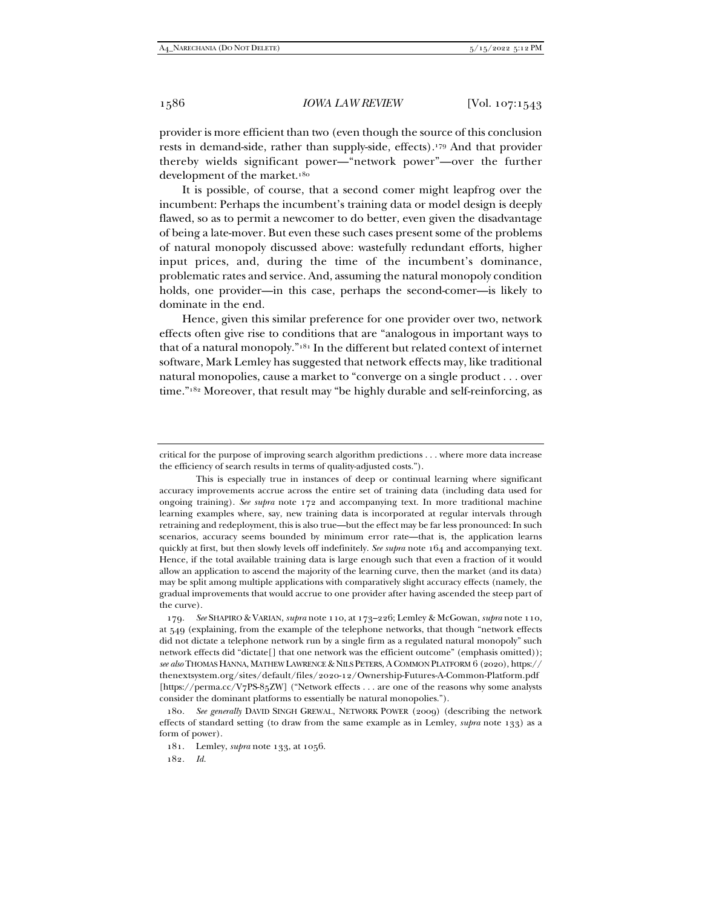provider is more efficient than two (even though the source of this conclusion rests in demand-side, rather than supply-side, effects).[179] And that provider thereby wields significant power—"network power"—over the further development of the market.[180]

It is possible, of course, that a second comer might leapfrog over the incumbent: Perhaps the incumbent's training data or model design is deeply flawed, so as to permit a newcomer to do better, even given the disadvantage of being a late-mover. But even these such cases present some of the problems of natural monopoly discussed above: wastefully redundant efforts, higher input prices, and, during the time of the incumbent's dominance, problematic rates and service. And, assuming the natural monopoly condition holds, one provider—in this case, perhaps the second-comer—is likely to dominate in the end.

Hence, given this similar preference for one provider over two, network effects often give rise to conditions that are "analogous in important ways to that of a natural monopoly."[181] In the different but related context of internet software, Mark Lemley has suggested that network effects may, like traditional natural monopolies, cause a market to "converge on a single product . . . over time."[182] Moreover, that result may "be highly durable and self-reinforcing, as

---

critical for the purpose of improving search algorithm predictions . . . where more data increase the efficiency of search results in terms of quality-adjusted costs.").

This is especially true in instances of deep or continual learning where significant accuracy improvements accrue across the entire set of training data (including data used for ongoing training). *See supra* note 172 and accompanying text. In more traditional machine learning examples where, say, new training data is incorporated at regular intervals through retraining and redeployment, this is also true—but the effect may be far less pronounced: In such scenarios, accuracy seems bounded by minimum error rate—that is, the application learns quickly at first, but then slowly levels off indefinitely. *See supra* note 164 and accompanying text. Hence, if the total available training data is large enough such that even a fraction of it would allow an application to ascend the majority of the learning curve, then the market (and its data) may be split among multiple applications with comparatively slight accuracy effects (namely, the gradual improvements that would accrue to one provider after having ascended the steep part of the curve).

179. *See* SHAPIRO & VARIAN, *supra* note 110, at 173–226; Lemley & McGowan, *supra* note 110, at 549 (explaining, from the example of the telephone networks, that though "network effects did not dictate a telephone network run by a single firm as a regulated natural monopoly" such network effects did "dictate[] that one network was the efficient outcome" (emphasis omitted)); *see also* THOMAS HANNA, MATHEW LAWRENCE & NILS PETERS, A COMMON PLATFORM 6 (2020), https://thenextsystem.org/sites/default/files/2020-12/Ownership-Futures-A-Common-Platform.pdf [https://perma.cc/V7PS-85ZW] ("Network effects . . . are one of the reasons why some analysts consider the dominant platforms to essentially be natural monopolies.").

180. *See generally* DAVID SINGH GREWAL, NETWORK POWER (2009) (describing the network effects of standard setting (to draw from the same example as in Lemley, *supra* note 133) as a form of power).

181. Lemley, *supra* note 133, at 1056.

182. *Id.*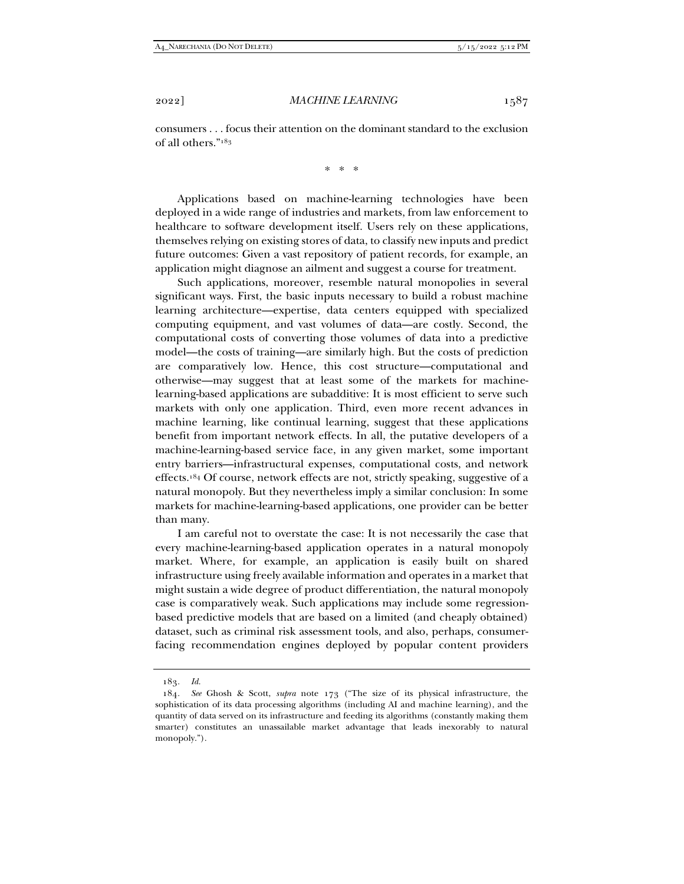consumers . . . focus their attention on the dominant standard to the exclusion of all others."[183]

\* \* \*

Applications based on machine-learning technologies have been deployed in a wide range of industries and markets, from law enforcement to healthcare to software development itself. Users rely on these applications, themselves relying on existing stores of data, to classify new inputs and predict future outcomes: Given a vast repository of patient records, for example, an application might diagnose an ailment and suggest a course for treatment.

Such applications, moreover, resemble natural monopolies in several significant ways. First, the basic inputs necessary to build a robust machine learning architecture—expertise, data centers equipped with specialized computing equipment, and vast volumes of data—are costly. Second, the computational costs of converting those volumes of data into a predictive model—the costs of training—are similarly high. But the costs of prediction are comparatively low. Hence, this cost structure—computational and otherwise—may suggest that at least some of the markets for machine-learning-based applications are subadditive: It is most efficient to serve such markets with only one application. Third, even more recent advances in machine learning, like continual learning, suggest that these applications benefit from important network effects. In all, the putative developers of a machine-learning-based service face, in any given market, some important entry barriers—infrastructural expenses, computational costs, and network effects.[184] Of course, network effects are not, strictly speaking, suggestive of a natural monopoly. But they nevertheless imply a similar conclusion: In some markets for machine-learning-based applications, one provider can be better than many.

I am careful not to overstate the case: It is not necessarily the case that every machine-learning-based application operates in a natural monopoly market. Where, for example, an application is easily built on shared infrastructure using freely available information and operates in a market that might sustain a wide degree of product differentiation, the natural monopoly case is comparatively weak. Such applications may include some regression-based predictive models that are based on a limited (and cheaply obtained) dataset, such as criminal risk assessment tools, and also, perhaps, consumer-facing recommendation engines deployed by popular content providers

---

183. *Id.*

184. *See* Ghosh & Scott, *supra* note 173 ("The size of its physical infrastructure, the sophistication of its data processing algorithms (including AI and machine learning), and the quantity of data served on its infrastructure and feeding its algorithms (constantly making them smarter) constitutes an unassailable market advantage that leads inexorably to natural monopoly.").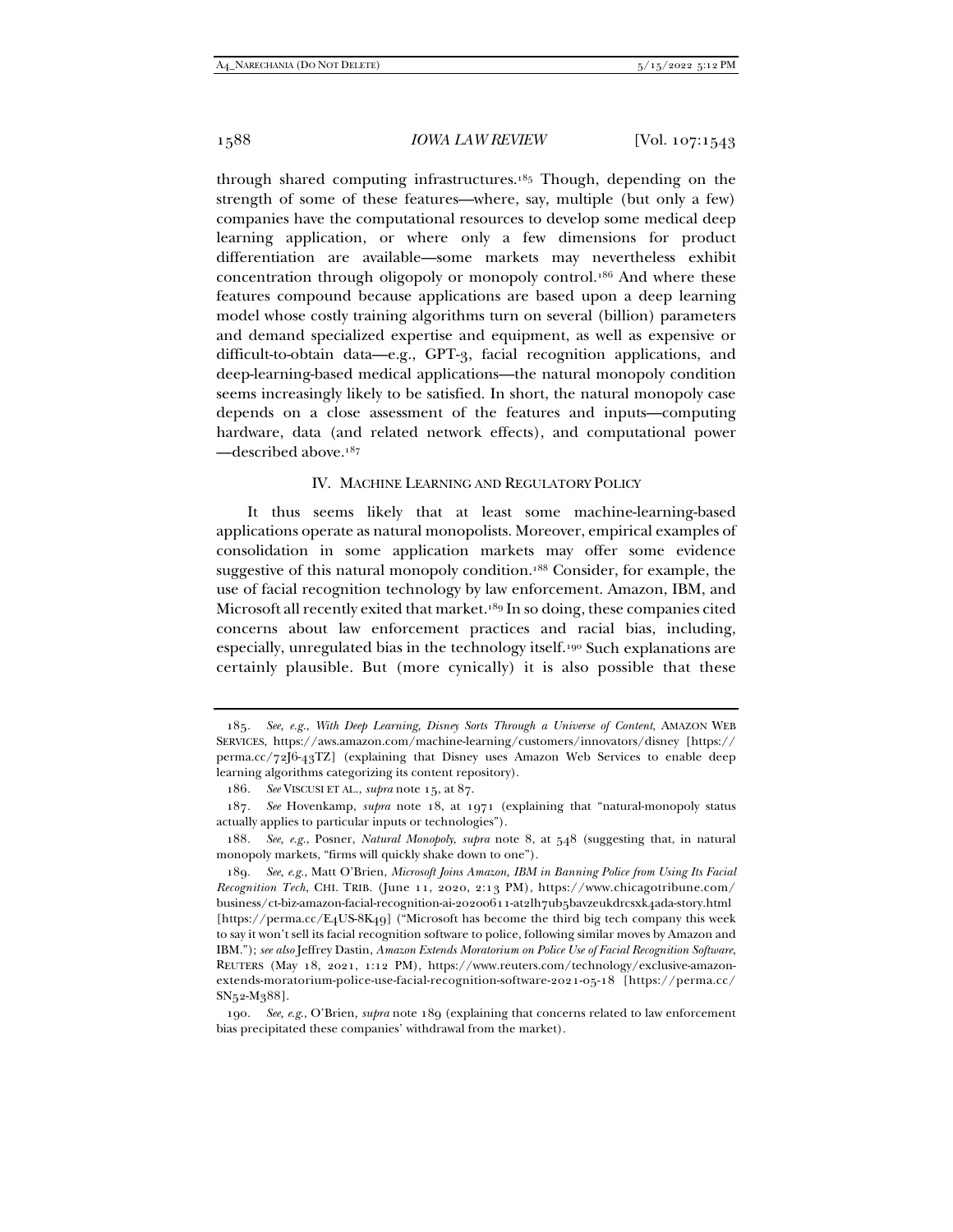through shared computing infrastructures.[185] Though, depending on the strength of some of these features—where, say, multiple (but only a few) companies have the computational resources to develop some medical deep learning application, or where only a few dimensions for product differentiation are available—some markets may nevertheless exhibit concentration through oligopoly or monopoly control.[186] And where these features compound because applications are based upon a deep learning model whose costly training algorithms turn on several (billion) parameters and demand specialized expertise and equipment, as well as expensive or difficult-to-obtain data—e.g., GPT-3, facial recognition applications, and deep-learning-based medical applications—the natural monopoly condition seems increasingly likely to be satisfied. In short, the natural monopoly case depends on a close assessment of the features and inputs—computing hardware, data (and related network effects), and computational power—described above.[187]

## IV. MACHINE LEARNING AND REGULATORY POLICY

It thus seems likely that at least some machine-learning-based applications operate as natural monopolists. Moreover, empirical examples of consolidation in some application markets may offer some evidence suggestive of this natural monopoly condition.[188] Consider, for example, the use of facial recognition technology by law enforcement. Amazon, IBM, and Microsoft all recently exited that market.[189] In so doing, these companies cited concerns about law enforcement practices and racial bias, including, especially, unregulated bias in the technology itself.[190] Such explanations are certainly plausible. But (more cynically) it is also possible that these

---

185. *See, e.g.*, *With Deep Learning, Disney Sorts Through a Universe of Content*, AMAZON WEB SERVICES, https://aws.amazon.com/machine-learning/customers/innovators/disney [https://perma.cc/72J6-43TZ] (explaining that Disney uses Amazon Web Services to enable deep learning algorithms categorizing its content repository).

186. *See* VISCUSI ET AL., *supra* note 15, at 87.

187. *See* Hovenkamp, *supra* note 18, at 1971 (explaining that "natural-monopoly status actually applies to particular inputs or technologies").

188. *See, e.g.*, Posner, *Natural Monopoly*, *supra* note 8, at 548 (suggesting that, in natural monopoly markets, "firms will quickly shake down to one").

189. *See, e.g.*, Matt O'Brien, *Microsoft Joins Amazon, IBM in Banning Police from Using Its Facial Recognition Tech*, CHI. TRIB. (June 11, 2020, 2:13 PM), https://www.chicagotribune.com/business/ct-biz-amazon-facial-recognition-ai-20200611-at2lh7ub5bavzeukdrcsxk4ada-story.html [https://perma.cc/E4US-8K49] ("Microsoft has become the third big tech company this week to say it won't sell its facial recognition software to police, following similar moves by Amazon and IBM."); *see also* Jeffrey Dastin, *Amazon Extends Moratorium on Police Use of Facial Recognition Software*, REUTERS (May 18, 2021, 1:12 PM), https://www.reuters.com/technology/exclusive-amazon-extends-moratorium-police-use-facial-recognition-software-2021-05-18 [https://perma.cc/SN52-M388].

190. *See, e.g.*, O'Brien, *supra* note 189 (explaining that concerns related to law enforcement bias precipitated these companies' withdrawal from the market).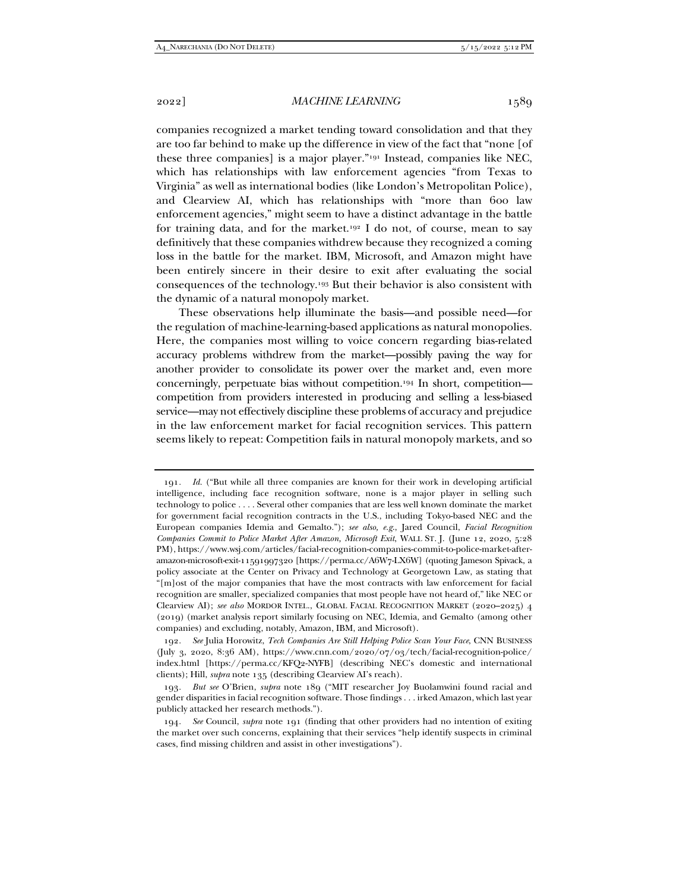companies recognized a market tending toward consolidation and that they are too far behind to make up the difference in view of the fact that "none [of these three companies] is a major player."[191] Instead, companies like NEC, which has relationships with law enforcement agencies "from Texas to Virginia" as well as international bodies (like London's Metropolitan Police), and Clearview AI, which has relationships with "more than 600 law enforcement agencies," might seem to have a distinct advantage in the battle for training data, and for the market.[192] I do not, of course, mean to say definitively that these companies withdrew because they recognized a coming loss in the battle for the market. IBM, Microsoft, and Amazon might have been entirely sincere in their desire to exit after evaluating the social consequences of the technology.[193] But their behavior is also consistent with the dynamic of a natural monopoly market.

These observations help illuminate the basis—and possible need—for the regulation of machine-learning-based applications as natural monopolies. Here, the companies most willing to voice concern regarding bias-related accuracy problems withdrew from the market—possibly paving the way for another provider to consolidate its power over the market and, even more concerningly, perpetuate bias without competition.[194] In short, competition—competition from providers interested in producing and selling a less-biased service—may not effectively discipline these problems of accuracy and prejudice in the law enforcement market for facial recognition services. This pattern seems likely to repeat: Competition fails in natural monopoly markets, and so

---

191. *Id.* ("But while all three companies are known for their work in developing artificial intelligence, including face recognition software, none is a major player in selling such technology to police . . . . Several other companies that are less well known dominate the market for government facial recognition contracts in the U.S., including Tokyo-based NEC and the European companies Idemia and Gemalto."); *see also, e.g.*, Jared Council, *Facial Recognition Companies Commit to Police Market After Amazon, Microsoft Exit*, WALL ST. J. (June 12, 2020, 5:28 PM), https://www.wsj.com/articles/facial-recognition-companies-commit-to-police-market-after-amazon-microsoft-exit-11591997320 [https://perma.cc/A6W7-LX6W] (quoting Jameson Spivack, a policy associate at the Center on Privacy and Technology at Georgetown Law, as stating that "[m]ost of the major companies that have the most contracts with law enforcement for facial recognition are smaller, specialized companies that most people have not heard of," like NEC or Clearview AI); *see also* MORDOR INTEL., GLOBAL FACIAL RECOGNITION MARKET (2020–2025) 4 (2019) (market analysis report similarly focusing on NEC, Idemia, and Gemalto (among other companies) and excluding, notably, Amazon, IBM, and Microsoft).

192. *See* Julia Horowitz, *Tech Companies Are Still Helping Police Scan Your Face*, CNN BUSINESS (July 3, 2020, 8:36 AM), https://www.cnn.com/2020/07/03/tech/facial-recognition-police/index.html [https://perma.cc/KFQ2-NYFB] (describing NEC's domestic and international clients); Hill, *supra* note 135 (describing Clearview AI's reach).

193. *But see* O'Brien, *supra* note 189 ("MIT researcher Joy Buolamwini found racial and gender disparities in facial recognition software. Those findings . . . irked Amazon, which last year publicly attacked her research methods.").

194. *See* Council, *supra* note 191 (finding that other providers had no intention of exiting the market over such concerns, explaining that their services "help identify suspects in criminal cases, find missing children and assist in other investigations").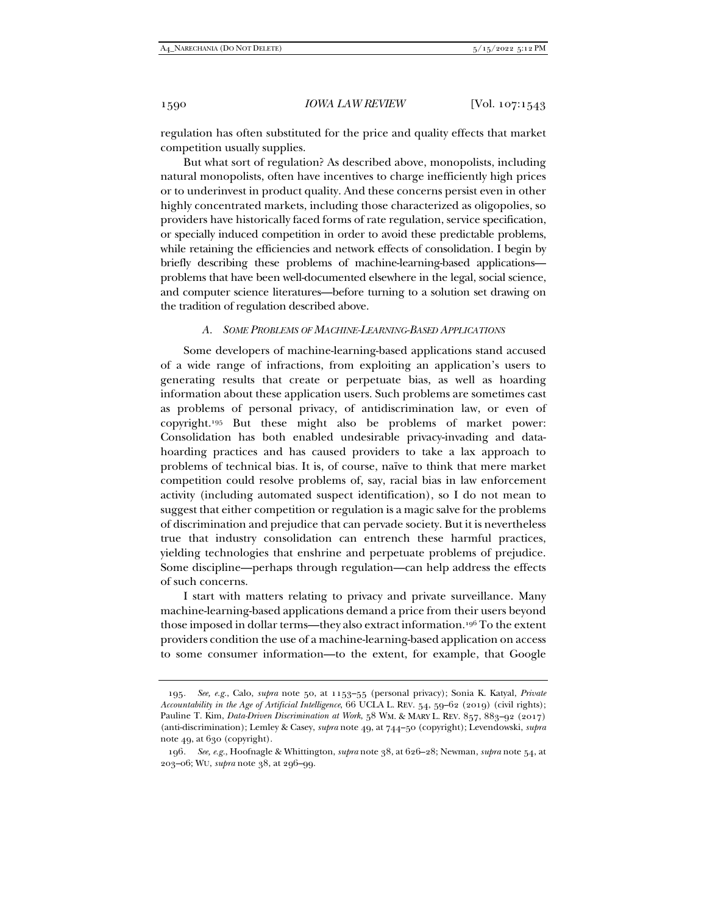regulation has often substituted for the price and quality effects that market competition usually supplies.

But what sort of regulation? As described above, monopolists, including natural monopolists, often have incentives to charge inefficiently high prices or to underinvest in product quality. And these concerns persist even in other highly concentrated markets, including those characterized as oligopolies, so providers have historically faced forms of rate regulation, service specification, or specially induced competition in order to avoid these predictable problems, while retaining the efficiencies and network effects of consolidation. I begin by briefly describing these problems of machine-learning-based applications—problems that have been well-documented elsewhere in the legal, social science, and computer science literatures—before turning to a solution set drawing on the tradition of regulation described above.

### *A. Some Problems of Machine-Learning-Based Applications*

Some developers of machine-learning-based applications stand accused of a wide range of infractions, from exploiting an application's users to generating results that create or perpetuate bias, as well as hoarding information about these application users. Such problems are sometimes cast as problems of personal privacy, of antidiscrimination law, or even of copyright.[195] But these might also be problems of market power: Consolidation has both enabled undesirable privacy-invading and data-hoarding practices and has caused providers to take a lax approach to problems of technical bias. It is, of course, naïve to think that mere market competition could resolve problems of, say, racial bias in law enforcement activity (including automated suspect identification), so I do not mean to suggest that either competition or regulation is a magic salve for the problems of discrimination and prejudice that can pervade society. But it is nevertheless true that industry consolidation can entrench these harmful practices, yielding technologies that enshrine and perpetuate problems of prejudice. Some discipline—perhaps through regulation—can help address the effects of such concerns.

I start with matters relating to privacy and private surveillance. Many machine-learning-based applications demand a price from their users beyond those imposed in dollar terms—they also extract information.[196] To the extent providers condition the use of a machine-learning-based application on access to some consumer information—to the extent, for example, that Google

---

195. *See, e.g.*, Calo, *supra* note 50, at 1153–55 (personal privacy); Sonia K. Katyal, *Private Accountability in the Age of Artificial Intelligence*, 66 UCLA L. REV. 54, 59–62 (2019) (civil rights); Pauline T. Kim, *Data-Driven Discrimination at Work*, 58 WM. & MARY L. REV. 857, 883–92 (2017) (anti-discrimination); Lemley & Casey, *supra* note 49, at 744–50 (copyright); Levendowski, *supra* note 49, at 630 (copyright).

196. *See, e.g.*, Hoofnagle & Whittington, *supra* note 38, at 626–28; Newman, *supra* note 54, at 203–06; WU, *supra* note 38, at 296–99.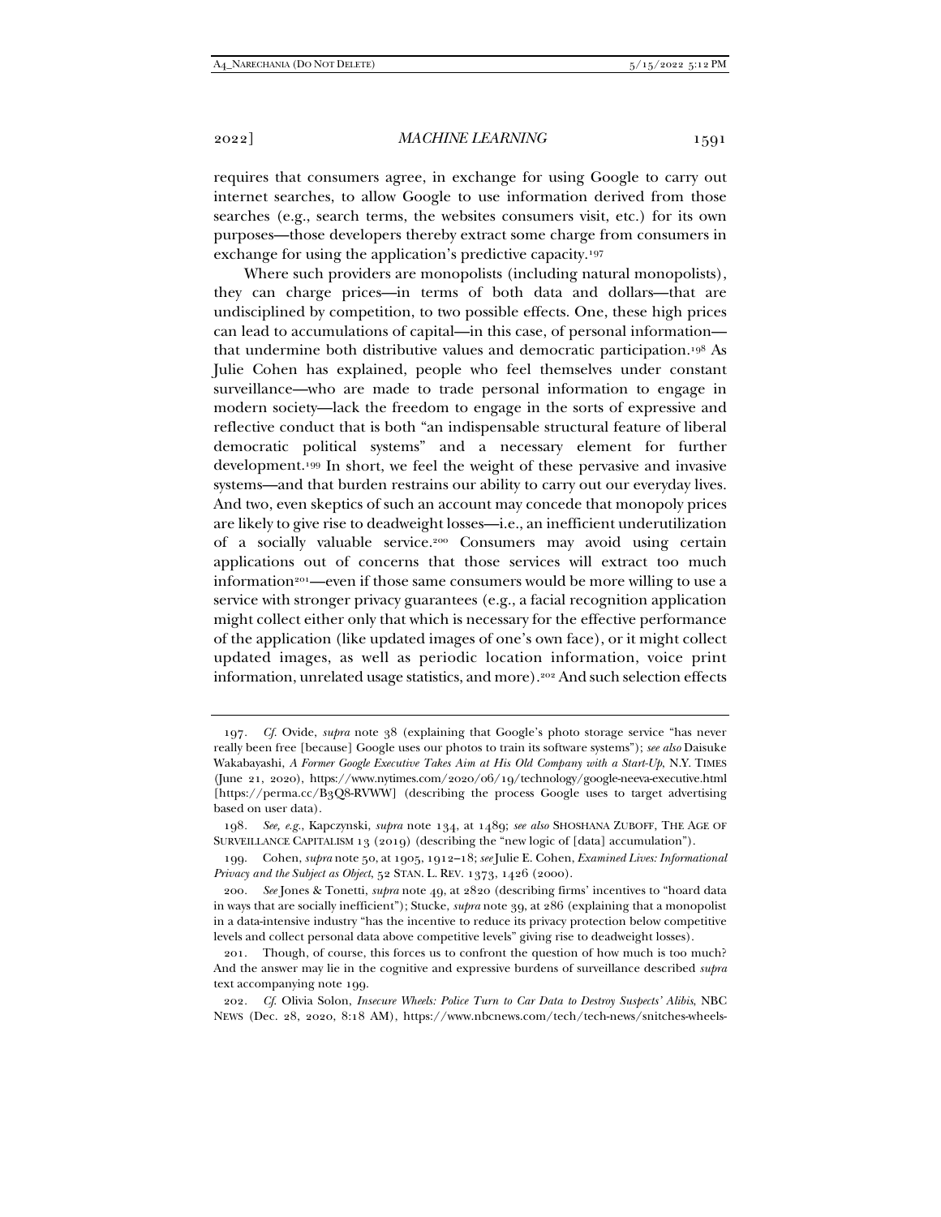requires that consumers agree, in exchange for using Google to carry out internet searches, to allow Google to use information derived from those searches (e.g., search terms, the websites consumers visit, etc.) for its own purposes—those developers thereby extract some charge from consumers in exchange for using the application's predictive capacity.[197]

Where such providers are monopolists (including natural monopolists), they can charge prices—in terms of both data and dollars—that are undisciplined by competition, to two possible effects. One, these high prices can lead to accumulations of capital—in this case, of personal information—that undermine both distributive values and democratic participation.[198] As Julie Cohen has explained, people who feel themselves under constant surveillance—who are made to trade personal information to engage in modern society—lack the freedom to engage in the sorts of expressive and reflective conduct that is both "an indispensable structural feature of liberal democratic political systems" and a necessary element for further development.[199] In short, we feel the weight of these pervasive and invasive systems—and that burden restrains our ability to carry out our everyday lives. And two, even skeptics of such an account may concede that monopoly prices are likely to give rise to deadweight losses—i.e., an inefficient underutilization of a socially valuable service.[200] Consumers may avoid using certain applications out of concerns that those services will extract too much information[201]—even if those same consumers would be more willing to use a service with stronger privacy guarantees (e.g., a facial recognition application might collect either only that which is necessary for the effective performance of the application (like updated images of one's own face), or it might collect updated images, as well as periodic location information, voice print information, unrelated usage statistics, and more).[202] And such selection effects

---

197. *Cf.* Ovide, *supra* note 38 (explaining that Google's photo storage service "has never really been free [because] Google uses our photos to train its software systems"); *see also* Daisuke Wakabayashi, *A Former Google Executive Takes Aim at His Old Company with a Start-Up*, N.Y. TIMES (June 21, 2020), https://www.nytimes.com/2020/06/19/technology/google-neeva-executive.html [https://perma.cc/B3Q8-RVWW] (describing the process Google uses to target advertising based on user data).

198. *See, e.g.*, Kapczynski, *supra* note 134, at 1489; *see also* SHOSHANA ZUBOFF, THE AGE OF SURVEILLANCE CAPITALISM 13 (2019) (describing the "new logic of [data] accumulation").

199. Cohen, *supra* note 50, at 1905, 1912–18; *see* Julie E. Cohen, *Examined Lives: Informational Privacy and the Subject as Object*, 52 STAN. L. REV. 1373, 1426 (2000).

200. *See* Jones & Tonetti, *supra* note 49, at 2820 (describing firms' incentives to "hoard data in ways that are socially inefficient"); Stucke, *supra* note 39, at 286 (explaining that a monopolist in a data-intensive industry "has the incentive to reduce its privacy protection below competitive levels and collect personal data above competitive levels" giving rise to deadweight losses).

201. Though, of course, this forces us to confront the question of how much is too much? And the answer may lie in the cognitive and expressive burdens of surveillance described *supra* text accompanying note 199.

202. *Cf.* Olivia Solon, *Insecure Wheels: Police Turn to Car Data to Destroy Suspects' Alibis*, NBC NEWS (Dec. 28, 2020, 8:18 AM), https://www.nbcnews.com/tech/tech-news/snitches-wheels-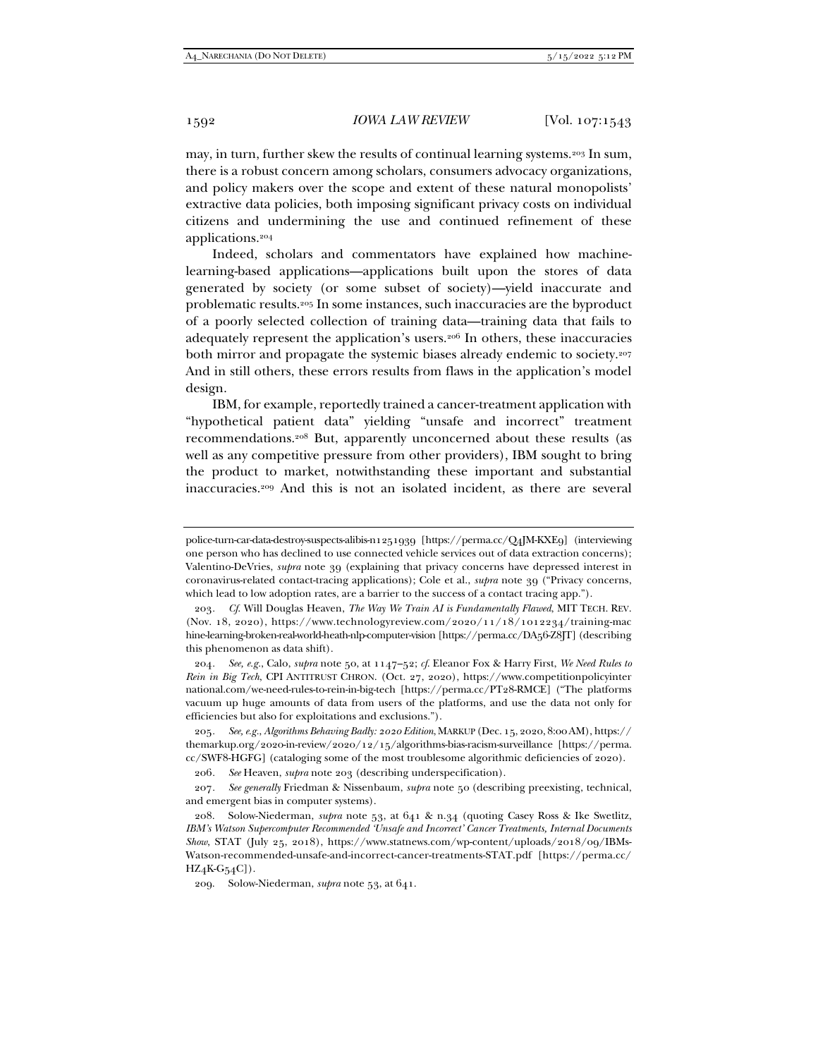may, in turn, further skew the results of continual learning systems.[203] In sum, there is a robust concern among scholars, consumers advocacy organizations, and policy makers over the scope and extent of these natural monopolists' extractive data policies, both imposing significant privacy costs on individual citizens and undermining the use and continued refinement of these applications.[204]

Indeed, scholars and commentators have explained how machine-learning-based applications—applications built upon the stores of data generated by society (or some subset of society)—yield inaccurate and problematic results.[205] In some instances, such inaccuracies are the byproduct of a poorly selected collection of training data—training data that fails to adequately represent the application's users.[206] In others, these inaccuracies both mirror and propagate the systemic biases already endemic to society.[207] And in still others, these errors results from flaws in the application's model design.

IBM, for example, reportedly trained a cancer-treatment application with "hypothetical patient data" yielding "unsafe and incorrect" treatment recommendations.[208] But, apparently unconcerned about these results (as well as any competitive pressure from other providers), IBM sought to bring the product to market, notwithstanding these important and substantial inaccuracies.[209] And this is not an isolated incident, as there are several

---

police-turn-car-data-destroy-suspects-alibis-n1251939 [https://perma.cc/Q4JM-KXE9] (interviewing one person who has declined to use connected vehicle services out of data extraction concerns); Valentino-DeVries, *supra* note 39 (explaining that privacy concerns have depressed interest in coronavirus-related contact-tracing applications); Cole et al., *supra* note 39 ("Privacy concerns, which lead to low adoption rates, are a barrier to the success of a contact tracing app.").

203. *Cf.* Will Douglas Heaven, *The Way We Train AI is Fundamentally Flawed*, MIT TECH. REV. (Nov. 18, 2020), https://www.technologyreview.com/2020/11/18/1012234/training-machine-learning-broken-real-world-heath-nlp-computer-vision [https://perma.cc/DA56-Z8JT] (describing this phenomenon as data shift).

204. *See, e.g.*, Calo, *supra* note 50, at 1147–52; *cf.* Eleanor Fox & Harry First, *We Need Rules to Rein in Big Tech*, CPI ANTITRUST CHRON. (Oct. 27, 2020), https://www.competitionpolicyinternational.com/we-need-rules-to-rein-in-big-tech [https://perma.cc/PT28-RMCE] ("The platforms vacuum up huge amounts of data from users of the platforms, and use the data not only for efficiencies but also for exploitations and exclusions.").

205. *See, e.g.*, *Algorithms Behaving Badly: 2020 Edition*, MARKUP (Dec. 15, 2020, 8:00 AM), https://themarkup.org/2020-in-review/2020/12/15/algorithms-bias-racism-surveillance [https://perma.cc/SWF8-HGFG] (cataloging some of the most troublesome algorithmic deficiencies of 2020).

206. *See* Heaven, *supra* note 203 (describing underspecification).

207. *See generally* Friedman & Nissenbaum, *supra* note 50 (describing preexisting, technical, and emergent bias in computer systems).

208. Solow-Niederman, *supra* note 53, at 641 & n.34 (quoting Casey Ross & Ike Swetlitz, *IBM's Watson Supercomputer Recommended 'Unsafe and Incorrect' Cancer Treatments, Internal Documents Show*, STAT (July 25, 2018), https://www.statnews.com/wp-content/uploads/2018/09/IBMs-Watson-recommended-unsafe-and-incorrect-cancer-treatments-STAT.pdf [https://perma.cc/HZ4K-G54C]).

209. Solow-Niederman, *supra* note 53, at 641.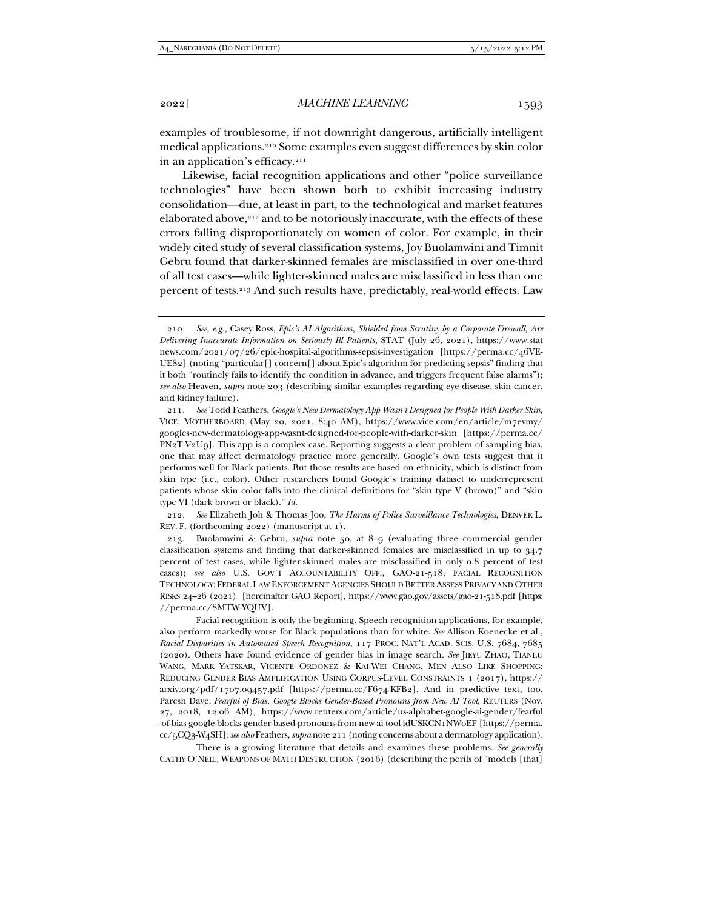examples of troublesome, if not downright dangerous, artificially intelligent medical applications.[210] Some examples even suggest differences by skin color in an application's efficacy.[211]

Likewise, facial recognition applications and other "police surveillance technologies" have been shown both to exhibit increasing industry consolidation—due, at least in part, to the technological and market features elaborated above,[212] and to be notoriously inaccurate, with the effects of these errors falling disproportionately on women of color. For example, in their widely cited study of several classification systems, Joy Buolamwini and Timnit Gebru found that darker-skinned females are misclassified in over one-third of all test cases—while lighter-skinned males are misclassified in less than one percent of tests.[213] And such results have, predictably, real-world effects. Law

---

210. *See, e.g.,* Casey Ross, *Epic's AI Algorithms, Shielded from Scrutiny by a Corporate Firewall, Are Delivering Inaccurate Information on Seriously Ill Patients*, STAT (July 26, 2021), https://www.statnews.com/2021/07/26/epic-hospital-algorithms-sepsis-investigation [https://perma.cc/46VE-UE82] (noting "particular[] concern[] about Epic's algorithm for predicting sepsis" finding that it both "routinely fails to identify the condition in advance, and triggers frequent false alarms"); *see also* Heaven, *supra* note 203 (describing similar examples regarding eye disease, skin cancer, and kidney failure).

211. *See* Todd Feathers, *Google's New Dermatology App Wasn't Designed for People With Darker Skin*, VICE: MOTHERBOARD (May 20, 2021, 8:40 AM), https://www.vice.com/en/article/m7evmy/googles-new-dermatology-app-wasnt-designed-for-people-with-darker-skin [https://perma.cc/PN2T-V2U9]. This app is a complex case. Reporting suggests a clear problem of sampling bias, one that may affect dermatology practice more generally. Google's own tests suggest that it performs well for Black patients. But those results are based on ethnicity, which is distinct from skin type (i.e., color). Other researchers found Google's training dataset to underrepresent patients whose skin color falls into the clinical definitions for "skin type V (brown)" and "skin type VI (dark brown or black)." *Id.*

212. *See* Elizabeth Joh & Thomas Joo, *The Harms of Police Surveillance Technologies*, DENVER L. REV. F. (forthcoming 2022) (manuscript at 1).

213. Buolamwini & Gebru, *supra* note 50, at 8–9 (evaluating three commercial gender classification systems and finding that darker-skinned females are misclassified in up to 34.7 percent of test cases, while lighter-skinned males are misclassified in only 0.8 percent of test cases); *see also* U.S. GOV'T ACCOUNTABILITY OFF., GAO-21-518, FACIAL RECOGNITION TECHNOLOGY: FEDERAL LAW ENFORCEMENT AGENCIES SHOULD BETTER ASSESS PRIVACY AND OTHER RISKS 24–26 (2021) [hereinafter GAO Report], https://www.gao.gov/assets/gao-21-518.pdf [https://perma.cc/8MTW-YQUV].

Facial recognition is only the beginning. Speech recognition applications, for example, also perform markedly worse for Black populations than for white. *See* Allison Koenecke et al., *Racial Disparities in Automated Speech Recognition*, 117 PROC. NAT'L ACAD. SCIS. U.S. 7684, 7685 (2020). Others have found evidence of gender bias in image search. *See* JIEYU ZHAO, TIANLU WANG, MARK YATSKAR, VICENTE ORDONEZ & KAI-WEI CHANG, MEN ALSO LIKE SHOPPING: REDUCING GENDER BIAS AMPLIFICATION USING CORPUS-LEVEL CONSTRAINTS 1 (2017), https://arxiv.org/pdf/1707.09457.pdf [https://perma.cc/F674-KFB2]. And in predictive text, too. Paresh Dave, *Fearful of Bias, Google Blocks Gender-Based Pronouns from New AI Tool*, REUTERS (Nov. 27, 2018, 12:06 AM), https://www.reuters.com/article/us-alphabet-google-ai-gender/fearful-of-bias-google-blocks-gender-based-pronouns-from-new-ai-tool-idUSKCN1NW0EF [https://perma.cc/5CQ3-W4SH]; *see also* Feathers, *supra* note 211 (noting concerns about a dermatology application).

There is a growing literature that details and examines these problems. *See generally* CATHY O'NEIL, WEAPONS OF MATH DESTRUCTION (2016) (describing the perils of "models [that]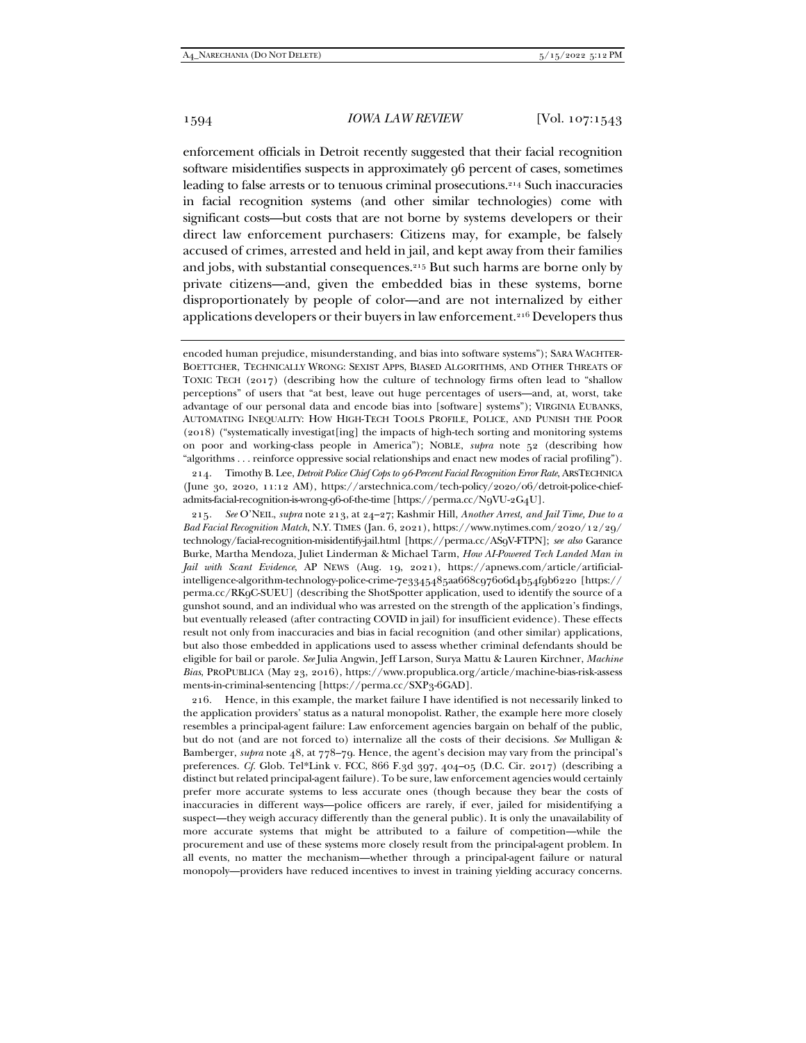enforcement officials in Detroit recently suggested that their facial recognition software misidentifies suspects in approximately 96 percent of cases, sometimes leading to false arrests or to tenuous criminal prosecutions.[214] Such inaccuracies in facial recognition systems (and other similar technologies) come with significant costs—but costs that are not borne by systems developers or their direct law enforcement purchasers: Citizens may, for example, be falsely accused of crimes, arrested and held in jail, and kept away from their families and jobs, with substantial consequences.[215] But such harms are borne only by private citizens—and, given the embedded bias in these systems, borne disproportionately by people of color—and are not internalized by either applications developers or their buyers in law enforcement.[216] Developers thus

---

encoded human prejudice, misunderstanding, and bias into software systems"); SARA WACHTER-BOETTCHER, TECHNICALLY WRONG: SEXIST APPS, BIASED ALGORITHMS, AND OTHER THREATS OF TOXIC TECH (2017) (describing how the culture of technology firms often lead to "shallow perceptions" of users that "at best, leave out huge percentages of users—and, at, worst, take advantage of our personal data and encode bias into [software] systems"); VIRGINIA EUBANKS, AUTOMATING INEQUALITY: HOW HIGH-TECH TOOLS PROFILE, POLICE, AND PUNISH THE POOR (2018) ("systematically investigat[ing] the impacts of high-tech sorting and monitoring systems on poor and working-class people in America"); NOBLE, *supra* note 52 (describing how "algorithms . . . reinforce oppressive social relationships and enact new modes of racial profiling").

214. Timothy B. Lee, *Detroit Police Chief Cops to 96-Percent Facial Recognition Error Rate*, ARSTECHNICA (June 30, 2020, 11:12 AM), https://arstechnica.com/tech-policy/2020/06/detroit-police-chief-admits-facial-recognition-is-wrong-96-of-the-time [https://perma.cc/N9VU-2G4U].

215. *See* O'NEIL, *supra* note 213, at 24–27; Kashmir Hill, *Another Arrest, and Jail Time, Due to a Bad Facial Recognition Match*, N.Y. TIMES (Jan. 6, 2021), https://www.nytimes.com/2020/12/29/technology/facial-recognition-misidentify-jail.html [https://perma.cc/AS9V-FTPN]; *see also* Garance Burke, Martha Mendoza, Juliet Linderman & Michael Tarm, *How AI-Powered Tech Landed Man in Jail with Scant Evidence*, AP NEWS (Aug. 19, 2021), https://apnews.com/article/artificial-intelligence-algorithm-technology-police-crime-7e3345485aa668c97606d4b54f9b6220 [https://perma.cc/RK9C-SUEU] (describing the ShotSpotter application, used to identify the source of a gunshot sound, and an individual who was arrested on the strength of the application's findings, but eventually released (after contracting COVID in jail) for insufficient evidence). These effects result not only from inaccuracies and bias in facial recognition (and other similar) applications, but also those embedded in applications used to assess whether criminal defendants should be eligible for bail or parole. *See* Julia Angwin, Jeff Larson, Surya Mattu & Lauren Kirchner, *Machine Bias*, PROPUBLICA (May 23, 2016), https://www.propublica.org/article/machine-bias-risk-assessments-in-criminal-sentencing [https://perma.cc/SXP3-6GAD].

216. Hence, in this example, the market failure I have identified is not necessarily linked to the application providers' status as a natural monopolist. Rather, the example here more closely resembles a principal-agent failure: Law enforcement agencies bargain on behalf of the public, but do not (and are not forced to) internalize all the costs of their decisions. *See* Mulligan & Bamberger, *supra* note 48, at 778–79. Hence, the agent's decision may vary from the principal's preferences. *Cf.* Glob. Tel*Link v. FCC, 866 F.3d 397, 404–05 (D.C. Cir. 2017) (describing a distinct but related principal-agent failure). To be sure, law enforcement agencies would certainly prefer more accurate systems to less accurate ones (though because they bear the costs of inaccuracies in different ways—police officers are rarely, if ever, jailed for misidentifying a suspect—they weigh accuracy differently than the general public). It is only the unavailability of more accurate systems that might be attributed to a failure of competition—while the procurement and use of these systems more closely result from the principal-agent problem. In all events, no matter the mechanism—whether through a principal-agent failure or natural monopoly—providers have reduced incentives to invest in training yielding accuracy concerns.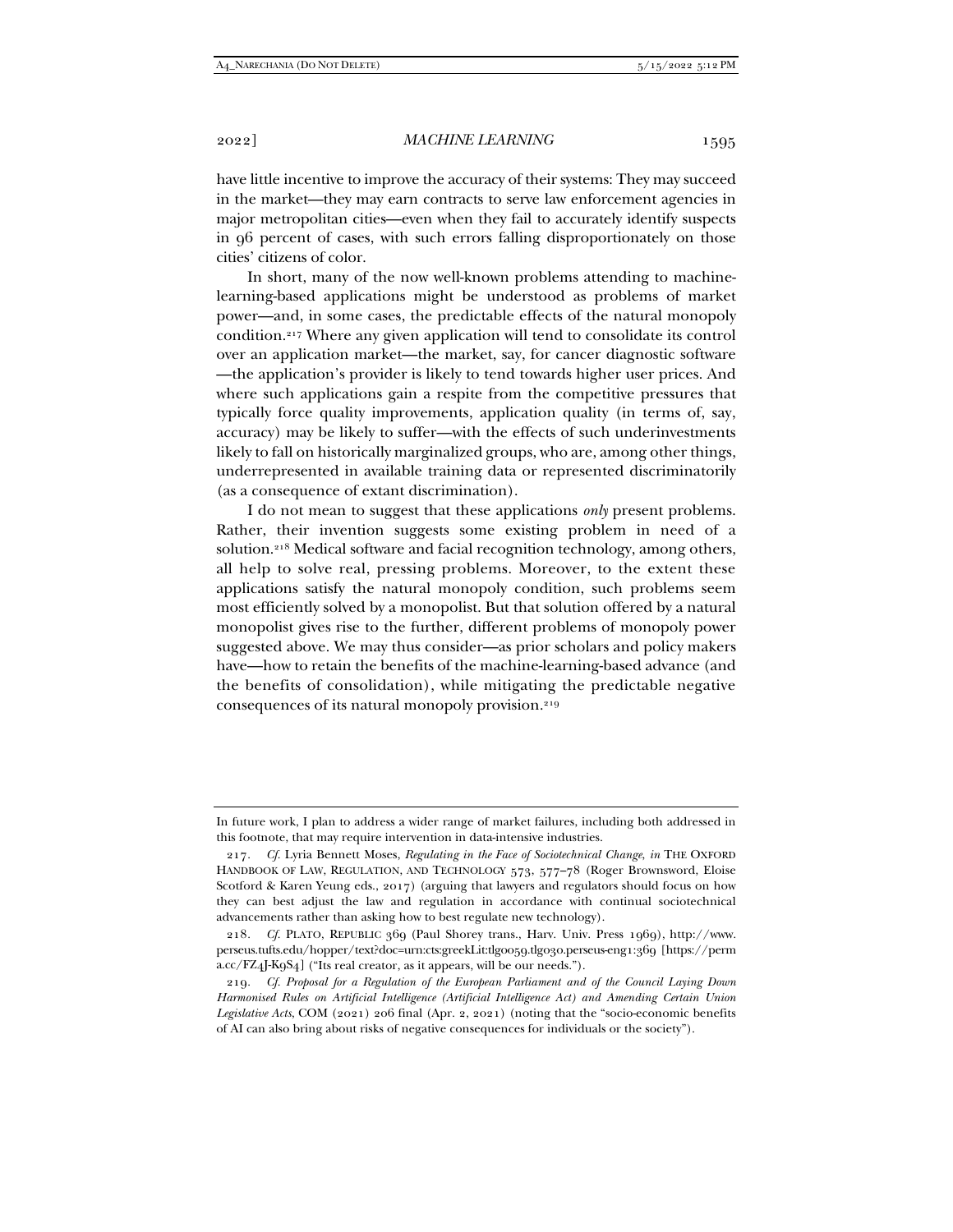have little incentive to improve the accuracy of their systems: They may succeed in the market—they may earn contracts to serve law enforcement agencies in major metropolitan cities—even when they fail to accurately identify suspects in 96 percent of cases, with such errors falling disproportionately on those cities' citizens of color.

In short, many of the now well-known problems attending to machine-learning-based applications might be understood as problems of market power—and, in some cases, the predictable effects of the natural monopoly condition.[217] Where any given application will tend to consolidate its control over an application market—the market, say, for cancer diagnostic software—the application's provider is likely to tend towards higher user prices. And where such applications gain a respite from the competitive pressures that typically force quality improvements, application quality (in terms of, say, accuracy) may be likely to suffer—with the effects of such underinvestments likely to fall on historically marginalized groups, who are, among other things, underrepresented in available training data or represented discriminatorily (as a consequence of extant discrimination).

I do not mean to suggest that these applications *only* present problems. Rather, their invention suggests some existing problem in need of a solution.[218] Medical software and facial recognition technology, among others, all help to solve real, pressing problems. Moreover, to the extent these applications satisfy the natural monopoly condition, such problems seem most efficiently solved by a monopolist. But that solution offered by a natural monopolist gives rise to the further, different problems of monopoly power suggested above. We may thus consider—as prior scholars and policy makers have—how to retain the benefits of the machine-learning-based advance (and the benefits of consolidation), while mitigating the predictable negative consequences of its natural monopoly provision.[219]

---

In future work, I plan to address a wider range of market failures, including both addressed in this footnote, that may require intervention in data-intensive industries.

217. *Cf.* Lyria Bennett Moses, *Regulating in the Face of Sociotechnical Change*, *in* THE OXFORD HANDBOOK OF LAW, REGULATION, AND TECHNOLOGY 573, 577–78 (Roger Brownsword, Eloise Scotford & Karen Yeung eds., 2017) (arguing that lawyers and regulators should focus on how they can best adjust the law and regulation in accordance with continual sociotechnical advancements rather than asking how to best regulate new technology).

218. *Cf.* PLATO, REPUBLIC 369 (Paul Shorey trans., Harv. Univ. Press 1969), http://www.perseus.tufts.edu/hopper/text?doc=urn:cts:greekLit:tlg0059.tlg030.perseus-eng1:369 [https://perma.cc/FZ4J-K9S4] ("Its real creator, as it appears, will be our needs.").

219. *Cf. Proposal for a Regulation of the European Parliament and of the Council Laying Down Harmonised Rules on Artificial Intelligence (Artificial Intelligence Act) and Amending Certain Union Legislative Acts*, COM (2021) 206 final (Apr. 2, 2021) (noting that the "socio-economic benefits of AI can also bring about risks of negative consequences for individuals or the society").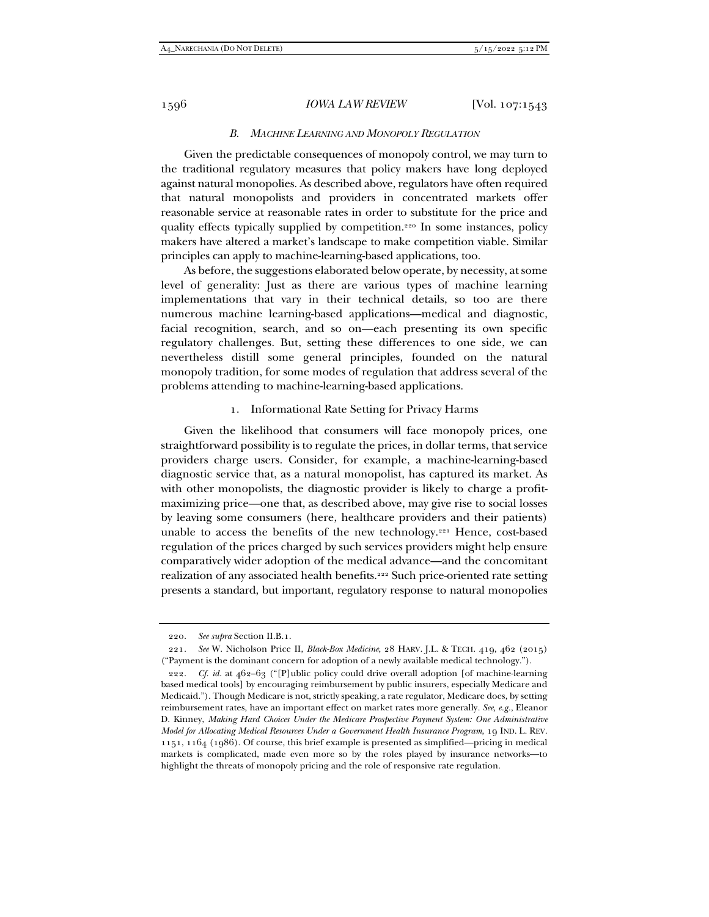### *B. Machine Learning and Monopoly Regulation*

Given the predictable consequences of monopoly control, we may turn to the traditional regulatory measures that policy makers have long deployed against natural monopolies. As described above, regulators have often required that natural monopolists and providers in concentrated markets offer reasonable service at reasonable rates in order to substitute for the price and quality effects typically supplied by competition.[220] In some instances, policy makers have altered a market's landscape to make competition viable. Similar principles can apply to machine-learning-based applications, too.

As before, the suggestions elaborated below operate, by necessity, at some level of generality: Just as there are various types of machine learning implementations that vary in their technical details, so too are there numerous machine learning-based applications—medical and diagnostic, facial recognition, search, and so on—each presenting its own specific regulatory challenges. But, setting these differences to one side, we can nevertheless distill some general principles, founded on the natural monopoly tradition, for some modes of regulation that address several of the problems attending to machine-learning-based applications.

#### 1. Informational Rate Setting for Privacy Harms

Given the likelihood that consumers will face monopoly prices, one straightforward possibility is to regulate the prices, in dollar terms, that service providers charge users. Consider, for example, a machine-learning-based diagnostic service that, as a natural monopolist, has captured its market. As with other monopolists, the diagnostic provider is likely to charge a profit-maximizing price—one that, as described above, may give rise to social losses by leaving some consumers (here, healthcare providers and their patients) unable to access the benefits of the new technology.[221] Hence, cost-based regulation of the prices charged by such services providers might help ensure comparatively wider adoption of the medical advance—and the concomitant realization of any associated health benefits.[222] Such price-oriented rate setting presents a standard, but important, regulatory response to natural monopolies

---

220. *See supra* Section II.B.1.

221. *See* W. Nicholson Price II, *Black-Box Medicine*, 28 HARV. J.L. & TECH. 419, 462 (2015) ("Payment is the dominant concern for adoption of a newly available medical technology.").

222. *Cf. id.* at 462–63 ("[P]ublic policy could drive overall adoption [of machine-learning based medical tools] by encouraging reimbursement by public insurers, especially Medicare and Medicaid."). Though Medicare is not, strictly speaking, a rate regulator, Medicare does, by setting reimbursement rates, have an important effect on market rates more generally. *See, e.g.*, Eleanor D. Kinney, *Making Hard Choices Under the Medicare Prospective Payment System: One Administrative Model for Allocating Medical Resources Under a Government Health Insurance Program*, 19 IND. L. REV. 1151, 1164 (1986). Of course, this brief example is presented as simplified—pricing in medical markets is complicated, made even more so by the roles played by insurance networks—to highlight the threats of monopoly pricing and the role of responsive rate regulation.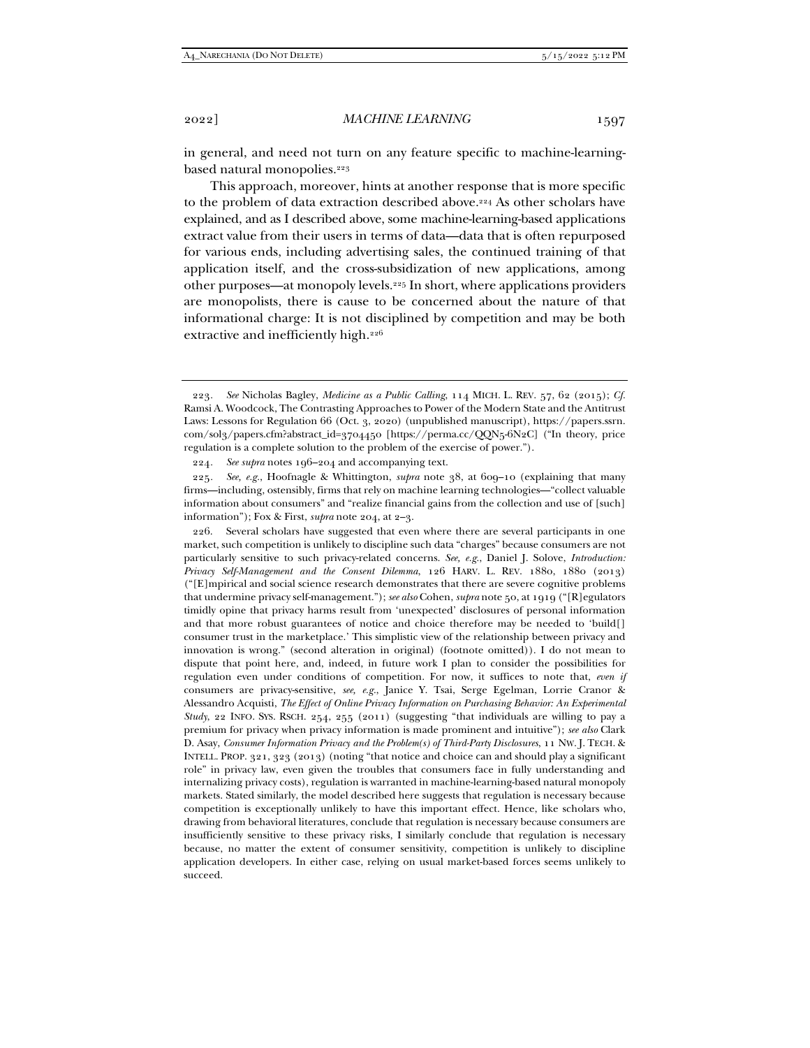in general, and need not turn on any feature specific to machine-learning-based natural monopolies.[223]

This approach, moreover, hints at another response that is more specific to the problem of data extraction described above.[224] As other scholars have explained, and as I described above, some machine-learning-based applications extract value from their users in terms of data—data that is often repurposed for various ends, including advertising sales, the continued training of that application itself, and the cross-subsidization of new applications, among other purposes—at monopoly levels.[225] In short, where applications providers are monopolists, there is cause to be concerned about the nature of that informational charge: It is not disciplined by competition and may be both extractive and inefficiently high.[226]

---

223. *See* Nicholas Bagley, *Medicine as a Public Calling*, 114 MICH. L. REV. 57, 62 (2015); *Cf.* Ramsi A. Woodcock, The Contrasting Approaches to Power of the Modern State and the Antitrust Laws: Lessons for Regulation 66 (Oct. 3, 2020) (unpublished manuscript), https://papers.ssrn.com/sol3/papers.cfm?abstract_id=3704450 [https://perma.cc/QQN5-6N2C] ("In theory, price regulation is a complete solution to the problem of the exercise of power.").

224. *See supra* notes 196–204 and accompanying text.

225. *See, e.g.*, Hoofnagle & Whittington, *supra* note 38, at 609–10 (explaining that many firms—including, ostensibly, firms that rely on machine learning technologies—"collect valuable information about consumers" and "realize financial gains from the collection and use of [such] information"); Fox & First, *supra* note 204, at 2–3.

226. Several scholars have suggested that even where there are several participants in one market, such competition is unlikely to discipline such data "charges" because consumers are not particularly sensitive to such privacy-related concerns. *See, e.g.*, Daniel J. Solove, *Introduction: Privacy Self-Management and the Consent Dilemma*, 126 HARV. L. REV. 1880, 1880 (2013) ("[E]mpirical and social science research demonstrates that there are severe cognitive problems that undermine privacy self-management."); *see also* Cohen, *supra* note 50, at 1919 ("[R]egulators timidly opine that privacy harms result from 'unexpected' disclosures of personal information and that more robust guarantees of notice and choice therefore may be needed to 'build[] consumer trust in the marketplace.' This simplistic view of the relationship between privacy and innovation is wrong." (second alteration in original) (footnote omitted)). I do not mean to dispute that point here, and, indeed, in future work I plan to consider the possibilities for regulation even under conditions of competition. For now, it suffices to note that, *even if* consumers are privacy-sensitive, *see, e.g.*, Janice Y. Tsai, Serge Egelman, Lorrie Cranor & Alessandro Acquisti, *The Effect of Online Privacy Information on Purchasing Behavior: An Experimental Study*, 22 INFO. SYS. RSCH. 254, 255 (2011) (suggesting "that individuals are willing to pay a premium for privacy when privacy information is made prominent and intuitive"); *see also* Clark D. Asay, *Consumer Information Privacy and the Problem(s) of Third-Party Disclosures*, 11 NW. J. TECH. & INTELL. PROP. 321, 323 (2013) (noting "that notice and choice can and should play a significant role" in privacy law, even given the troubles that consumers face in fully understanding and internalizing privacy costs), regulation is warranted in machine-learning-based natural monopoly markets. Stated similarly, the model described here suggests that regulation is necessary because competition is exceptionally unlikely to have this important effect. Hence, like scholars who, drawing from behavioral literatures, conclude that regulation is necessary because consumers are insufficiently sensitive to these privacy risks, I similarly conclude that regulation is necessary because, no matter the extent of consumer sensitivity, competition is unlikely to discipline application developers. In either case, relying on usual market-based forces seems unlikely to succeed.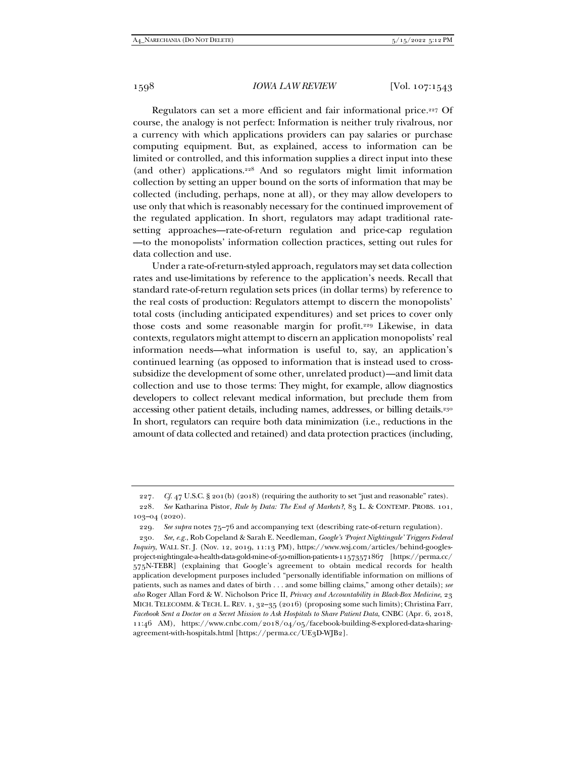Regulators can set a more efficient and fair informational price.[227] Of course, the analogy is not perfect: Information is neither truly rivalrous, nor a currency with which applications providers can pay salaries or purchase computing equipment. But, as explained, access to information can be limited or controlled, and this information supplies a direct input into these (and other) applications.[228] And so regulators might limit information collection by setting an upper bound on the sorts of information that may be collected (including, perhaps, none at all), or they may allow developers to use only that which is reasonably necessary for the continued improvement of the regulated application. In short, regulators may adapt traditional rate-setting approaches—rate-of-return regulation and price-cap regulation—to the monopolists' information collection practices, setting out rules for data collection and use.

Under a rate-of-return-styled approach, regulators may set data collection rates and use-limitations by reference to the application's needs. Recall that standard rate-of-return regulation sets prices (in dollar terms) by reference to the real costs of production: Regulators attempt to discern the monopolists' total costs (including anticipated expenditures) and set prices to cover only those costs and some reasonable margin for profit.[229] Likewise, in data contexts, regulators might attempt to discern an application monopolists' real information needs—what information is useful to, say, an application's continued learning (as opposed to information that is instead used to cross-subsidize the development of some other, unrelated product)—and limit data collection and use to those terms: They might, for example, allow diagnostics developers to collect relevant medical information, but preclude them from accessing other patient details, including names, addresses, or billing details.[230] In short, regulators can require both data minimization (i.e., reductions in the amount of data collected and retained) and data protection practices (including,

---

227. *Cf.* 47 U.S.C. § 201(b) (2018) (requiring the authority to set "just and reasonable" rates).

228. *See* Katharina Pistor, *Rule by Data: The End of Markets?*, 83 L. & CONTEMP. PROBS. 101, 103–04 (2020).

229. *See supra* notes 75–76 and accompanying text (describing rate-of-return regulation).

230. *See, e.g.*, Rob Copeland & Sarah E. Needleman, *Google's 'Project Nightingale' Triggers Federal Inquiry*, WALL ST. J. (Nov. 12, 2019, 11:13 PM), https://www.wsj.com/articles/behind-googles-project-nightingale-a-health-data-gold-mine-of-50-million-patients-11573571867 [https://perma.cc/575N-TEBR] (explaining that Google's agreement to obtain medical records for health application development purposes included "personally identifiable information on millions of patients, such as names and dates of birth . . . and some billing claims," among other details); *see also* Roger Allan Ford & W. Nicholson Price II, *Privacy and Accountability in Black-Box Medicine*, 23 MICH. TELECOMM. & TECH. L. REV. 1, 32–35 (2016) (proposing some such limits); Christina Farr, *Facebook Sent a Doctor on a Secret Mission to Ask Hospitals to Share Patient Data*, CNBC (Apr. 6, 2018, 11:46 AM), https://www.cnbc.com/2018/04/05/facebook-building-8-explored-data-sharing-agreement-with-hospitals.html [https://perma.cc/UE3D-WJB2].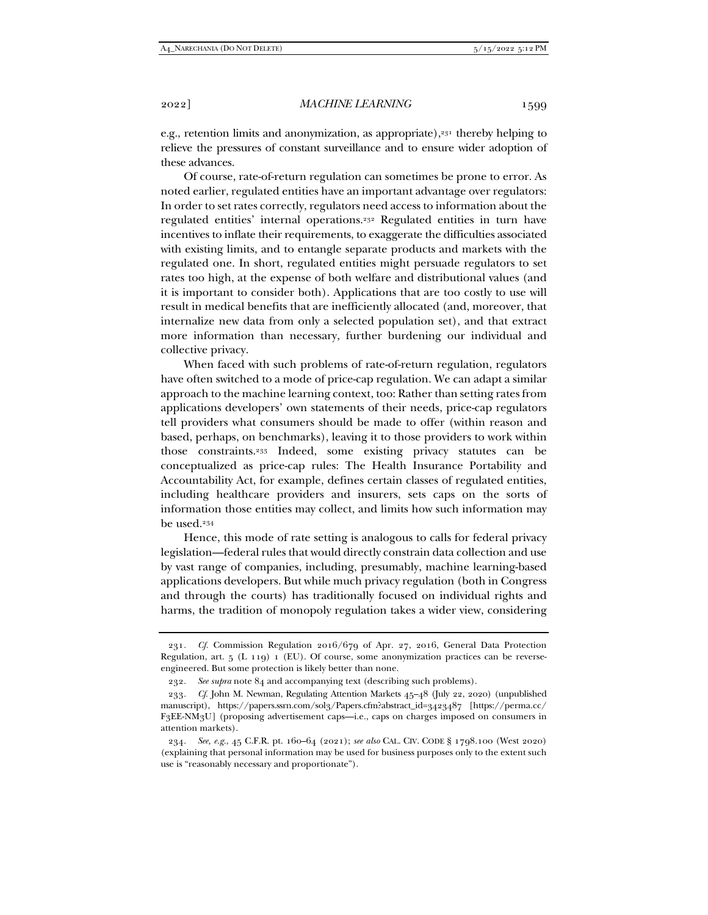e.g., retention limits and anonymization, as appropriate),[231] thereby helping to relieve the pressures of constant surveillance and to ensure wider adoption of these advances.

Of course, rate-of-return regulation can sometimes be prone to error. As noted earlier, regulated entities have an important advantage over regulators: In order to set rates correctly, regulators need access to information about the regulated entities' internal operations.[232] Regulated entities in turn have incentives to inflate their requirements, to exaggerate the difficulties associated with existing limits, and to entangle separate products and markets with the regulated one. In short, regulated entities might persuade regulators to set rates too high, at the expense of both welfare and distributional values (and it is important to consider both). Applications that are too costly to use will result in medical benefits that are inefficiently allocated (and, moreover, that internalize new data from only a selected population set), and that extract more information than necessary, further burdening our individual and collective privacy.

When faced with such problems of rate-of-return regulation, regulators have often switched to a mode of price-cap regulation. We can adapt a similar approach to the machine learning context, too: Rather than setting rates from applications developers' own statements of their needs, price-cap regulators tell providers what consumers should be made to offer (within reason and based, perhaps, on benchmarks), leaving it to those providers to work within those constraints.[233] Indeed, some existing privacy statutes can be conceptualized as price-cap rules: The Health Insurance Portability and Accountability Act, for example, defines certain classes of regulated entities, including healthcare providers and insurers, sets caps on the sorts of information those entities may collect, and limits how such information may be used.[234]

Hence, this mode of rate setting is analogous to calls for federal privacy legislation—federal rules that would directly constrain data collection and use by vast range of companies, including, presumably, machine learning-based applications developers. But while much privacy regulation (both in Congress and through the courts) has traditionally focused on individual rights and harms, the tradition of monopoly regulation takes a wider view, considering

---

231. *Cf.* Commission Regulation 2016/679 of Apr. 27, 2016, General Data Protection Regulation, art. 5 (L 119) 1 (EU). Of course, some anonymization practices can be reverse-engineered. But some protection is likely better than none.

232. *See supra* note 84 and accompanying text (describing such problems).

233. *Cf.* John M. Newman, Regulating Attention Markets 45–48 (July 22, 2020) (unpublished manuscript), https://papers.ssrn.com/sol3/Papers.cfm?abstract_id=3423487 [https://perma.cc/F3EE-NM3U] (proposing advertisement caps—i.e., caps on charges imposed on consumers in attention markets).

234. *See, e.g.*, 45 C.F.R. pt. 160–64 (2021); *see also* CAL. CIV. CODE § 1798.100 (West 2020) (explaining that personal information may be used for business purposes only to the extent such use is "reasonably necessary and proportionate").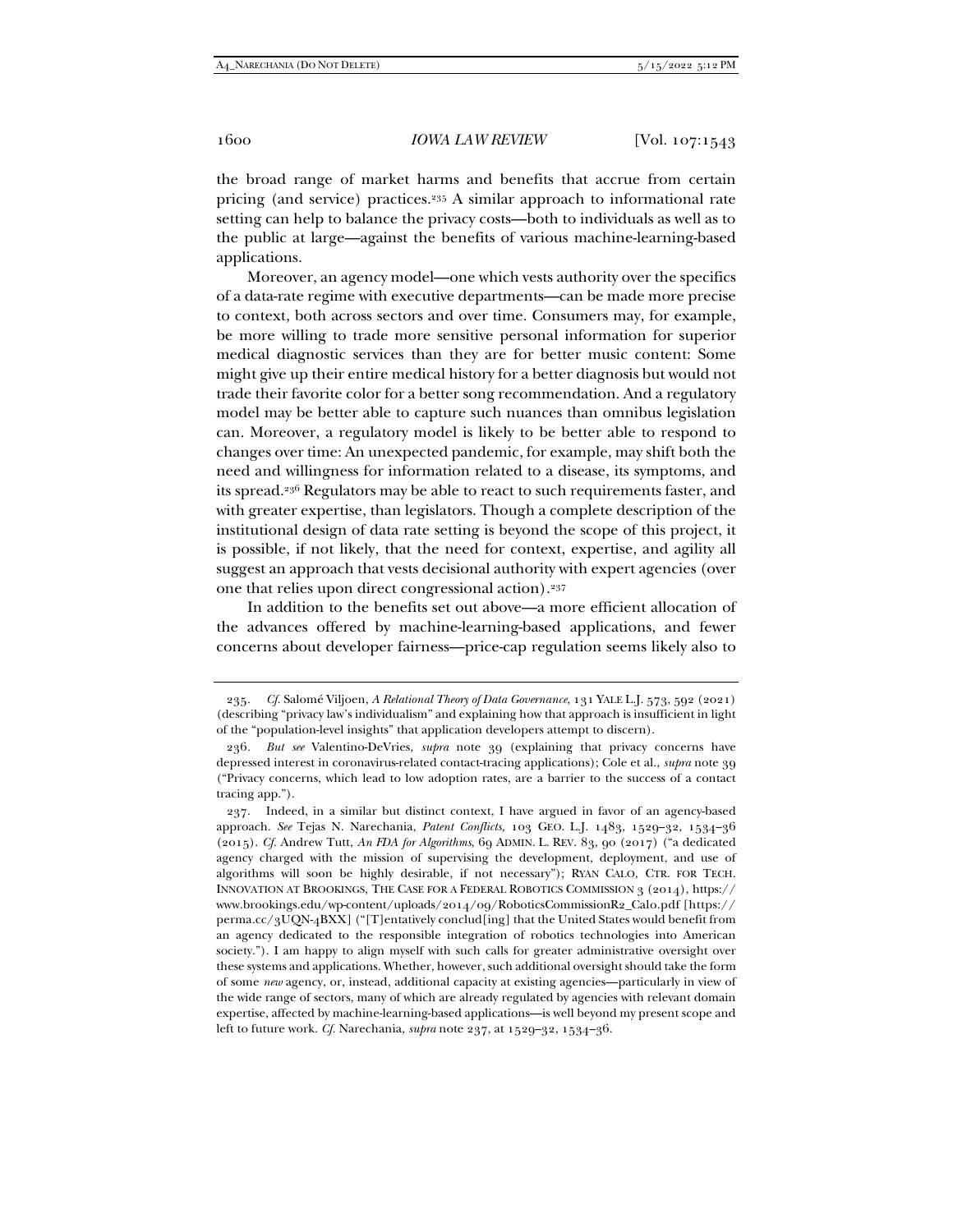the broad range of market harms and benefits that accrue from certain pricing (and service) practices.[235] A similar approach to informational rate setting can help to balance the privacy costs—both to individuals as well as to the public at large—against the benefits of various machine-learning-based applications.

Moreover, an agency model—one which vests authority over the specifics of a data-rate regime with executive departments—can be made more precise to context, both across sectors and over time. Consumers may, for example, be more willing to trade more sensitive personal information for superior medical diagnostic services than they are for better music content: Some might give up their entire medical history for a better diagnosis but would not trade their favorite color for a better song recommendation. And a regulatory model may be better able to capture such nuances than omnibus legislation can. Moreover, a regulatory model is likely to be better able to respond to changes over time: An unexpected pandemic, for example, may shift both the need and willingness for information related to a disease, its symptoms, and its spread.[236] Regulators may be able to react to such requirements faster, and with greater expertise, than legislators. Though a complete description of the institutional design of data rate setting is beyond the scope of this project, it is possible, if not likely, that the need for context, expertise, and agility all suggest an approach that vests decisional authority with expert agencies (over one that relies upon direct congressional action).[237]

In addition to the benefits set out above—a more efficient allocation of the advances offered by machine-learning-based applications, and fewer concerns about developer fairness—price-cap regulation seems likely also to

---

235. *Cf.* Salomé Viljoen, *A Relational Theory of Data Governance*, 131 YALE L.J. 573, 592 (2021) (describing "privacy law's individualism" and explaining how that approach is insufficient in light of the "population-level insights" that application developers attempt to discern).

236. *But see* Valentino-DeVries, *supra* note 39 (explaining that privacy concerns have depressed interest in coronavirus-related contact-tracing applications); Cole et al., *supra* note 39 ("Privacy concerns, which lead to low adoption rates, are a barrier to the success of a contact tracing app.").

237. Indeed, in a similar but distinct context, I have argued in favor of an agency-based approach. *See* Tejas N. Narechania, *Patent Conflicts,* 103 GEO. L.J. 1483, 1529–32, 1534–36 (2015). *Cf.* Andrew Tutt, *An FDA for Algorithms*, 69 ADMIN. L. REV. 83, 90 (2017) ("a dedicated agency charged with the mission of supervising the development, deployment, and use of algorithms will soon be highly desirable, if not necessary"); RYAN CALO, CTR. FOR TECH. INNOVATION AT BROOKINGS, THE CASE FOR A FEDERAL ROBOTICS COMMISSION 3 (2014), https://www.brookings.edu/wp-content/uploads/2014/09/RoboticsCommissionR2_Calo.pdf [https://perma.cc/3UQN-4BXX] ("[T]entatively conclud[ing] that the United States would benefit from an agency dedicated to the responsible integration of robotics technologies into American society."). I am happy to align myself with such calls for greater administrative oversight over these systems and applications. Whether, however, such additional oversight should take the form of some *new* agency, or, instead, additional capacity at existing agencies—particularly in view of the wide range of sectors, many of which are already regulated by agencies with relevant domain expertise, affected by machine-learning-based applications—is well beyond my present scope and left to future work. *Cf.* Narechania, *supra* note 237, at 1529–32, 1534–36.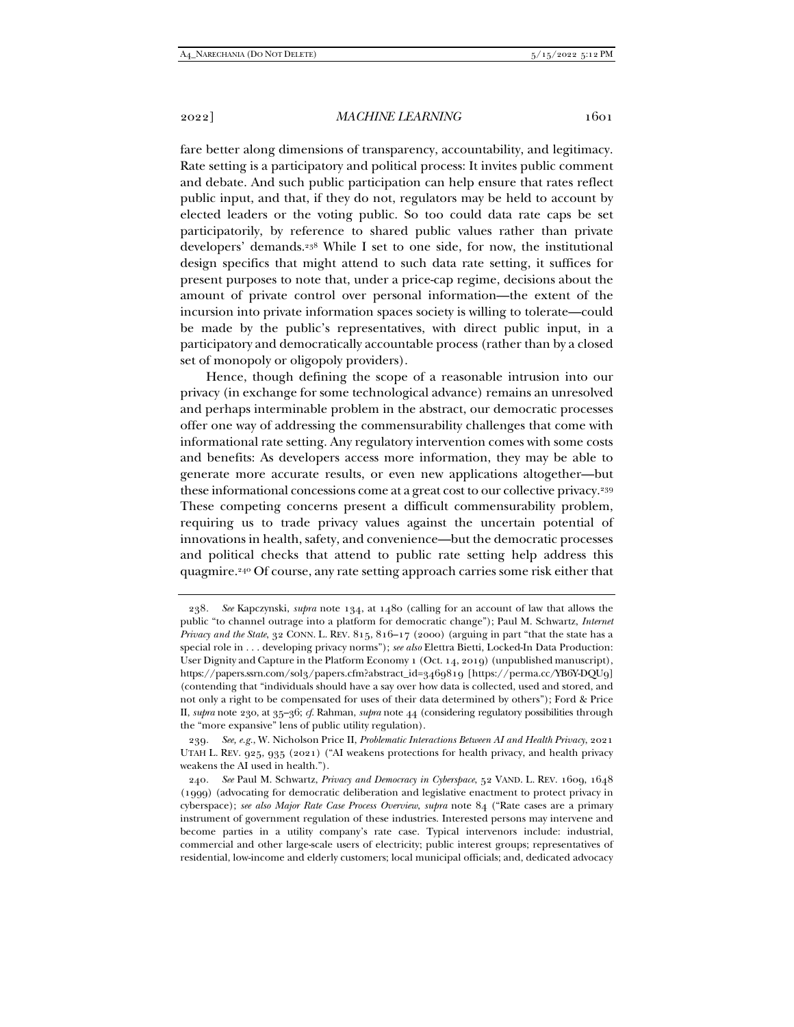fare better along dimensions of transparency, accountability, and legitimacy. Rate setting is a participatory and political process: It invites public comment and debate. And such public participation can help ensure that rates reflect public input, and that, if they do not, regulators may be held to account by elected leaders or the voting public. So too could data rate caps be set participatorily, by reference to shared public values rather than private developers' demands.[238] While I set to one side, for now, the institutional design specifics that might attend to such data rate setting, it suffices for present purposes to note that, under a price-cap regime, decisions about the amount of private control over personal information—the extent of the incursion into private information spaces society is willing to tolerate—could be made by the public's representatives, with direct public input, in a participatory and democratically accountable process (rather than by a closed set of monopoly or oligopoly providers).

Hence, though defining the scope of a reasonable intrusion into our privacy (in exchange for some technological advance) remains an unresolved and perhaps interminable problem in the abstract, our democratic processes offer one way of addressing the commensurability challenges that come with informational rate setting. Any regulatory intervention comes with some costs and benefits: As developers access more information, they may be able to generate more accurate results, or even new applications altogether—but these informational concessions come at a great cost to our collective privacy.[239] These competing concerns present a difficult commensurability problem, requiring us to trade privacy values against the uncertain potential of innovations in health, safety, and convenience—but the democratic processes and political checks that attend to public rate setting help address this quagmire.[240] Of course, any rate setting approach carries some risk either that

---

238. *See* Kapczynski, *supra* note 134, at 1480 (calling for an account of law that allows the public "to channel outrage into a platform for democratic change"); Paul M. Schwartz, *Internet Privacy and the State*, 32 CONN. L. REV. 815, 816–17 (2000) (arguing in part "that the state has a special role in . . . developing privacy norms"); *see also* Elettra Bietti, Locked-In Data Production: User Dignity and Capture in the Platform Economy 1 (Oct. 14, 2019) (unpublished manuscript), https://papers.ssrn.com/sol3/papers.cfm?abstract_id=3469819 [https://perma.cc/YB6Y-DQU9] (contending that "individuals should have a say over how data is collected, used and stored, and not only a right to be compensated for uses of their data determined by others"); Ford & Price II, *supra* note 230, at 35–36; *cf.* Rahman, *supra* note 44 (considering regulatory possibilities through the "more expansive" lens of public utility regulation).

239. *See, e.g.*, W. Nicholson Price II, *Problematic Interactions Between AI and Health Privacy*, 2021 UTAH L. REV. 925, 935 (2021) ("AI weakens protections for health privacy, and health privacy weakens the AI used in health.").

240. *See* Paul M. Schwartz, *Privacy and Democracy in Cyberspace*, 52 VAND. L. REV. 1609, 1648 (1999) (advocating for democratic deliberation and legislative enactment to protect privacy in cyberspace); *see also Major Rate Case Process Overview*, *supra* note 84 ("Rate cases are a primary instrument of government regulation of these industries. Interested persons may intervene and become parties in a utility company's rate case. Typical intervenors include: industrial, commercial and other large-scale users of electricity; public interest groups; representatives of residential, low-income and elderly customers; local municipal officials; and, dedicated advocacy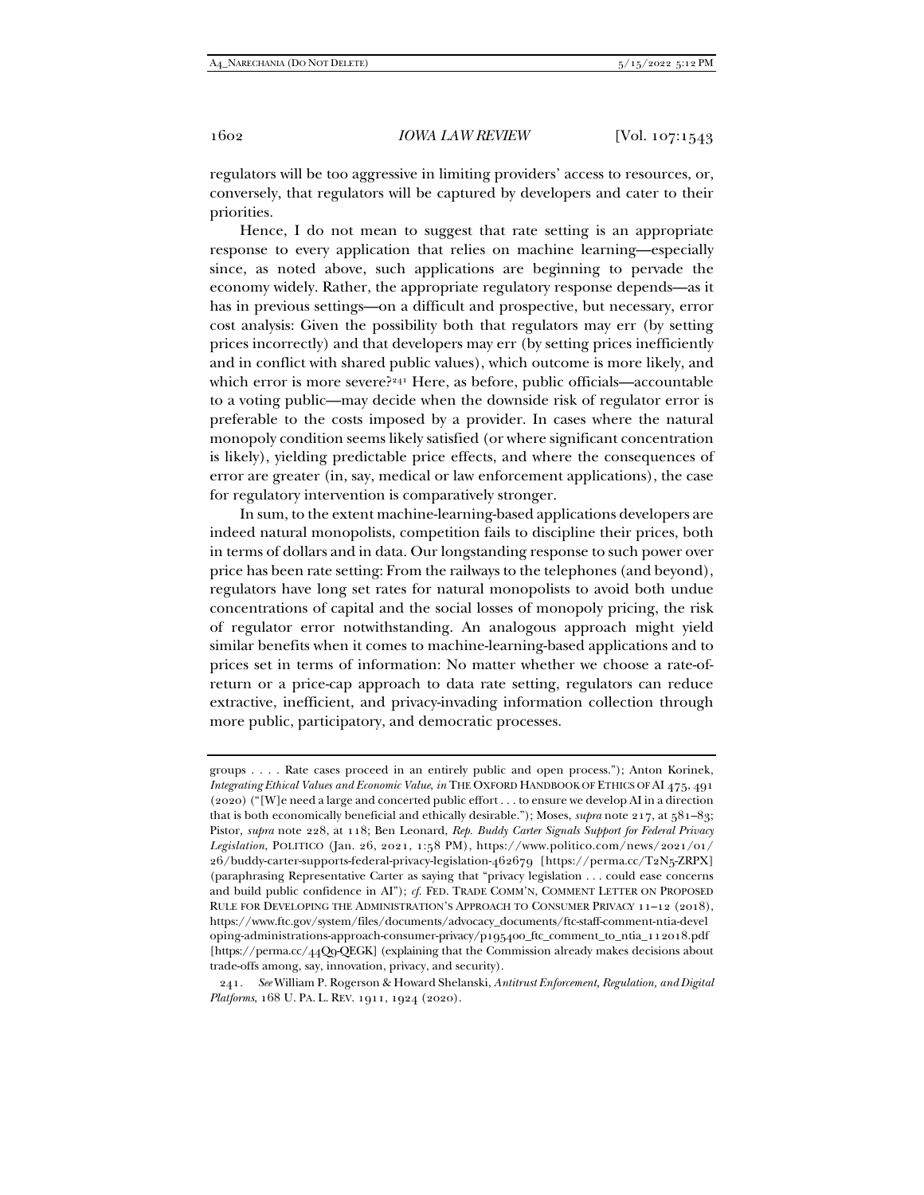regulators will be too aggressive in limiting providers' access to resources, or, conversely, that regulators will be captured by developers and cater to their priorities.

Hence, I do not mean to suggest that rate setting is an appropriate response to every application that relies on machine learning—especially since, as noted above, such applications are beginning to pervade the economy widely. Rather, the appropriate regulatory response depends—as it has in previous settings—on a difficult and prospective, but necessary, error cost analysis: Given the possibility both that regulators may err (by setting prices incorrectly) and that developers may err (by setting prices inefficiently and in conflict with shared public values), which outcome is more likely, and which error is more severe?[241] Here, as before, public officials—accountable to a voting public—may decide when the downside risk of regulator error is preferable to the costs imposed by a provider. In cases where the natural monopoly condition seems likely satisfied (or where significant concentration is likely), yielding predictable price effects, and where the consequences of error are greater (in, say, medical or law enforcement applications), the case for regulatory intervention is comparatively stronger.

In sum, to the extent machine-learning-based applications developers are indeed natural monopolists, competition fails to discipline their prices, both in terms of dollars and in data. Our longstanding response to such power over price has been rate setting: From the railways to the telephones (and beyond), regulators have long set rates for natural monopolists to avoid both undue concentrations of capital and the social losses of monopoly pricing, the risk of regulator error notwithstanding. An analogous approach might yield similar benefits when it comes to machine-learning-based applications and to prices set in terms of information: No matter whether we choose a rate-of-return or a price-cap approach to data rate setting, regulators can reduce extractive, inefficient, and privacy-invading information collection through more public, participatory, and democratic processes.

---

groups . . . . Rate cases proceed in an entirely public and open process."); Anton Korinek, *Integrating Ethical Values and Economic Value*, *in* THE OXFORD HANDBOOK OF ETHICS OF AI 475, 491 (2020) ("[W]e need a large and concerted public effort . . . to ensure we develop AI in a direction that is both economically beneficial and ethically desirable."); Moses, *supra* note 217, at 581–83; Pistor, *supra* note 228, at 118; Ben Leonard, *Rep. Buddy Carter Signals Support for Federal Privacy Legislation*, POLITICO (Jan. 26, 2021, 1:58 PM), https://www.politico.com/news/2021/01/26/buddy-carter-supports-federal-privacy-legislation-462679 [https://perma.cc/T2N5-ZRPX] (paraphrasing Representative Carter as saying that "privacy legislation . . . could ease concerns and build public confidence in AI"); *cf.* FED. TRADE COMM'N, COMMENT LETTER ON PROPOSED RULE FOR DEVELOPING THE ADMINISTRATION'S APPROACH TO CONSUMER PRIVACY 11–12 (2018), https://www.ftc.gov/system/files/documents/advocacy_documents/ftc-staff-comment-ntia-developing-administrations-approach-consumer-privacy/p195400_ftc_comment_to_ntia_112018.pdf [https://perma.cc/44Q9-QEGK] (explaining that the Commission already makes decisions about trade-offs among, say, innovation, privacy, and security).

241. *See* William P. Rogerson & Howard Shelanski, *Antitrust Enforcement, Regulation, and Digital Platforms*, 168 U. PA. L. REV. 1911, 1924 (2020).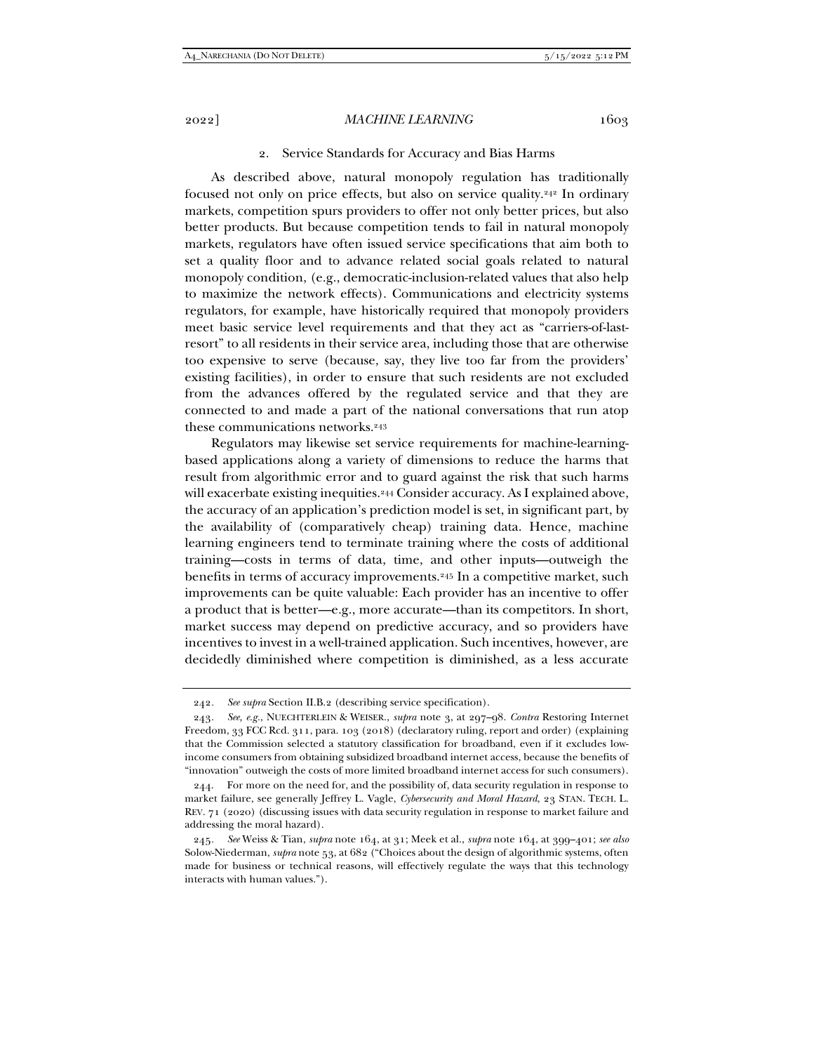### 2. Service Standards for Accuracy and Bias Harms

As described above, natural monopoly regulation has traditionally focused not only on price effects, but also on service quality.[242] In ordinary markets, competition spurs providers to offer not only better prices, but also better products. But because competition tends to fail in natural monopoly markets, regulators have often issued service specifications that aim both to set a quality floor and to advance related social goals related to natural monopoly condition, (e.g., democratic-inclusion-related values that also help to maximize the network effects). Communications and electricity systems regulators, for example, have historically required that monopoly providers meet basic service level requirements and that they act as "carriers-of-last-resort" to all residents in their service area, including those that are otherwise too expensive to serve (because, say, they live too far from the providers' existing facilities), in order to ensure that such residents are not excluded from the advances offered by the regulated service and that they are connected to and made a part of the national conversations that run atop these communications networks.[243]

Regulators may likewise set service requirements for machine-learning-based applications along a variety of dimensions to reduce the harms that result from algorithmic error and to guard against the risk that such harms will exacerbate existing inequities.[244] Consider accuracy. As I explained above, the accuracy of an application's prediction model is set, in significant part, by the availability of (comparatively cheap) training data. Hence, machine learning engineers tend to terminate training where the costs of additional training—costs in terms of data, time, and other inputs—outweigh the benefits in terms of accuracy improvements.[245] In a competitive market, such improvements can be quite valuable: Each provider has an incentive to offer a product that is better—e.g., more accurate—than its competitors. In short, market success may depend on predictive accuracy, and so providers have incentives to invest in a well-trained application. Such incentives, however, are decidedly diminished where competition is diminished, as a less accurate

---

242. *See supra* Section II.B.2 (describing service specification).

243. *See, e.g.*, NUECHTERLEIN & WEISER., *supra* note 3, at 297–98. *Contra* Restoring Internet Freedom, 33 FCC Rcd. 311, para. 103 (2018) (declaratory ruling, report and order) (explaining that the Commission selected a statutory classification for broadband, even if it excludes low-income consumers from obtaining subsidized broadband internet access, because the benefits of "innovation" outweigh the costs of more limited broadband internet access for such consumers).

244. For more on the need for, and the possibility of, data security regulation in response to market failure, see generally Jeffrey L. Vagle, *Cybersecurity and Moral Hazard*, 23 STAN. TECH. L. REV. 71 (2020) (discussing issues with data security regulation in response to market failure and addressing the moral hazard).

245. *See* Weiss & Tian, *supra* note 164, at 31; Meek et al., *supra* note 164, at 399–401; *see also* Solow-Niederman, *supra* note 53, at 682 ("Choices about the design of algorithmic systems, often made for business or technical reasons, will effectively regulate the ways that this technology interacts with human values.").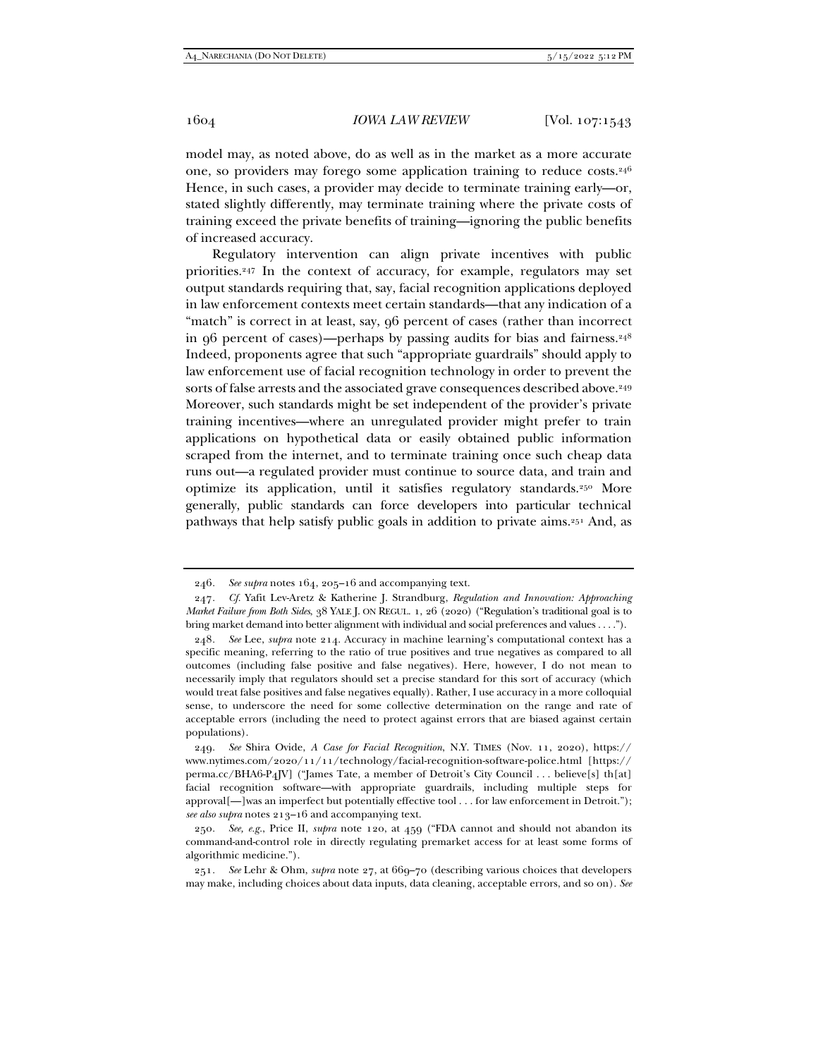model may, as noted above, do as well as in the market as a more accurate one, so providers may forego some application training to reduce costs.[246] Hence, in such cases, a provider may decide to terminate training early—or, stated slightly differently, may terminate training where the private costs of training exceed the private benefits of training—ignoring the public benefits of increased accuracy.

Regulatory intervention can align private incentives with public priorities.[247] In the context of accuracy, for example, regulators may set output standards requiring that, say, facial recognition applications deployed in law enforcement contexts meet certain standards—that any indication of a "match" is correct in at least, say, 96 percent of cases (rather than incorrect in 96 percent of cases)—perhaps by passing audits for bias and fairness.[248] Indeed, proponents agree that such "appropriate guardrails" should apply to law enforcement use of facial recognition technology in order to prevent the sorts of false arrests and the associated grave consequences described above.[249] Moreover, such standards might be set independent of the provider's private training incentives—where an unregulated provider might prefer to train applications on hypothetical data or easily obtained public information scraped from the internet, and to terminate training once such cheap data runs out—a regulated provider must continue to source data, and train and optimize its application, until it satisfies regulatory standards.[250] More generally, public standards can force developers into particular technical pathways that help satisfy public goals in addition to private aims.[251] And, as

---

246. *See supra* notes 164, 205–16 and accompanying text.

247. *Cf.* Yafit Lev-Aretz & Katherine J. Strandburg, *Regulation and Innovation: Approaching Market Failure from Both Sides*, 38 YALE J. ON REGUL. 1, 26 (2020) ("Regulation's traditional goal is to bring market demand into better alignment with individual and social preferences and values . . . .").

248. *See* Lee, *supra* note 214. Accuracy in machine learning's computational context has a specific meaning, referring to the ratio of true positives and true negatives as compared to all outcomes (including false positive and false negatives). Here, however, I do not mean to necessarily imply that regulators should set a precise standard for this sort of accuracy (which would treat false positives and false negatives equally). Rather, I use accuracy in a more colloquial sense, to underscore the need for some collective determination on the range and rate of acceptable errors (including the need to protect against errors that are biased against certain populations).

249. *See* Shira Ovide, *A Case for Facial Recognition*, N.Y. TIMES (Nov. 11, 2020), https://www.nytimes.com/2020/11/11/technology/facial-recognition-software-police.html [https://perma.cc/BHA6-P4JV] ("James Tate, a member of Detroit's City Council . . . believe[s] th[at] facial recognition software—with appropriate guardrails, including multiple steps for approval[—]was an imperfect but potentially effective tool . . . for law enforcement in Detroit."); *see also supra* notes 213–16 and accompanying text.

250. *See, e.g.*, Price II, *supra* note 120, at 459 ("FDA cannot and should not abandon its command-and-control role in directly regulating premarket access for at least some forms of algorithmic medicine.").

251. *See* Lehr & Ohm, *supra* note 27, at 669–70 (describing various choices that developers may make, including choices about data inputs, data cleaning, acceptable errors, and so on). *See*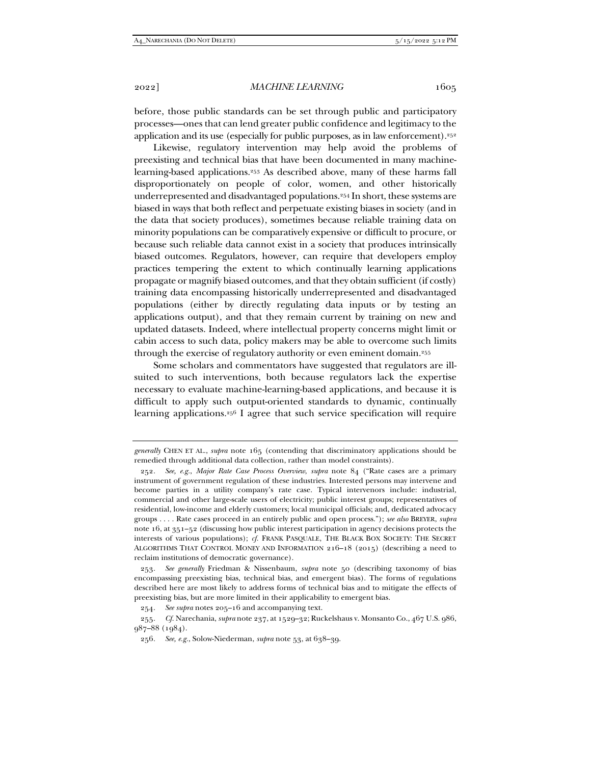before, those public standards can be set through public and participatory processes—ones that can lend greater public confidence and legitimacy to the application and its use (especially for public purposes, as in law enforcement).[252]

Likewise, regulatory intervention may help avoid the problems of preexisting and technical bias that have been documented in many machine-learning-based applications.[253] As described above, many of these harms fall disproportionately on people of color, women, and other historically underrepresented and disadvantaged populations.[254] In short, these systems are biased in ways that both reflect and perpetuate existing biases in society (and in the data that society produces), sometimes because reliable training data on minority populations can be comparatively expensive or difficult to procure, or because such reliable data cannot exist in a society that produces intrinsically biased outcomes. Regulators, however, can require that developers employ practices tempering the extent to which continually learning applications propagate or magnify biased outcomes, and that they obtain sufficient (if costly) training data encompassing historically underrepresented and disadvantaged populations (either by directly regulating data inputs or by testing an applications output), and that they remain current by training on new and updated datasets. Indeed, where intellectual property concerns might limit or cabin access to such data, policy makers may be able to overcome such limits through the exercise of regulatory authority or even eminent domain.[255]

Some scholars and commentators have suggested that regulators are ill-suited to such interventions, both because regulators lack the expertise necessary to evaluate machine-learning-based applications, and because it is difficult to apply such output-oriented standards to dynamic, continually learning applications.[256] I agree that such service specification will require

---

*generally* CHEN ET AL., *supra* note 165 (contending that discriminatory applications should be remedied through additional data collection, rather than model constraints).

252. *See, e.g.*, *Major Rate Case Process Overview*, *supra* note 84 ("Rate cases are a primary instrument of government regulation of these industries. Interested persons may intervene and become parties in a utility company's rate case. Typical intervenors include: industrial, commercial and other large-scale users of electricity; public interest groups; representatives of residential, low-income and elderly customers; local municipal officials; and, dedicated advocacy groups . . . . Rate cases proceed in an entirely public and open process."); *see also* BREYER, *supra* note 16, at 351–52 (discussing how public interest participation in agency decisions protects the interests of various populations); *cf.* FRANK PASQUALE, THE BLACK BOX SOCIETY: THE SECRET ALGORITHMS THAT CONTROL MONEY AND INFORMATION 216–18 (2015) (describing a need to reclaim institutions of democratic governance).

253. *See generally* Friedman & Nissenbaum, *supra* note 50 (describing taxonomy of bias encompassing preexisting bias, technical bias, and emergent bias). The forms of regulations described here are most likely to address forms of technical bias and to mitigate the effects of preexisting bias, but are more limited in their applicability to emergent bias.

254. *See supra* notes 205–16 and accompanying text.

255. *Cf.* Narechania, *supra* note 237, at 1529–32; Ruckelshaus v. Monsanto Co., 467 U.S. 986, 987–88 (1984).

256. *See, e.g.*, Solow-Niederman, *supra* note 53, at 638–39.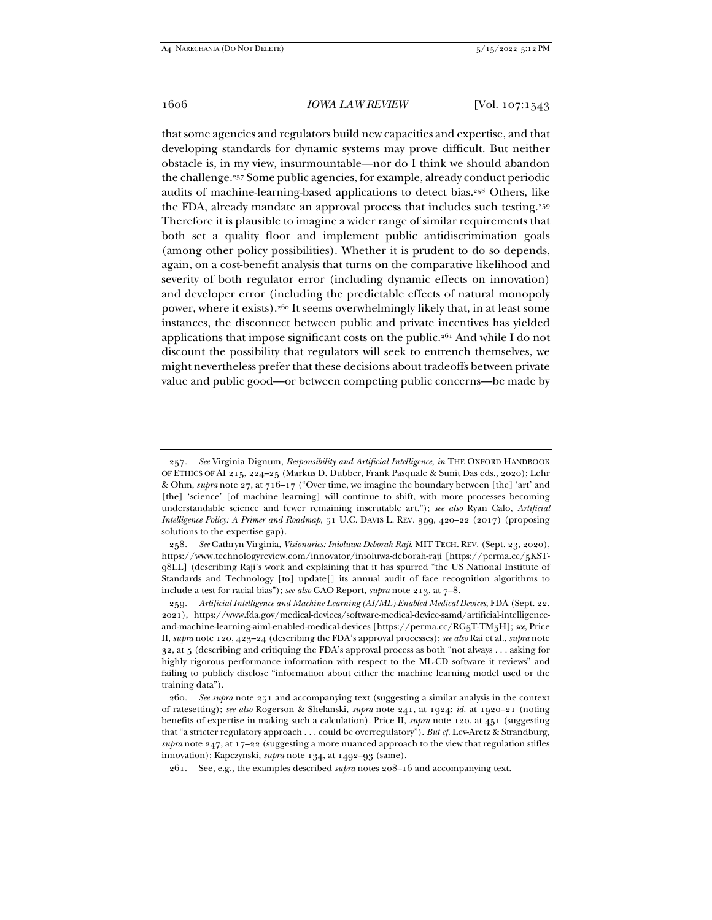that some agencies and regulators build new capacities and expertise, and that developing standards for dynamic systems may prove difficult. But neither obstacle is, in my view, insurmountable—nor do I think we should abandon the challenge.[257] Some public agencies, for example, already conduct periodic audits of machine-learning-based applications to detect bias.[258] Others, like the FDA, already mandate an approval process that includes such testing.[259] Therefore it is plausible to imagine a wider range of similar requirements that both set a quality floor and implement public antidiscrimination goals (among other policy possibilities). Whether it is prudent to do so depends, again, on a cost-benefit analysis that turns on the comparative likelihood and severity of both regulator error (including dynamic effects on innovation) and developer error (including the predictable effects of natural monopoly power, where it exists).[260] It seems overwhelmingly likely that, in at least some instances, the disconnect between public and private incentives has yielded applications that impose significant costs on the public.[261] And while I do not discount the possibility that regulators will seek to entrench themselves, we might nevertheless prefer that these decisions about tradeoffs between private value and public good—or between competing public concerns—be made by

---

257. *See* Virginia Dignum, *Responsibility and Artificial Intelligence*, *in* THE OXFORD HANDBOOK OF ETHICS OF AI 215, 224–25 (Markus D. Dubber, Frank Pasquale & Sunit Das eds., 2020); Lehr & Ohm, *supra* note 27, at 716–17 ("Over time, we imagine the boundary between [the] 'art' and [the] 'science' [of machine learning] will continue to shift, with more processes becoming understandable science and fewer remaining inscrutable art."); *see also* Ryan Calo, *Artificial Intelligence Policy: A Primer and Roadmap*, 51 U.C. DAVIS L. REV. 399, 420–22 (2017) (proposing solutions to the expertise gap).

258. *See* Cathryn Virginia, *Visionaries: Inioluwa Deborah Raji*, MIT TECH. REV. (Sept. 23, 2020), https://www.technologyreview.com/innovator/inioluwa-deborah-raji [https://perma.cc/5KST-98LL] (describing Raji's work and explaining that it has spurred "the US National Institute of Standards and Technology [to] update[] its annual audit of face recognition algorithms to include a test for racial bias"); *see also* GAO Report, *supra* note 213, at 7–8.

259. *Artificial Intelligence and Machine Learning (AI/ML)-Enabled Medical Devices*, FDA (Sept. 22, 2021), https://www.fda.gov/medical-devices/software-medical-device-samd/artificial-intelligence-and-machine-learning-aiml-enabled-medical-devices [https://perma.cc/RG5T-TM5H]; *see*, Price II, *supra* note 120, 423–24 (describing the FDA's approval processes); *see also* Rai et al., *supra* note 32, at 5 (describing and critiquing the FDA's approval process as both "not always . . . asking for highly rigorous performance information with respect to the ML-CD software it reviews" and failing to publicly disclose "information about either the machine learning model used or the training data").

260. *See supra* note 251 and accompanying text (suggesting a similar analysis in the context of ratesetting); *see also* Rogerson & Shelanski, *supra* note 241, at 1924; *id.* at 1920–21 (noting benefits of expertise in making such a calculation). Price II, *supra* note 120, at 451 (suggesting that "a stricter regulatory approach . . . could be overregulatory"). *But cf.* Lev-Aretz & Strandburg, *supra* note 247, at 17–22 (suggesting a more nuanced approach to the view that regulation stifles innovation); Kapczynski, *supra* note 134, at 1492–93 (same).

261. See, e.g., the examples described *supra* notes 208–16 and accompanying text.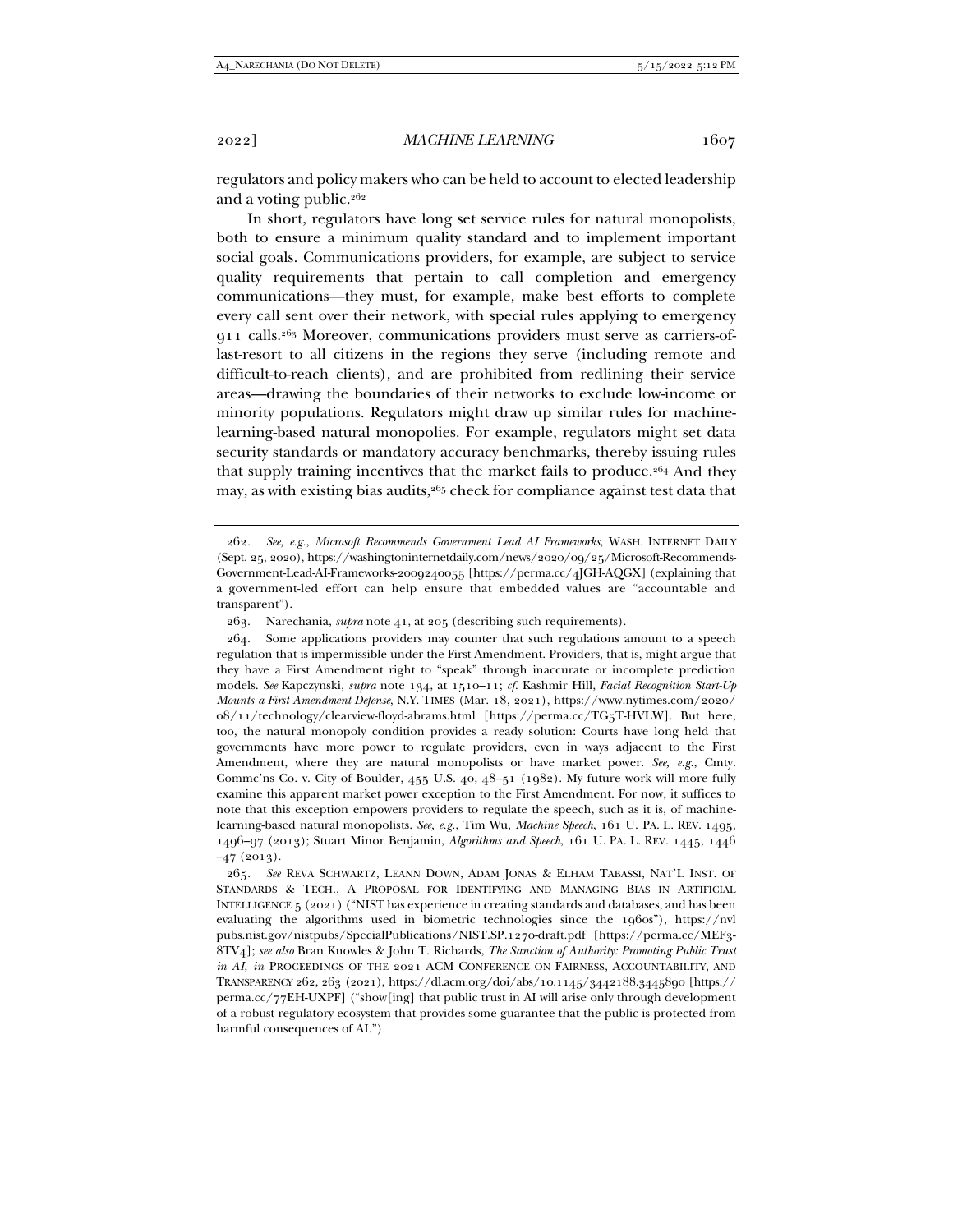regulators and policy makers who can be held to account to elected leadership and a voting public.[262]

In short, regulators have long set service rules for natural monopolists, both to ensure a minimum quality standard and to implement important social goals. Communications providers, for example, are subject to service quality requirements that pertain to call completion and emergency communications—they must, for example, make best efforts to complete every call sent over their network, with special rules applying to emergency 911 calls.[263] Moreover, communications providers must serve as carriers-of-last-resort to all citizens in the regions they serve (including remote and difficult-to-reach clients), and are prohibited from redlining their service areas—drawing the boundaries of their networks to exclude low-income or minority populations. Regulators might draw up similar rules for machine-learning-based natural monopolies. For example, regulators might set data security standards or mandatory accuracy benchmarks, thereby issuing rules that supply training incentives that the market fails to produce.[264] And they may, as with existing bias audits,[265] check for compliance against test data that

---

262. *See, e.g.*, *Microsoft Recommends Government Lead AI Frameworks*, WASH. INTERNET DAILY (Sept. 25, 2020), https://washingtoninternetdaily.com/news/2020/09/25/Microsoft-Recommends-Government-Lead-AI-Frameworks-2009240055 [https://perma.cc/4JGH-AQGX] (explaining that a government-led effort can help ensure that embedded values are "accountable and transparent").

263. Narechania, *supra* note 41, at 205 (describing such requirements).

264. Some applications providers may counter that such regulations amount to a speech regulation that is impermissible under the First Amendment. Providers, that is, might argue that they have a First Amendment right to "speak" through inaccurate or incomplete prediction models. *See* Kapczynski, *supra* note 134, at 1510–11; *cf.* Kashmir Hill, *Facial Recognition Start-Up Mounts a First Amendment Defense*, N.Y. TIMES (Mar. 18, 2021), https://www.nytimes.com/2020/08/11/technology/clearview-floyd-abrams.html [https://perma.cc/TG5T-HVLW]. But here, too, the natural monopoly condition provides a ready solution: Courts have long held that governments have more power to regulate providers, even in ways adjacent to the First Amendment, where they are natural monopolists or have market power. *See, e.g.*, Cmty. Commc'ns Co. v. City of Boulder, 455 U.S. 40, 48–51 (1982). My future work will more fully examine this apparent market power exception to the First Amendment. For now, it suffices to note that this exception empowers providers to regulate the speech, such as it is, of machine-learning-based natural monopolists. *See, e.g.*, Tim Wu, *Machine Speech*, 161 U. PA. L. REV. 1495, 1496–97 (2013); Stuart Minor Benjamin, *Algorithms and Speech*, 161 U. PA. L. REV. 1445, 1446–47 (2013).

265. *See* REVA SCHWARTZ, LEANN DOWN, ADAM JONAS & ELHAM TABASSI, NAT'L INST. OF STANDARDS & TECH., A PROPOSAL FOR IDENTIFYING AND MANAGING BIAS IN ARTIFICIAL INTELLIGENCE 5 (2021) ("NIST has experience in creating standards and databases, and has been evaluating the algorithms used in biometric technologies since the 1960s"), https://nvlpubs.nist.gov/nistpubs/SpecialPublications/NIST.SP.1270-draft.pdf [https://perma.cc/MEF3-8TV4]; *see also* Bran Knowles & John T. Richards, *The Sanction of Authority: Promoting Public Trust in AI*, *in* PROCEEDINGS OF THE 2021 ACM CONFERENCE ON FAIRNESS, ACCOUNTABILITY, AND TRANSPARENCY 262, 263 (2021), https://dl.acm.org/doi/abs/10.1145/3442188.3445890 [https://perma.cc/77EH-UXPF] ("show[ing] that public trust in AI will arise only through development of a robust regulatory ecosystem that provides some guarantee that the public is protected from harmful consequences of AI.").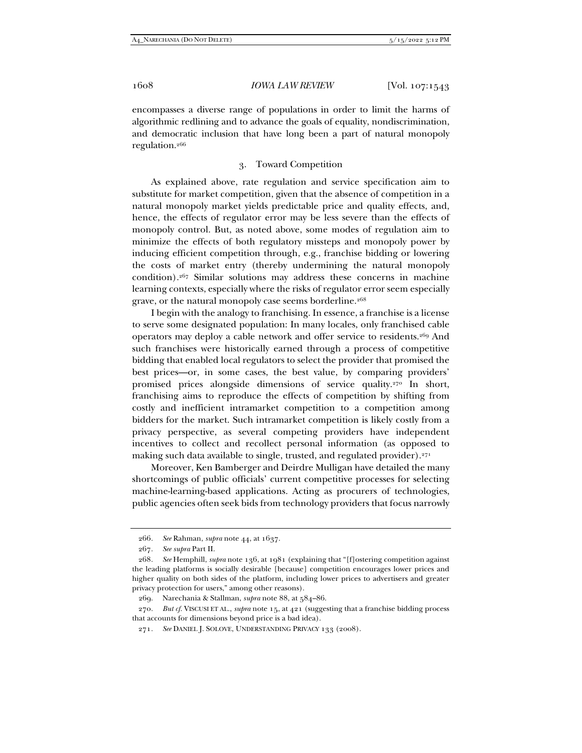encompasses a diverse range of populations in order to limit the harms of algorithmic redlining and to advance the goals of equality, nondiscrimination, and democratic inclusion that have long been a part of natural monopoly regulation.[266]

### 3. Toward Competition

As explained above, rate regulation and service specification aim to substitute for market competition, given that the absence of competition in a natural monopoly market yields predictable price and quality effects, and, hence, the effects of regulator error may be less severe than the effects of monopoly control. But, as noted above, some modes of regulation aim to minimize the effects of both regulatory missteps and monopoly power by inducing efficient competition through, e.g., franchise bidding or lowering the costs of market entry (thereby undermining the natural monopoly condition).[267] Similar solutions may address these concerns in machine learning contexts, especially where the risks of regulator error seem especially grave, or the natural monopoly case seems borderline.[268]

I begin with the analogy to franchising. In essence, a franchise is a license to serve some designated population: In many locales, only franchised cable operators may deploy a cable network and offer service to residents.[269] And such franchises were historically earned through a process of competitive bidding that enabled local regulators to select the provider that promised the best prices—or, in some cases, the best value, by comparing providers' promised prices alongside dimensions of service quality.[270] In short, franchising aims to reproduce the effects of competition by shifting from costly and inefficient intramarket competition to a competition among bidders for the market. Such intramarket competition is likely costly from a privacy perspective, as several competing providers have independent incentives to collect and recollect personal information (as opposed to making such data available to single, trusted, and regulated provider).[271]

Moreover, Ken Bamberger and Deirdre Mulligan have detailed the many shortcomings of public officials' current competitive processes for selecting machine-learning-based applications. Acting as procurers of technologies, public agencies often seek bids from technology providers that focus narrowly

---

266. *See* Rahman, *supra* note 44, at 1637.

267. *See supra* Part II.

268. *See* Hemphill, *supra* note 136, at 1981 (explaining that "[f]ostering competition against the leading platforms is socially desirable [because] competition encourages lower prices and higher quality on both sides of the platform, including lower prices to advertisers and greater privacy protection for users," among other reasons).

269. Narechania & Stallman, *supra* note 88, at 584–86.

270. *But cf.* VISCUSI ET AL., *supra* note 15, at 421 (suggesting that a franchise bidding process that accounts for dimensions beyond price is a bad idea).

271. *See* DANIEL J. SOLOVE, UNDERSTANDING PRIVACY 133 (2008).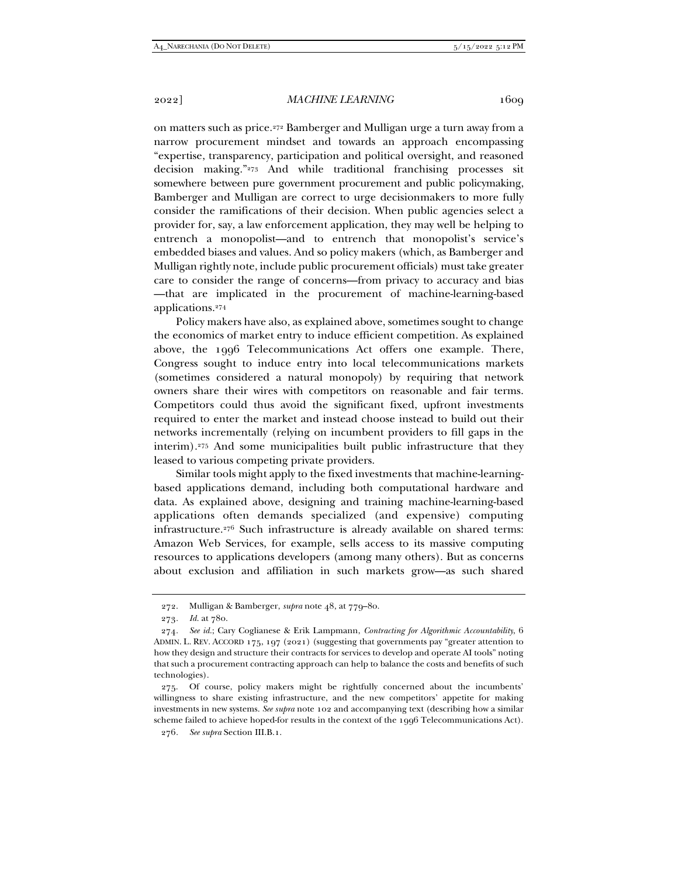on matters such as price.[272] Bamberger and Mulligan urge a turn away from a narrow procurement mindset and towards an approach encompassing "expertise, transparency, participation and political oversight, and reasoned decision making."[273] And while traditional franchising processes sit somewhere between pure government procurement and public policymaking, Bamberger and Mulligan are correct to urge decisionmakers to more fully consider the ramifications of their decision. When public agencies select a provider for, say, a law enforcement application, they may well be helping to entrench a monopolist—and to entrench that monopolist's service's embedded biases and values. And so policy makers (which, as Bamberger and Mulligan rightly note, include public procurement officials) must take greater care to consider the range of concerns—from privacy to accuracy and bias—that are implicated in the procurement of machine-learning-based applications.[274]

Policy makers have also, as explained above, sometimes sought to change the economics of market entry to induce efficient competition. As explained above, the 1996 Telecommunications Act offers one example. There, Congress sought to induce entry into local telecommunications markets (sometimes considered a natural monopoly) by requiring that network owners share their wires with competitors on reasonable and fair terms. Competitors could thus avoid the significant fixed, upfront investments required to enter the market and instead choose instead to build out their networks incrementally (relying on incumbent providers to fill gaps in the interim).[275] And some municipalities built public infrastructure that they leased to various competing private providers.

Similar tools might apply to the fixed investments that machine-learning-based applications demand, including both computational hardware and data. As explained above, designing and training machine-learning-based applications often demands specialized (and expensive) computing infrastructure.[276] Such infrastructure is already available on shared terms: Amazon Web Services, for example, sells access to its massive computing resources to applications developers (among many others). But as concerns about exclusion and affiliation in such markets grow—as such shared

---

272. Mulligan & Bamberger, *supra* note 48, at 779–80.

273. *Id.* at 780.

274. *See id.*; Cary Coglianese & Erik Lampmann, *Contracting for Algorithmic Accountability*, 6 ADMIN. L. REV. ACCORD 175, 197 (2021) (suggesting that governments pay "greater attention to how they design and structure their contracts for services to develop and operate AI tools" noting that such a procurement contracting approach can help to balance the costs and benefits of such technologies).

275. Of course, policy makers might be rightfully concerned about the incumbents' willingness to share existing infrastructure, and the new competitors' appetite for making investments in new systems. *See supra* note 102 and accompanying text (describing how a similar scheme failed to achieve hoped-for results in the context of the 1996 Telecommunications Act).

276. *See supra* Section III.B.1.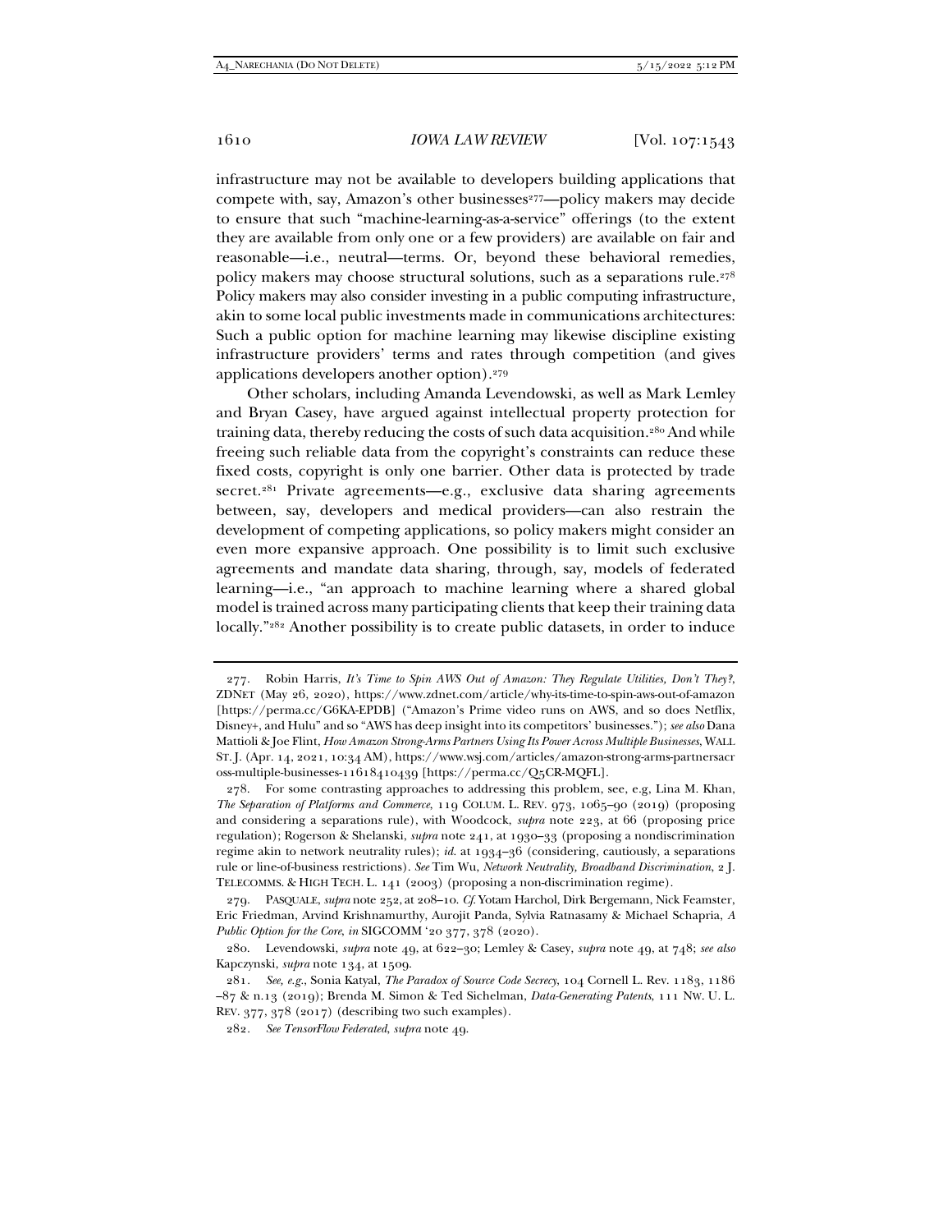infrastructure may not be available to developers building applications that compete with, say, Amazon's other businesses[277]—policy makers may decide to ensure that such "machine-learning-as-a-service" offerings (to the extent they are available from only one or a few providers) are available on fair and reasonable—i.e., neutral—terms. Or, beyond these behavioral remedies, policy makers may choose structural solutions, such as a separations rule.[278] Policy makers may also consider investing in a public computing infrastructure, akin to some local public investments made in communications architectures: Such a public option for machine learning may likewise discipline existing infrastructure providers' terms and rates through competition (and gives applications developers another option).[279]

Other scholars, including Amanda Levendowski, as well as Mark Lemley and Bryan Casey, have argued against intellectual property protection for training data, thereby reducing the costs of such data acquisition.[280] And while freeing such reliable data from the copyright's constraints can reduce these fixed costs, copyright is only one barrier. Other data is protected by trade secret.[281] Private agreements—e.g., exclusive data sharing agreements between, say, developers and medical providers—can also restrain the development of competing applications, so policy makers might consider an even more expansive approach. One possibility is to limit such exclusive agreements and mandate data sharing, through, say, models of federated learning—i.e., "an approach to machine learning where a shared global model is trained across many participating clients that keep their training data locally."[282] Another possibility is to create public datasets, in order to induce

---

277. Robin Harris, *It's Time to Spin AWS Out of Amazon: They Regulate Utilities, Don't They?*, ZDNET (May 26, 2020), https://www.zdnet.com/article/why-its-time-to-spin-aws-out-of-amazon [https://perma.cc/G6KA-EPDB] ("Amazon's Prime video runs on AWS, and so does Netflix, Disney+, and Hulu" and so "AWS has deep insight into its competitors' businesses."); *see also* Dana Mattioli & Joe Flint, *How Amazon Strong-Arms Partners Using Its Power Across Multiple Businesses*, WALL ST. J. (Apr. 14, 2021, 10:34 AM), https://www.wsj.com/articles/amazon-strong-arms-partnersacross-multiple-businesses-11618410439 [https://perma.cc/Q5CR-MQFL].

278. For some contrasting approaches to addressing this problem, see, e.g, Lina M. Khan, *The Separation of Platforms and Commerce*, 119 COLUM. L. REV. 973, 1065–90 (2019) (proposing and considering a separations rule), with Woodcock, *supra* note 223, at 66 (proposing price regulation); Rogerson & Shelanski, *supra* note 241, at 1930–33 (proposing a nondiscrimination regime akin to network neutrality rules); *id.* at 1934–36 (considering, cautiously, a separations rule or line-of-business restrictions). *See* Tim Wu, *Network Neutrality, Broadband Discrimination*, 2 J. TELECOMMS. & HIGH TECH. L. 141 (2003) (proposing a non-discrimination regime).

279. PASQUALE, *supra* note 252, at 208–10. *Cf.* Yotam Harchol, Dirk Bergemann, Nick Feamster, Eric Friedman, Arvind Krishnamurthy, Aurojit Panda, Sylvia Ratnasamy & Michael Schapria, *A Public Option for the Core*, *in* SIGCOMM '20 377, 378 (2020).

280. Levendowski, *supra* note 49, at 622–30; Lemley & Casey, *supra* note 49, at 748; *see also* Kapczynski, *supra* note 134, at 1509.

281. *See, e.g.*, Sonia Katyal, *The Paradox of Source Code Secrecy*, 104 Cornell L. Rev. 1183, 1186–87 & n.13 (2019); Brenda M. Simon & Ted Sichelman, *Data-Generating Patents*, 111 NW. U. L. REV. 377, 378 (2017) (describing two such examples).

282. *See TensorFlow Federated*, *supra* note 49.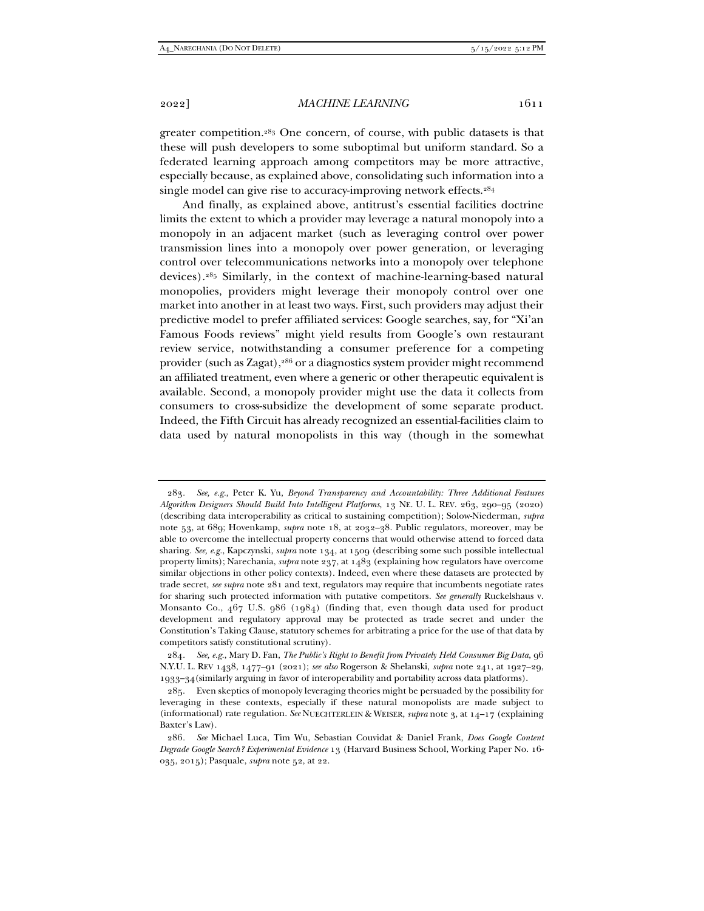greater competition.[283] One concern, of course, with public datasets is that these will push developers to some suboptimal but uniform standard. So a federated learning approach among competitors may be more attractive, especially because, as explained above, consolidating such information into a single model can give rise to accuracy-improving network effects.[284]

And finally, as explained above, antitrust's essential facilities doctrine limits the extent to which a provider may leverage a natural monopoly into a monopoly in an adjacent market (such as leveraging control over power transmission lines into a monopoly over power generation, or leveraging control over telecommunications networks into a monopoly over telephone devices).[285] Similarly, in the context of machine-learning-based natural monopolies, providers might leverage their monopoly control over one market into another in at least two ways. First, such providers may adjust their predictive model to prefer affiliated services: Google searches, say, for "Xi'an Famous Foods reviews" might yield results from Google's own restaurant review service, notwithstanding a consumer preference for a competing provider (such as Zagat),[286] or a diagnostics system provider might recommend an affiliated treatment, even where a generic or other therapeutic equivalent is available. Second, a monopoly provider might use the data it collects from consumers to cross-subsidize the development of some separate product. Indeed, the Fifth Circuit has already recognized an essential-facilities claim to data used by natural monopolists in this way (though in the somewhat

---

283. *See, e.g.*, Peter K. Yu, *Beyond Transparency and Accountability: Three Additional Features Algorithm Designers Should Build Into Intelligent Platforms*, 13 NE. U. L. REV. 263, 290–95 (2020) (describing data interoperability as critical to sustaining competition); Solow-Niederman, *supra* note 53, at 689; Hovenkamp, *supra* note 18, at 2032–38. Public regulators, moreover, may be able to overcome the intellectual property concerns that would otherwise attend to forced data sharing. *See, e.g.*, Kapczynski, *supra* note 134, at 1509 (describing some such possible intellectual property limits); Narechania, *supra* note 237, at 1483 (explaining how regulators have overcome similar objections in other policy contexts). Indeed, even where these datasets are protected by trade secret, *see supra* note 281 and text, regulators may require that incumbents negotiate rates for sharing such protected information with putative competitors. *See generally* Ruckelshaus v. Monsanto Co., 467 U.S. 986 (1984) (finding that, even though data used for product development and regulatory approval may be protected as trade secret and under the Constitution's Taking Clause, statutory schemes for arbitrating a price for the use of that data by competitors satisfy constitutional scrutiny).

284. *See, e.g.*, Mary D. Fan, *The Public's Right to Benefit from Privately Held Consumer Big Data*, 96 N.Y.U. L. REV 1438, 1477–91 (2021); *see also* Rogerson & Shelanski, *supra* note 241, at 1927–29, 1933–34 (similarly arguing in favor of interoperability and portability across data platforms).

285. Even skeptics of monopoly leveraging theories might be persuaded by the possibility for leveraging in these contexts, especially if these natural monopolists are made subject to (informational) rate regulation. *See* NUECHTERLEIN & WEISER, *supra* note 3, at 14–17 (explaining Baxter's Law).

286. *See* Michael Luca, Tim Wu, Sebastian Couvidat & Daniel Frank, *Does Google Content Degrade Google Search? Experimental Evidence* 13 (Harvard Business School, Working Paper No. 16-035, 2015); Pasquale, *supra* note 52, at 22.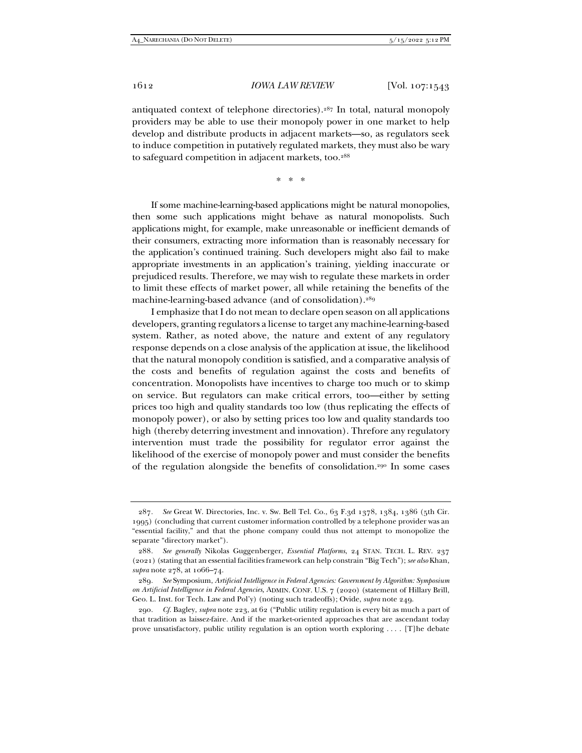antiquated context of telephone directories).[287] In total, natural monopoly providers may be able to use their monopoly power in one market to help develop and distribute products in adjacent markets—so, as regulators seek to induce competition in putatively regulated markets, they must also be wary to safeguard competition in adjacent markets, too.[288]

\* \* \*

If some machine-learning-based applications might be natural monopolies, then some such applications might behave as natural monopolists. Such applications might, for example, make unreasonable or inefficient demands of their consumers, extracting more information than is reasonably necessary for the application's continued training. Such developers might also fail to make appropriate investments in an application's training, yielding inaccurate or prejudiced results. Therefore, we may wish to regulate these markets in order to limit these effects of market power, all while retaining the benefits of the machine-learning-based advance (and of consolidation).[289]

I emphasize that I do not mean to declare open season on all applications developers, granting regulators a license to target any machine-learning-based system. Rather, as noted above, the nature and extent of any regulatory response depends on a close analysis of the application at issue, the likelihood that the natural monopoly condition is satisfied, and a comparative analysis of the costs and benefits of regulation against the costs and benefits of concentration. Monopolists have incentives to charge too much or to skimp on service. But regulators can make critical errors, too—either by setting prices too high and quality standards too low (thus replicating the effects of monopoly power), or also by setting prices too low and quality standards too high (thereby deterring investment and innovation). Threfore any regulatory intervention must trade the possibility for regulator error against the likelihood of the exercise of monopoly power and must consider the benefits of the regulation alongside the benefits of consolidation.[290] In some cases

---

287. *See* Great W. Directories, Inc. v. Sw. Bell Tel. Co., 63 F.3d 1378, 1384, 1386 (5th Cir. 1995) (concluding that current customer information controlled by a telephone provider was an "essential facility," and that the phone company could thus not attempt to monopolize the separate "directory market").

288. *See generally* Nikolas Guggenberger, *Essential Platforms*, 24 STAN. TECH. L. REV. 237 (2021) (stating that an essential facilities framework can help constrain "Big Tech"); *see also* Khan, *supra* note 278, at 1066–74.

289. *See* Symposium, *Artificial Intelligence in Federal Agencies: Government by Algorithm: Symposium on Artificial Intelligence in Federal Agencies,* ADMIN. CONF. U.S. 7 (2020) (statement of Hillary Brill, Geo. L. Inst. for Tech. Law and Pol'y) (noting such tradeoffs); Ovide, *supra* note 249.

290. *Cf.* Bagley, *supra* note 223, at 62 ("Public utility regulation is every bit as much a part of that tradition as laissez-faire. And if the market-oriented approaches that are ascendant today prove unsatisfactory, public utility regulation is an option worth exploring . . . . [T]he debate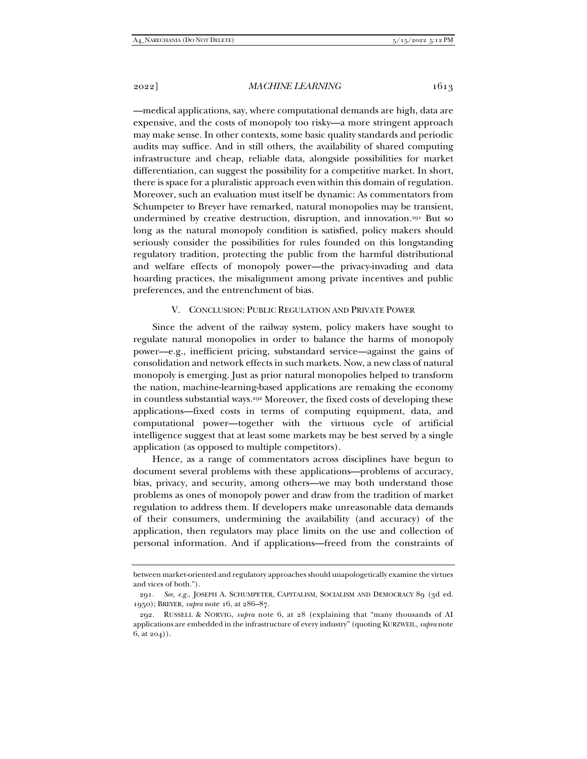—medical applications, say, where computational demands are high, data are expensive, and the costs of monopoly too risky—a more stringent approach may make sense. In other contexts, some basic quality standards and periodic audits may suffice. And in still others, the availability of shared computing infrastructure and cheap, reliable data, alongside possibilities for market differentiation, can suggest the possibility for a competitive market. In short, there is space for a pluralistic approach even within this domain of regulation. Moreover, such an evaluation must itself be dynamic: As commentators from Schumpeter to Breyer have remarked, natural monopolies may be transient, undermined by creative destruction, disruption, and innovation.[291] But so long as the natural monopoly condition is satisfied, policy makers should seriously consider the possibilities for rules founded on this longstanding regulatory tradition, protecting the public from the harmful distributional and welfare effects of monopoly power—the privacy-invading and data hoarding practices, the misalignment among private incentives and public preferences, and the entrenchment of bias.

## V. CONCLUSION: PUBLIC REGULATION AND PRIVATE POWER

Since the advent of the railway system, policy makers have sought to regulate natural monopolies in order to balance the harms of monopoly power—e.g., inefficient pricing, substandard service—against the gains of consolidation and network effects in such markets. Now, a new class of natural monopoly is emerging. Just as prior natural monopolies helped to transform the nation, machine-learning-based applications are remaking the economy in countless substantial ways.[292] Moreover, the fixed costs of developing these applications—fixed costs in terms of computing equipment, data, and computational power—together with the virtuous cycle of artificial intelligence suggest that at least some markets may be best served by a single application (as opposed to multiple competitors).

Hence, as a range of commentators across disciplines have begun to document several problems with these applications—problems of accuracy, bias, privacy, and security, among others—we may both understand those problems as ones of monopoly power and draw from the tradition of market regulation to address them. If developers make unreasonable data demands of their consumers, undermining the availability (and accuracy) of the application, then regulators may place limits on the use and collection of personal information. And if applications—freed from the constraints of

---

between market-oriented and regulatory approaches should unapologetically examine the virtues and vices of both.").

291. *See, e.g.*, JOSEPH A. SCHUMPETER, CAPITALISM, SOCIALISM AND DEMOCRACY 89 (3d ed. 1950); BREYER, *supra* note 16, at 286–87.

292. RUSSELL & NORVIG, *supra* note 6, at 28 (explaining that "many thousands of AI applications are embedded in the infrastructure of every industry" (quoting KURZWEIL, *supra* note 6, at 204)).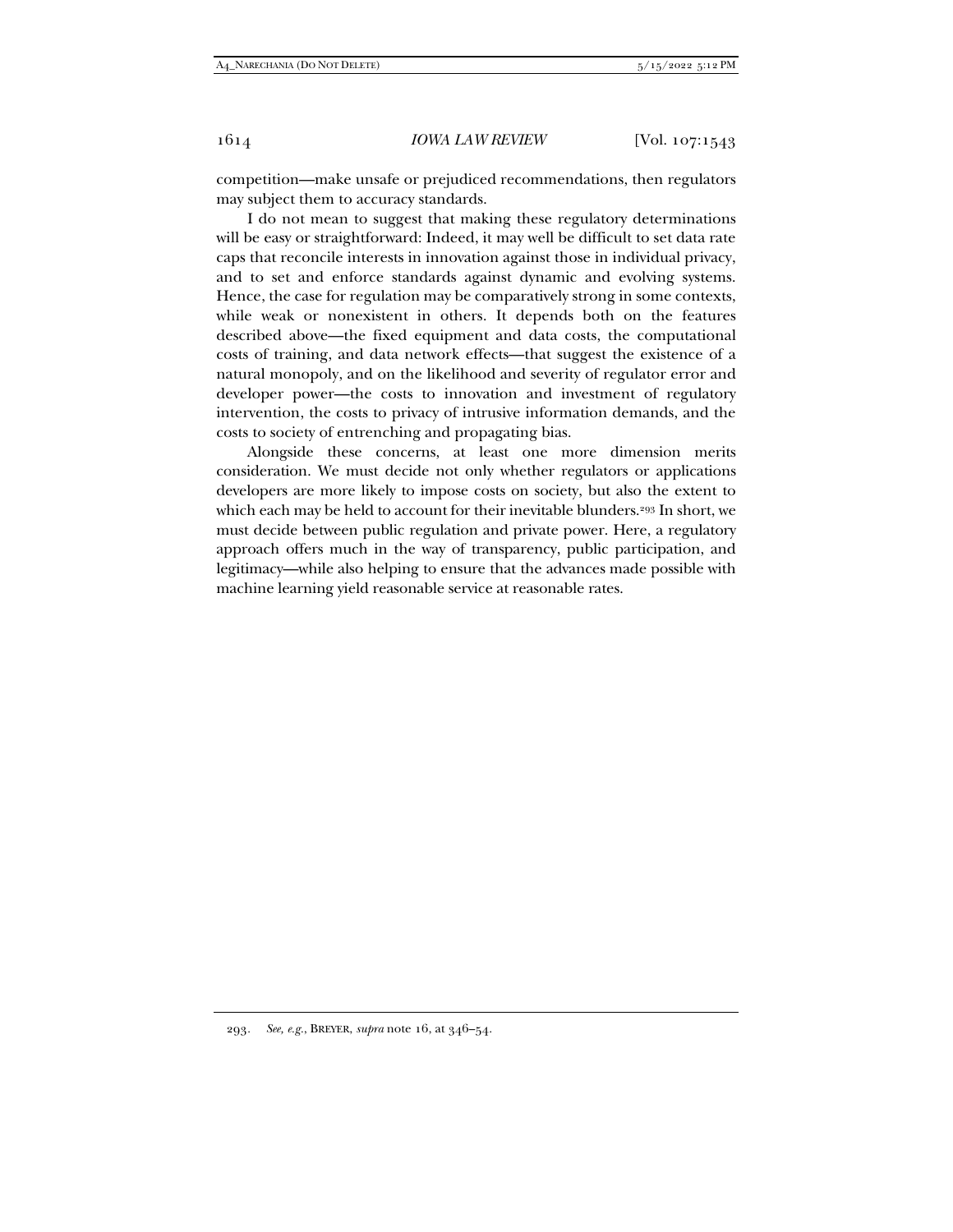competition—make unsafe or prejudiced recommendations, then regulators may subject them to accuracy standards.

I do not mean to suggest that making these regulatory determinations will be easy or straightforward: Indeed, it may well be difficult to set data rate caps that reconcile interests in innovation against those in individual privacy, and to set and enforce standards against dynamic and evolving systems. Hence, the case for regulation may be comparatively strong in some contexts, while weak or nonexistent in others. It depends both on the features described above—the fixed equipment and data costs, the computational costs of training, and data network effects—that suggest the existence of a natural monopoly, and on the likelihood and severity of regulator error and developer power—the costs to innovation and investment of regulatory intervention, the costs to privacy of intrusive information demands, and the costs to society of entrenching and propagating bias.

Alongside these concerns, at least one more dimension merits consideration. We must decide not only whether regulators or applications developers are more likely to impose costs on society, but also the extent to which each may be held to account for their inevitable blunders.[293] In short, we must decide between public regulation and private power. Here, a regulatory approach offers much in the way of transparency, public participation, and legitimacy—while also helping to ensure that the advances made possible with machine learning yield reasonable service at reasonable rates.

---

293. *See, e.g.*, BREYER, *supra* note 16, at 346–54.